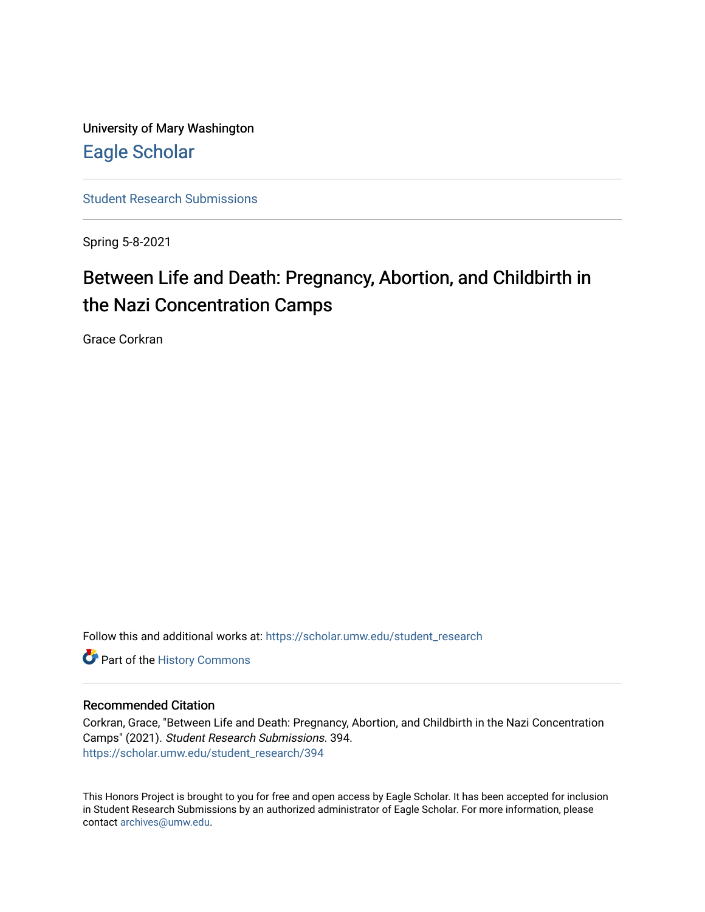University of Mary Washington

Eagle Scholar

Student Research Submissions

Spring 5-8-2021

# Between Life and Death: Pregnancy, Abortion, and Childbirth in the Nazi Concentration Camps

Grace Corkran

Follow this and additional works at: https://scholar.umw.edu/student_research

Part of the History Commons

## Recommended Citation

Corkran, Grace, "Between Life and Death: Pregnancy, Abortion, and Childbirth in the Nazi Concentration Camps" (2021). *Student Research Submissions*. 394.
https://scholar.umw.edu/student_research/394

This Honors Project is brought to you for free and open access by Eagle Scholar. It has been accepted for inclusion in Student Research Submissions by an authorized administrator of Eagle Scholar. For more information, please contact archives@umw.edu.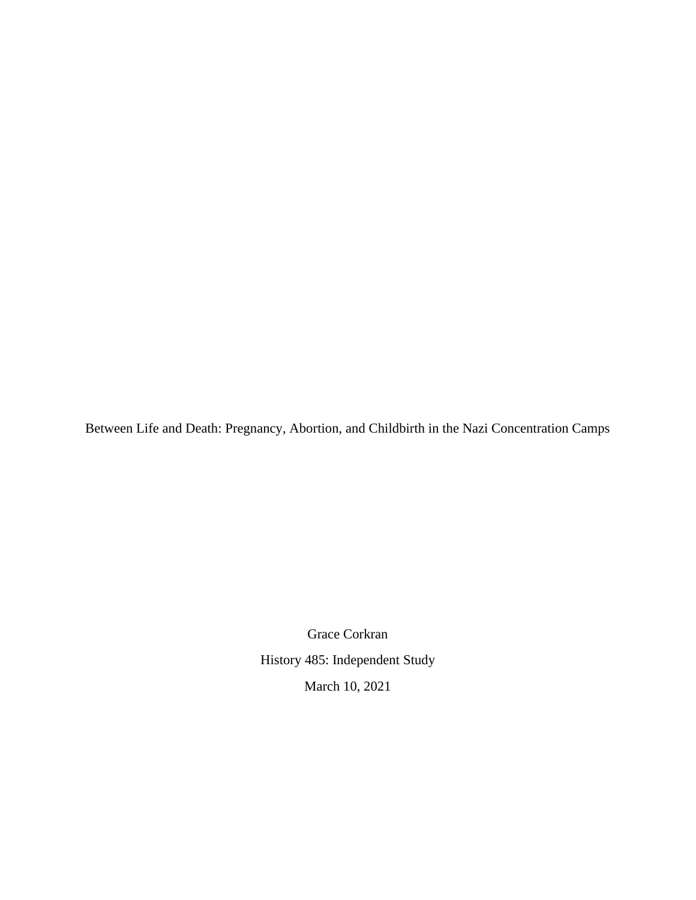# Between Life and Death: Pregnancy, Abortion, and Childbirth in the Nazi Concentration Camps

Grace Corkran

History 485: Independent Study

March 10, 2021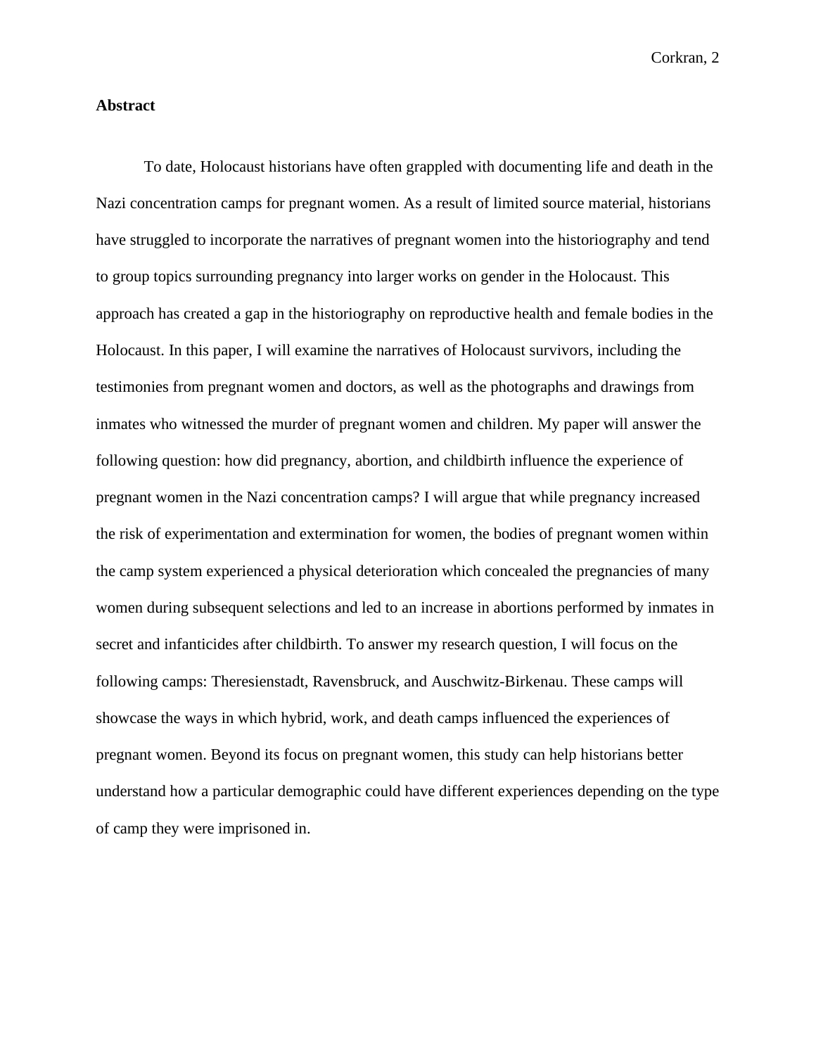**Abstract**

To date, Holocaust historians have often grappled with documenting life and death in the Nazi concentration camps for pregnant women. As a result of limited source material, historians have struggled to incorporate the narratives of pregnant women into the historiography and tend to group topics surrounding pregnancy into larger works on gender in the Holocaust. This approach has created a gap in the historiography on reproductive health and female bodies in the Holocaust. In this paper, I will examine the narratives of Holocaust survivors, including the testimonies from pregnant women and doctors, as well as the photographs and drawings from inmates who witnessed the murder of pregnant women and children. My paper will answer the following question: how did pregnancy, abortion, and childbirth influence the experience of pregnant women in the Nazi concentration camps? I will argue that while pregnancy increased the risk of experimentation and extermination for women, the bodies of pregnant women within the camp system experienced a physical deterioration which concealed the pregnancies of many women during subsequent selections and led to an increase in abortions performed by inmates in secret and infanticides after childbirth. To answer my research question, I will focus on the following camps: Theresienstadt, Ravensbruck, and Auschwitz-Birkenau. These camps will showcase the ways in which hybrid, work, and death camps influenced the experiences of pregnant women. Beyond its focus on pregnant women, this study can help historians better understand how a particular demographic could have different experiences depending on the type of camp they were imprisoned in.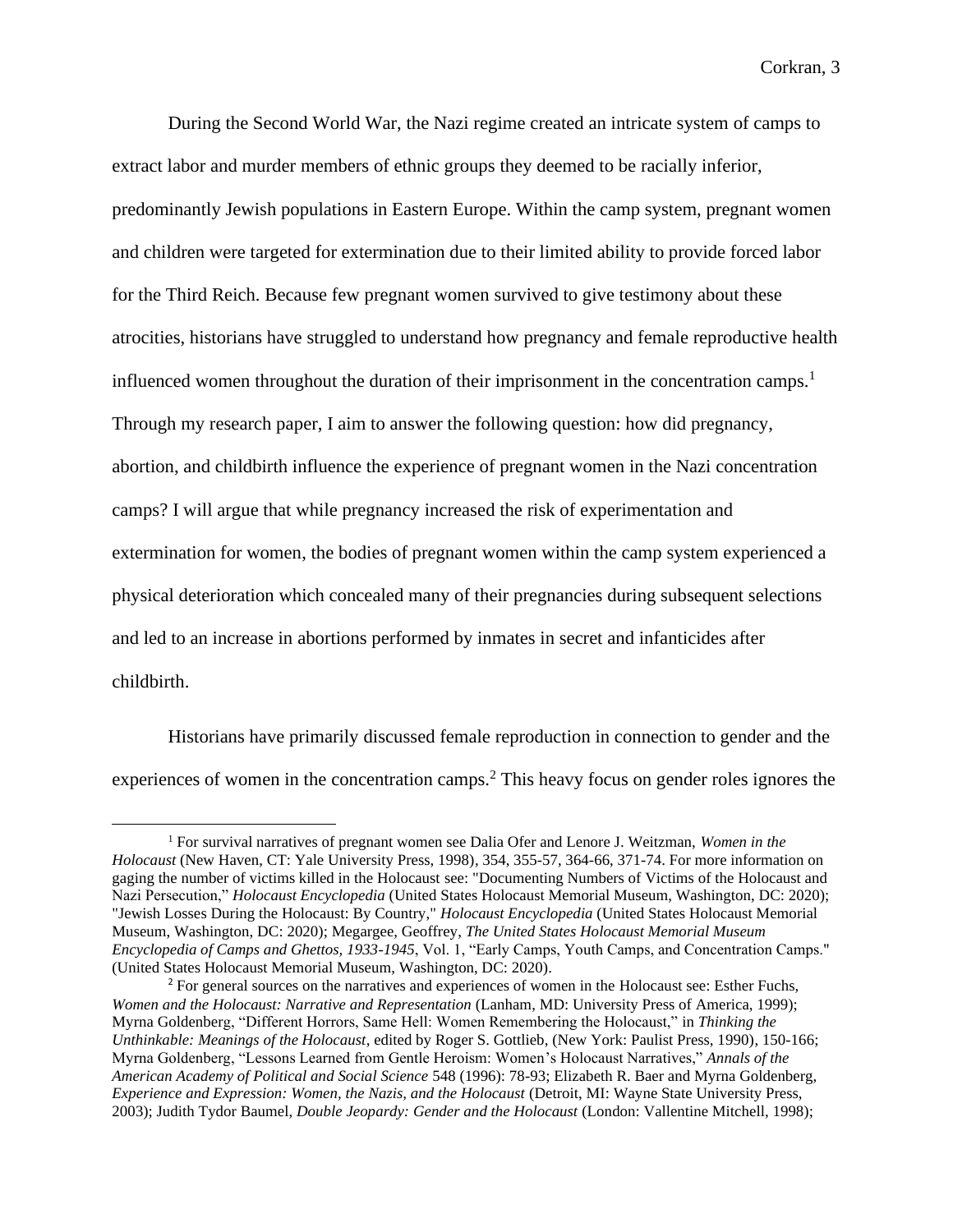During the Second World War, the Nazi regime created an intricate system of camps to extract labor and murder members of ethnic groups they deemed to be racially inferior, predominantly Jewish populations in Eastern Europe. Within the camp system, pregnant women and children were targeted for extermination due to their limited ability to provide forced labor for the Third Reich. Because few pregnant women survived to give testimony about these atrocities, historians have struggled to understand how pregnancy and female reproductive health influenced women throughout the duration of their imprisonment in the concentration camps.[1] Through my research paper, I aim to answer the following question: how did pregnancy, abortion, and childbirth influence the experience of pregnant women in the Nazi concentration camps? I will argue that while pregnancy increased the risk of experimentation and extermination for women, the bodies of pregnant women within the camp system experienced a physical deterioration which concealed many of their pregnancies during subsequent selections and led to an increase in abortions performed by inmates in secret and infanticides after childbirth.

Historians have primarily discussed female reproduction in connection to gender and the experiences of women in the concentration camps.[2] This heavy focus on gender roles ignores the

---

[1] For survival narratives of pregnant women see Dalia Ofer and Lenore J. Weitzman, *Women in the Holocaust* (New Haven, CT: Yale University Press, 1998), 354, 355-57, 364-66, 371-74. For more information on gaging the number of victims killed in the Holocaust see: "Documenting Numbers of Victims of the Holocaust and Nazi Persecution," *Holocaust Encyclopedia* (United States Holocaust Memorial Museum, Washington, DC: 2020); "Jewish Losses During the Holocaust: By Country," *Holocaust Encyclopedia* (United States Holocaust Memorial Museum, Washington, DC: 2020); Megargee, Geoffrey, *The United States Holocaust Memorial Museum Encyclopedia of Camps and Ghettos, 1933-1945*, Vol. 1, "Early Camps, Youth Camps, and Concentration Camps." (United States Holocaust Memorial Museum, Washington, DC: 2020).

[2] For general sources on the narratives and experiences of women in the Holocaust see: Esther Fuchs, *Women and the Holocaust: Narrative and Representation* (Lanham, MD: University Press of America, 1999); Myrna Goldenberg, "Different Horrors, Same Hell: Women Remembering the Holocaust," in *Thinking the Unthinkable: Meanings of the Holocaust*, edited by Roger S. Gottlieb, (New York: Paulist Press, 1990), 150-166; Myrna Goldenberg, "Lessons Learned from Gentle Heroism: Women's Holocaust Narratives," *Annals of the American Academy of Political and Social Science* 548 (1996): 78-93; Elizabeth R. Baer and Myrna Goldenberg, *Experience and Expression: Women, the Nazis, and the Holocaust* (Detroit, MI: Wayne State University Press, 2003); Judith Tydor Baumel, *Double Jeopardy: Gender and the Holocaust* (London: Vallentine Mitchell, 1998);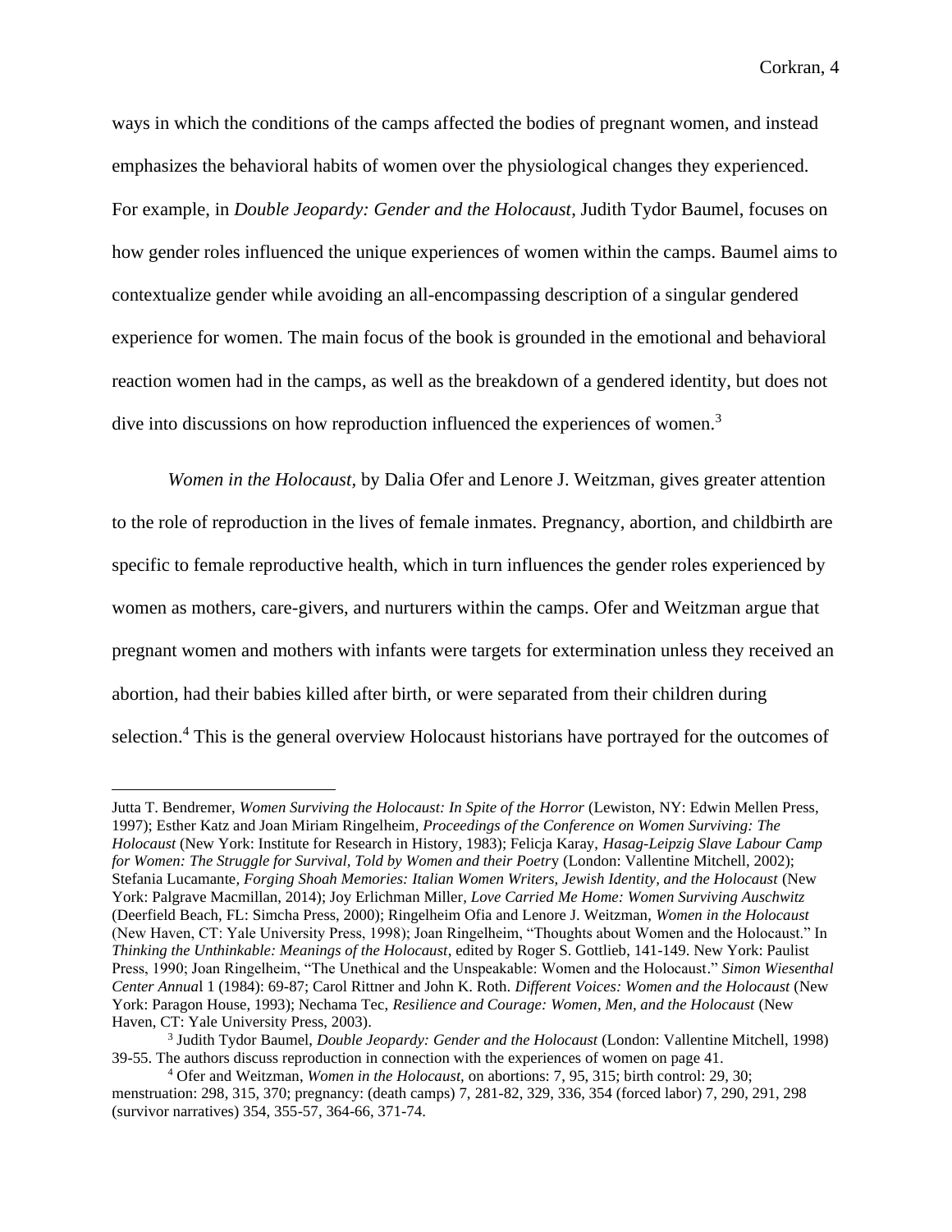ways in which the conditions of the camps affected the bodies of pregnant women, and instead emphasizes the behavioral habits of women over the physiological changes they experienced. For example, in *Double Jeopardy: Gender and the Holocaust*, Judith Tydor Baumel, focuses on how gender roles influenced the unique experiences of women within the camps. Baumel aims to contextualize gender while avoiding an all-encompassing description of a singular gendered experience for women. The main focus of the book is grounded in the emotional and behavioral reaction women had in the camps, as well as the breakdown of a gendered identity, but does not dive into discussions on how reproduction influenced the experiences of women.[3]

*Women in the Holocaust*, by Dalia Ofer and Lenore J. Weitzman, gives greater attention to the role of reproduction in the lives of female inmates. Pregnancy, abortion, and childbirth are specific to female reproductive health, which in turn influences the gender roles experienced by women as mothers, care-givers, and nurturers within the camps. Ofer and Weitzman argue that pregnant women and mothers with infants were targets for extermination unless they received an abortion, had their babies killed after birth, or were separated from their children during selection.[4] This is the general overview Holocaust historians have portrayed for the outcomes of

---

Jutta T. Bendremer, *Women Surviving the Holocaust: In Spite of the Horror* (Lewiston, NY: Edwin Mellen Press, 1997); Esther Katz and Joan Miriam Ringelheim, *Proceedings of the Conference on Women Surviving: The Holocaust* (New York: Institute for Research in History, 1983); Felicja Karay, *Hasag-Leipzig Slave Labour Camp for Women: The Struggle for Survival, Told by Women and their Poetry* (London: Vallentine Mitchell, 2002); Stefania Lucamante, *Forging Shoah Memories: Italian Women Writers, Jewish Identity, and the Holocaust* (New York: Palgrave Macmillan, 2014); Joy Erlichman Miller, *Love Carried Me Home: Women Surviving Auschwitz* (Deerfield Beach, FL: Simcha Press, 2000); Ringelheim Ofia and Lenore J. Weitzman, *Women in the Holocaust* (New Haven, CT: Yale University Press, 1998); Joan Ringelheim, "Thoughts about Women and the Holocaust." In *Thinking the Unthinkable: Meanings of the Holocaust*, edited by Roger S. Gottlieb, 141-149. New York: Paulist Press, 1990; Joan Ringelheim, "The Unethical and the Unspeakable: Women and the Holocaust." *Simon Wiesenthal Center Annual* 1 (1984): 69-87; Carol Rittner and John K. Roth. *Different Voices: Women and the Holocaust* (New York: Paragon House, 1993); Nechama Tec, *Resilience and Courage: Women, Men, and the Holocaust* (New Haven, CT: Yale University Press, 2003).

[3] Judith Tydor Baumel, *Double Jeopardy: Gender and the Holocaust* (London: Vallentine Mitchell, 1998) 39-55. The authors discuss reproduction in connection with the experiences of women on page 41.

[4] Ofer and Weitzman, *Women in the Holocaust*, on abortions: 7, 95, 315; birth control: 29, 30; menstruation: 298, 315, 370; pregnancy: (death camps) 7, 281-82, 329, 336, 354 (forced labor) 7, 290, 291, 298 (survivor narratives) 354, 355-57, 364-66, 371-74.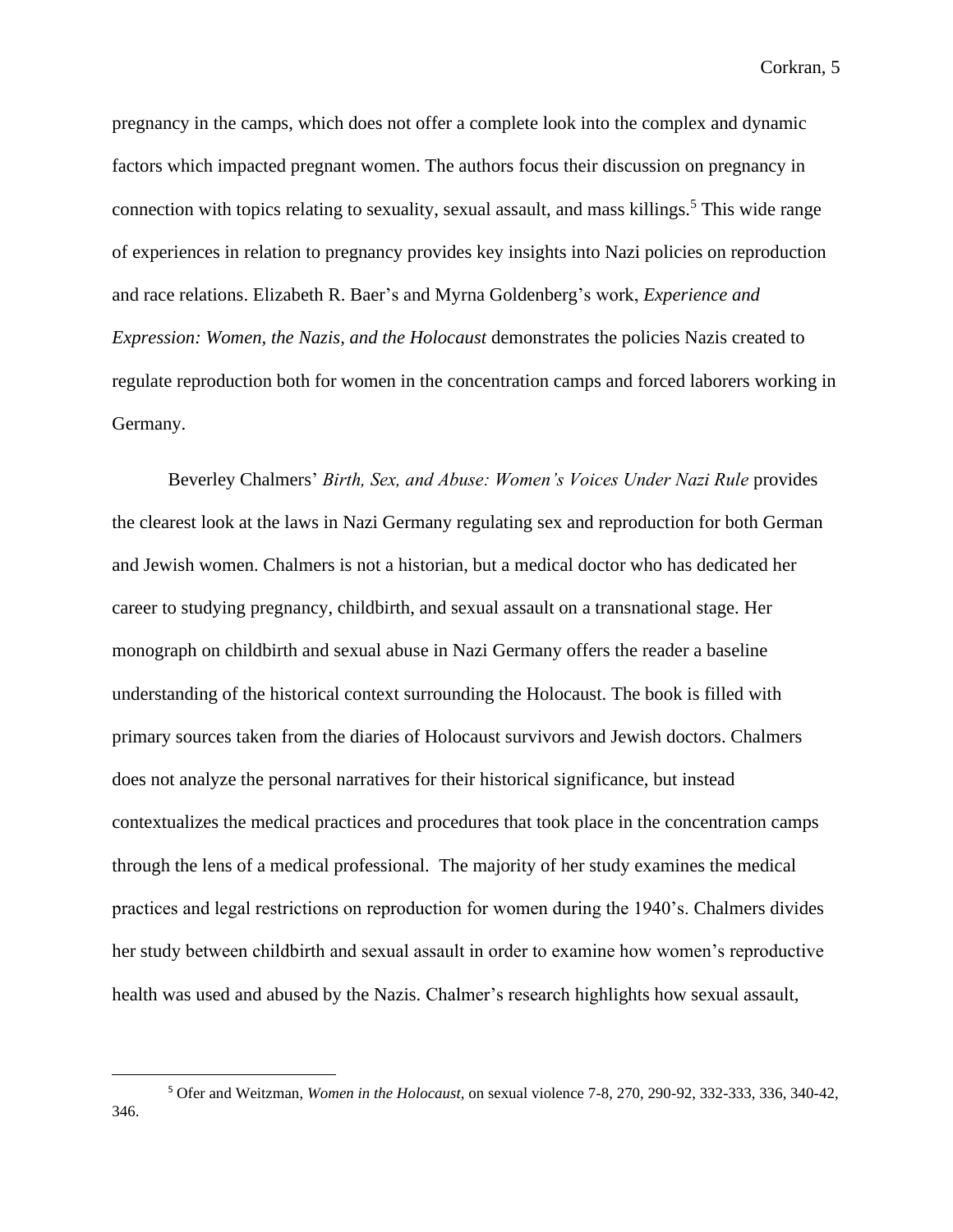pregnancy in the camps, which does not offer a complete look into the complex and dynamic factors which impacted pregnant women. The authors focus their discussion on pregnancy in connection with topics relating to sexuality, sexual assault, and mass killings.[5] This wide range of experiences in relation to pregnancy provides key insights into Nazi policies on reproduction and race relations. Elizabeth R. Baer's and Myrna Goldenberg's work, *Experience and Expression: Women, the Nazis, and the Holocaust* demonstrates the policies Nazis created to regulate reproduction both for women in the concentration camps and forced laborers working in Germany.

Beverley Chalmers' *Birth, Sex, and Abuse: Women's Voices Under Nazi Rule* provides the clearest look at the laws in Nazi Germany regulating sex and reproduction for both German and Jewish women. Chalmers is not a historian, but a medical doctor who has dedicated her career to studying pregnancy, childbirth, and sexual assault on a transnational stage. Her monograph on childbirth and sexual abuse in Nazi Germany offers the reader a baseline understanding of the historical context surrounding the Holocaust. The book is filled with primary sources taken from the diaries of Holocaust survivors and Jewish doctors. Chalmers does not analyze the personal narratives for their historical significance, but instead contextualizes the medical practices and procedures that took place in the concentration camps through the lens of a medical professional. The majority of her study examines the medical practices and legal restrictions on reproduction for women during the 1940's. Chalmers divides her study between childbirth and sexual assault in order to examine how women's reproductive health was used and abused by the Nazis. Chalmer's research highlights how sexual assault,

---

[5] Ofer and Weitzman, *Women in the Holocaust,* on sexual violence 7-8, 270, 290-92, 332-333, 336, 340-42, 346.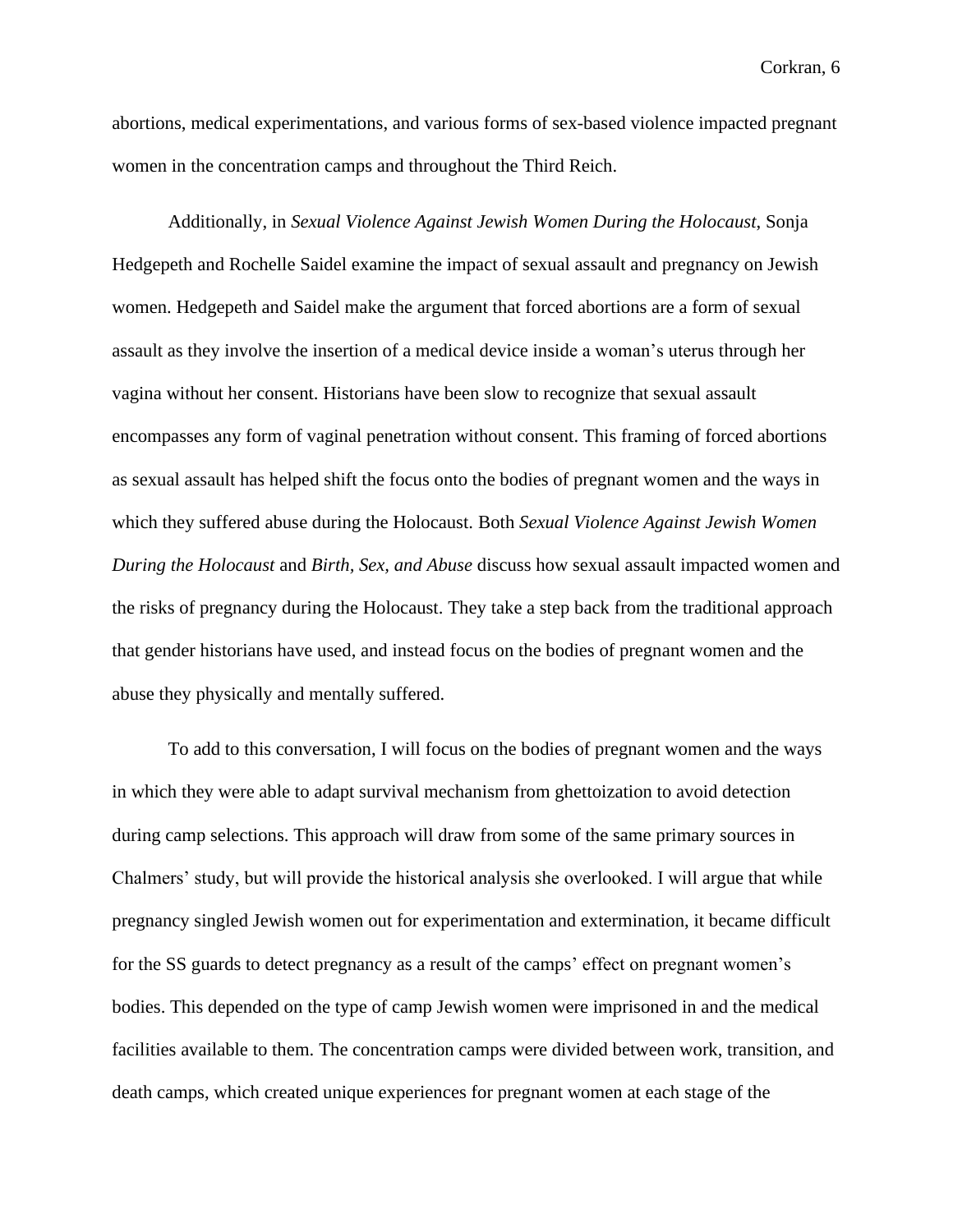abortions, medical experimentations, and various forms of sex-based violence impacted pregnant women in the concentration camps and throughout the Third Reich.

Additionally, in *Sexual Violence Against Jewish Women During the Holocaust*, Sonja Hedgepeth and Rochelle Saidel examine the impact of sexual assault and pregnancy on Jewish women. Hedgepeth and Saidel make the argument that forced abortions are a form of sexual assault as they involve the insertion of a medical device inside a woman's uterus through her vagina without her consent. Historians have been slow to recognize that sexual assault encompasses any form of vaginal penetration without consent. This framing of forced abortions as sexual assault has helped shift the focus onto the bodies of pregnant women and the ways in which they suffered abuse during the Holocaust. Both *Sexual Violence Against Jewish Women During the Holocaust* and *Birth, Sex, and Abuse* discuss how sexual assault impacted women and the risks of pregnancy during the Holocaust. They take a step back from the traditional approach that gender historians have used, and instead focus on the bodies of pregnant women and the abuse they physically and mentally suffered.

To add to this conversation, I will focus on the bodies of pregnant women and the ways in which they were able to adapt survival mechanism from ghettoization to avoid detection during camp selections. This approach will draw from some of the same primary sources in Chalmers' study, but will provide the historical analysis she overlooked. I will argue that while pregnancy singled Jewish women out for experimentation and extermination, it became difficult for the SS guards to detect pregnancy as a result of the camps' effect on pregnant women's bodies. This depended on the type of camp Jewish women were imprisoned in and the medical facilities available to them. The concentration camps were divided between work, transition, and death camps, which created unique experiences for pregnant women at each stage of the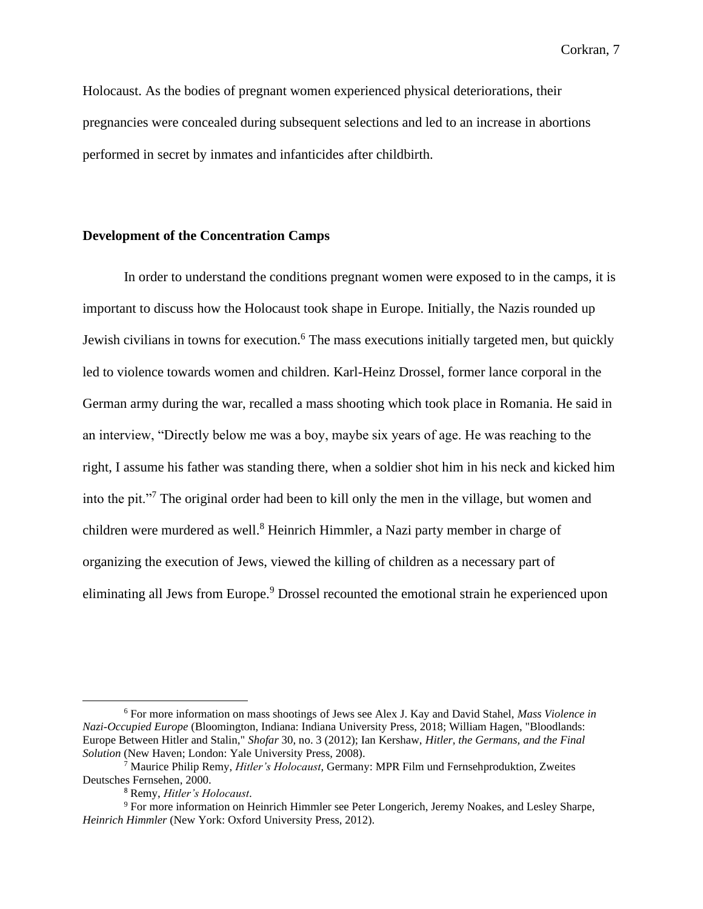Holocaust. As the bodies of pregnant women experienced physical deteriorations, their pregnancies were concealed during subsequent selections and led to an increase in abortions performed in secret by inmates and infanticides after childbirth.

## Development of the Concentration Camps

In order to understand the conditions pregnant women were exposed to in the camps, it is important to discuss how the Holocaust took shape in Europe. Initially, the Nazis rounded up Jewish civilians in towns for execution.[6] The mass executions initially targeted men, but quickly led to violence towards women and children. Karl-Heinz Drossel, former lance corporal in the German army during the war, recalled a mass shooting which took place in Romania. He said in an interview, "Directly below me was a boy, maybe six years of age. He was reaching to the right, I assume his father was standing there, when a soldier shot him in his neck and kicked him into the pit."[7] The original order had been to kill only the men in the village, but women and children were murdered as well.[8] Heinrich Himmler, a Nazi party member in charge of organizing the execution of Jews, viewed the killing of children as a necessary part of eliminating all Jews from Europe.[9] Drossel recounted the emotional strain he experienced upon

---

[6] For more information on mass shootings of Jews see Alex J. Kay and David Stahel, *Mass Violence in Nazi-Occupied Europe* (Bloomington, Indiana: Indiana University Press, 2018; William Hagen, "Bloodlands: Europe Between Hitler and Stalin," *Shofar* 30, no. 3 (2012); Ian Kershaw, *Hitler, the Germans, and the Final Solution* (New Haven; London: Yale University Press, 2008).

[7] Maurice Philip Remy, *Hitler's Holocaust*, Germany: MPR Film und Fernsehproduktion, Zweites Deutsches Fernsehen, 2000.

[8] Remy, *Hitler's Holocaust*.

[9] For more information on Heinrich Himmler see Peter Longerich, Jeremy Noakes, and Lesley Sharpe, *Heinrich Himmler* (New York: Oxford University Press, 2012).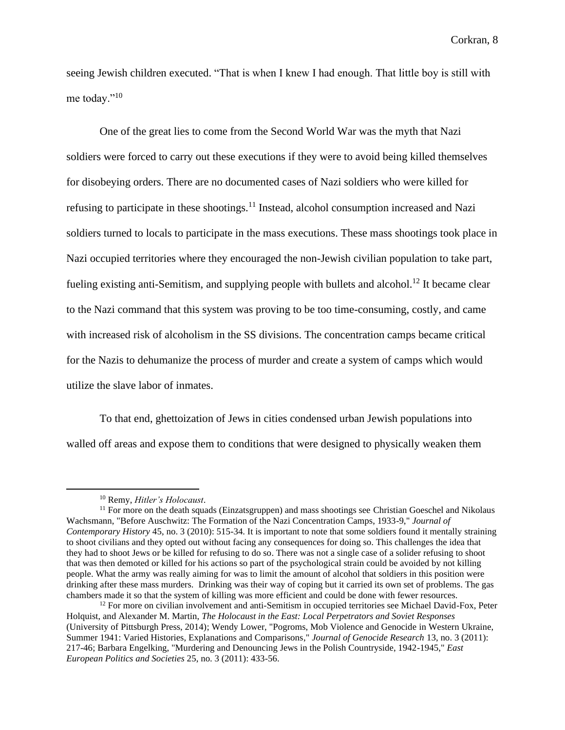seeing Jewish children executed. "That is when I knew I had enough. That little boy is still with me today."[10]

One of the great lies to come from the Second World War was the myth that Nazi soldiers were forced to carry out these executions if they were to avoid being killed themselves for disobeying orders. There are no documented cases of Nazi soldiers who were killed for refusing to participate in these shootings.[11] Instead, alcohol consumption increased and Nazi soldiers turned to locals to participate in the mass executions. These mass shootings took place in Nazi occupied territories where they encouraged the non-Jewish civilian population to take part, fueling existing anti-Semitism, and supplying people with bullets and alcohol.[12] It became clear to the Nazi command that this system was proving to be too time-consuming, costly, and came with increased risk of alcoholism in the SS divisions. The concentration camps became critical for the Nazis to dehumanize the process of murder and create a system of camps which would utilize the slave labor of inmates.

To that end, ghettoization of Jews in cities condensed urban Jewish populations into walled off areas and expose them to conditions that were designed to physically weaken them

---

[10] Remy, *Hitler's Holocaust*.

[11] For more on the death squads (Einzatsgruppen) and mass shootings see Christian Goeschel and Nikolaus Wachsmann, "Before Auschwitz: The Formation of the Nazi Concentration Camps, 1933-9," *Journal of Contemporary History* 45, no. 3 (2010): 515-34. It is important to note that some soldiers found it mentally straining to shoot civilians and they opted out without facing any consequences for doing so. This challenges the idea that they had to shoot Jews or be killed for refusing to do so. There was not a single case of a solider refusing to shoot that was then demoted or killed for his actions so part of the psychological strain could be avoided by not killing people. What the army was really aiming for was to limit the amount of alcohol that soldiers in this position were drinking after these mass murders. Drinking was their way of coping but it carried its own set of problems. The gas chambers made it so that the system of killing was more efficient and could be done with fewer resources.

[12] For more on civilian involvement and anti-Semitism in occupied territories see Michael David-Fox, Peter Holquist, and Alexander M. Martin, *The Holocaust in the East: Local Perpetrators and Soviet Responses* (University of Pittsburgh Press, 2014); Wendy Lower, "Pogroms, Mob Violence and Genocide in Western Ukraine, Summer 1941: Varied Histories, Explanations and Comparisons," *Journal of Genocide Research* 13, no. 3 (2011): 217-46; Barbara Engelking, "Murdering and Denouncing Jews in the Polish Countryside, 1942-1945," *East European Politics and Societies* 25, no. 3 (2011): 433-56.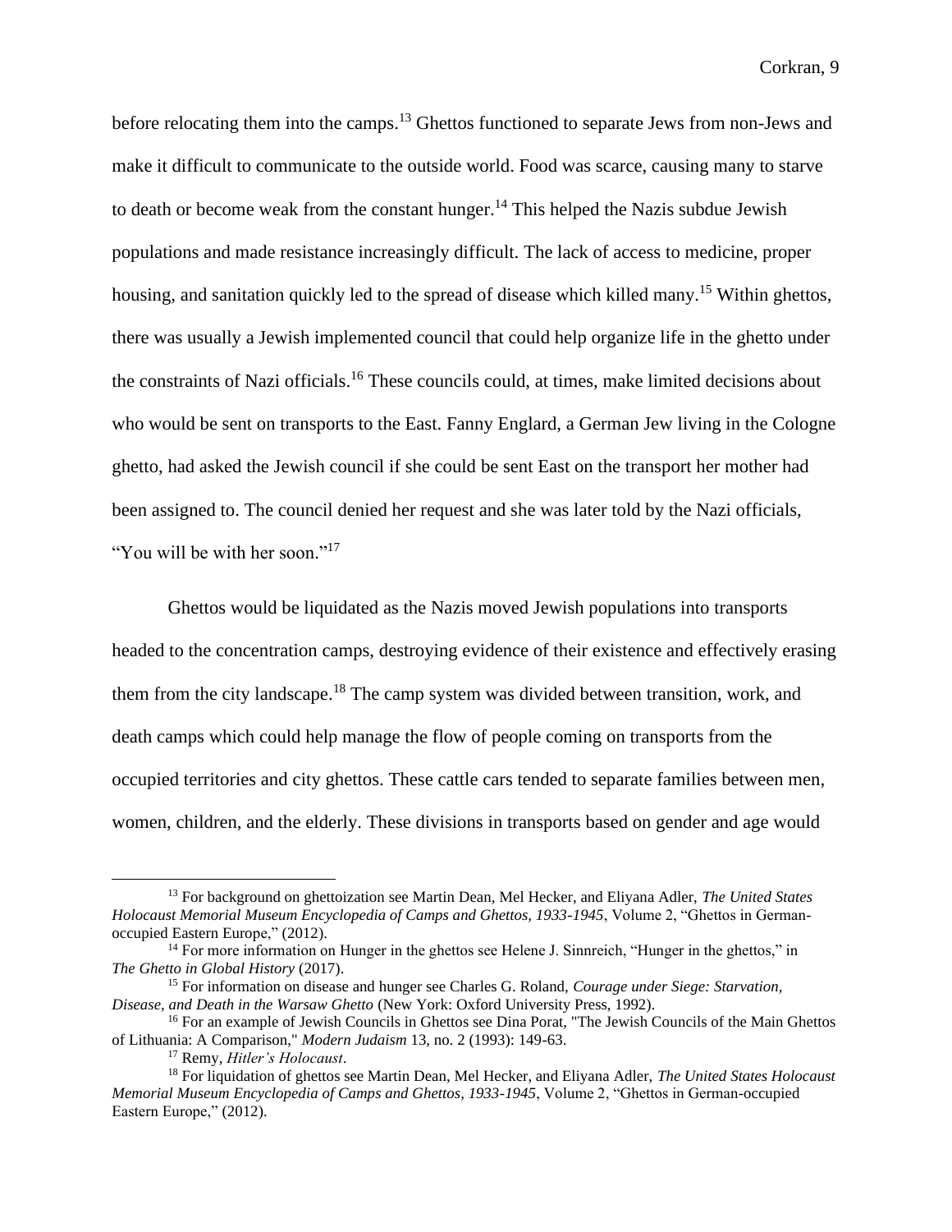before relocating them into the camps.[13] Ghettos functioned to separate Jews from non-Jews and make it difficult to communicate to the outside world. Food was scarce, causing many to starve to death or become weak from the constant hunger.[14] This helped the Nazis subdue Jewish populations and made resistance increasingly difficult. The lack of access to medicine, proper housing, and sanitation quickly led to the spread of disease which killed many.[15] Within ghettos, there was usually a Jewish implemented council that could help organize life in the ghetto under the constraints of Nazi officials.[16] These councils could, at times, make limited decisions about who would be sent on transports to the East. Fanny Englard, a German Jew living in the Cologne ghetto, had asked the Jewish council if she could be sent East on the transport her mother had been assigned to. The council denied her request and she was later told by the Nazi officials, "You will be with her soon."[17]

Ghettos would be liquidated as the Nazis moved Jewish populations into transports headed to the concentration camps, destroying evidence of their existence and effectively erasing them from the city landscape.[18] The camp system was divided between transition, work, and death camps which could help manage the flow of people coming on transports from the occupied territories and city ghettos. These cattle cars tended to separate families between men, women, children, and the elderly. These divisions in transports based on gender and age would

---

[13] For background on ghettoization see Martin Dean, Mel Hecker, and Eliyana Adler, *The United States Holocaust Memorial Museum Encyclopedia of Camps and Ghettos, 1933-1945*, Volume 2, "Ghettos in German-occupied Eastern Europe," (2012).

[14] For more information on Hunger in the ghettos see Helene J. Sinnreich, "Hunger in the ghettos," in *The Ghetto in Global History* (2017).

[15] For information on disease and hunger see Charles G. Roland, *Courage under Siege: Starvation, Disease, and Death in the Warsaw Ghetto* (New York: Oxford University Press, 1992).

[16] For an example of Jewish Councils in Ghettos see Dina Porat, "The Jewish Councils of the Main Ghettos of Lithuania: A Comparison," *Modern Judaism* 13, no. 2 (1993): 149-63.

[17] Remy, *Hitler's Holocaust*.

[18] For liquidation of ghettos see Martin Dean, Mel Hecker, and Eliyana Adler, *The United States Holocaust Memorial Museum Encyclopedia of Camps and Ghettos, 1933-1945*, Volume 2, "Ghettos in German-occupied Eastern Europe," (2012).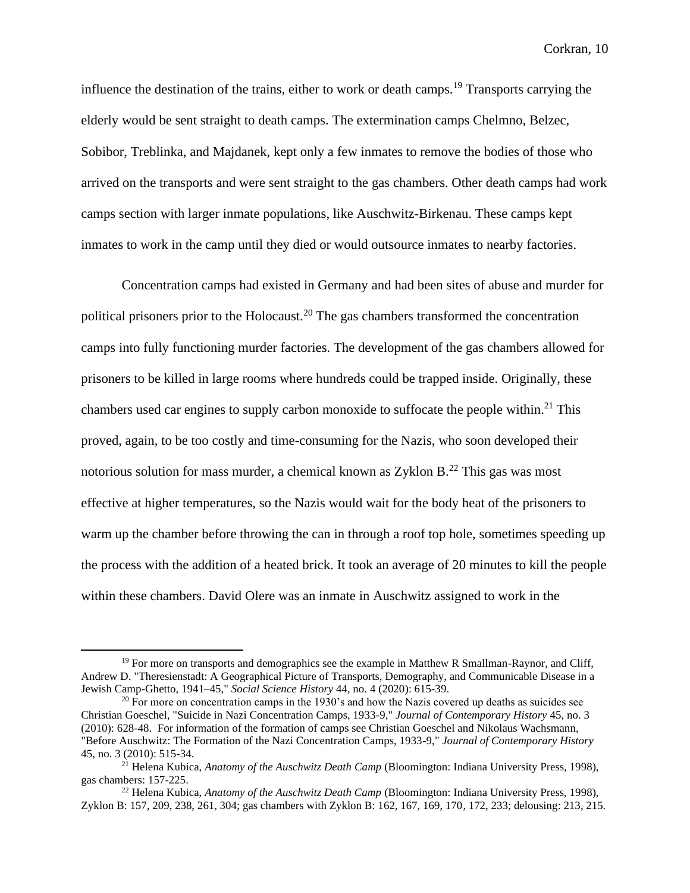influence the destination of the trains, either to work or death camps.[19] Transports carrying the elderly would be sent straight to death camps. The extermination camps Chelmno, Belzec, Sobibor, Treblinka, and Majdanek, kept only a few inmates to remove the bodies of those who arrived on the transports and were sent straight to the gas chambers. Other death camps had work camps section with larger inmate populations, like Auschwitz-Birkenau. These camps kept inmates to work in the camp until they died or would outsource inmates to nearby factories.

Concentration camps had existed in Germany and had been sites of abuse and murder for political prisoners prior to the Holocaust.[20] The gas chambers transformed the concentration camps into fully functioning murder factories. The development of the gas chambers allowed for prisoners to be killed in large rooms where hundreds could be trapped inside. Originally, these chambers used car engines to supply carbon monoxide to suffocate the people within.[21] This proved, again, to be too costly and time-consuming for the Nazis, who soon developed their notorious solution for mass murder, a chemical known as Zyklon B.[22] This gas was most effective at higher temperatures, so the Nazis would wait for the body heat of the prisoners to warm up the chamber before throwing the can in through a roof top hole, sometimes speeding up the process with the addition of a heated brick. It took an average of 20 minutes to kill the people within these chambers. David Olere was an inmate in Auschwitz assigned to work in the

---

[19] For more on transports and demographics see the example in Matthew R Smallman-Raynor, and Cliff, Andrew D. "Theresienstadt: A Geographical Picture of Transports, Demography, and Communicable Disease in a Jewish Camp-Ghetto, 1941–45," *Social Science History* 44, no. 4 (2020): 615-39.

[20] For more on concentration camps in the 1930's and how the Nazis covered up deaths as suicides see Christian Goeschel, "Suicide in Nazi Concentration Camps, 1933-9," *Journal of Contemporary History* 45, no. 3 (2010): 628-48. For information of the formation of camps see Christian Goeschel and Nikolaus Wachsmann, "Before Auschwitz: The Formation of the Nazi Concentration Camps, 1933-9," *Journal of Contemporary History* 45, no. 3 (2010): 515-34.

[21] Helena Kubica, *Anatomy of the Auschwitz Death Camp* (Bloomington: Indiana University Press, 1998), gas chambers: 157-225.

[22] Helena Kubica, *Anatomy of the Auschwitz Death Camp* (Bloomington: Indiana University Press, 1998), Zyklon B: 157, 209, 238, 261, 304; gas chambers with Zyklon B: 162, 167, 169, 170, 172, 233; delousing: 213, 215.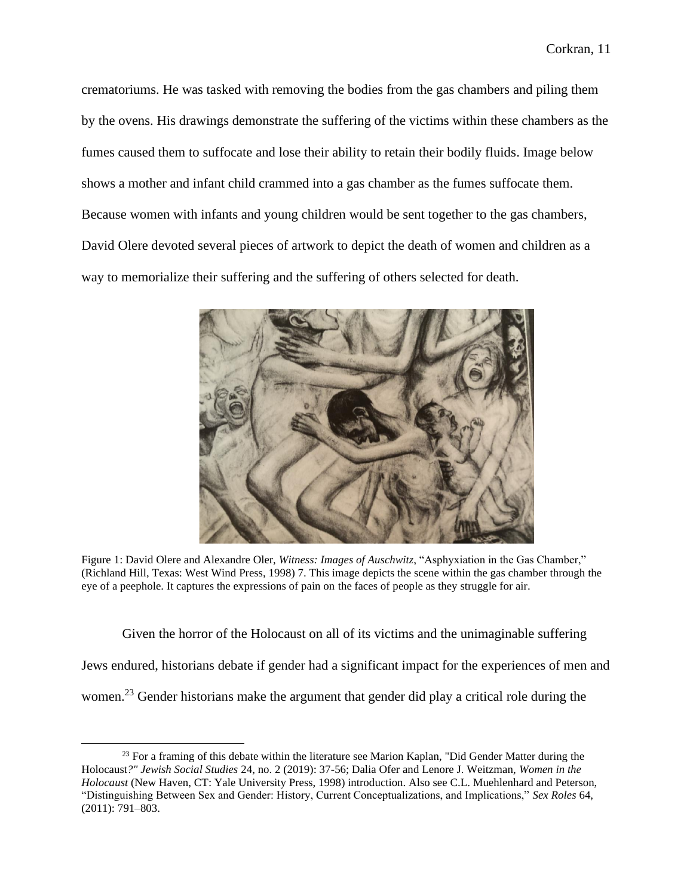crematoriums. He was tasked with removing the bodies from the gas chambers and piling them by the ovens. His drawings demonstrate the suffering of the victims within these chambers as the fumes caused them to suffocate and lose their ability to retain their bodily fluids. Image below shows a mother and infant child crammed into a gas chamber as the fumes suffocate them. Because women with infants and young children would be sent together to the gas chambers, David Olere devoted several pieces of artwork to depict the death of women and children as a way to memorialize their suffering and the suffering of others selected for death.

Figure 1: David Olere and Alexandre Oler, *Witness: Images of Auschwitz*, "Asphyxiation in the Gas Chamber," (Richland Hill, Texas: West Wind Press, 1998) 7. This image depicts the scene within the gas chamber through the eye of a peephole. It captures the expressions of pain on the faces of people as they struggle for air.

Given the horror of the Holocaust on all of its victims and the unimaginable suffering Jews endured, historians debate if gender had a significant impact for the experiences of men and women.[23] Gender historians make the argument that gender did play a critical role during the

[23] For a framing of this debate within the literature see Marion Kaplan, "Did Gender Matter during the Holocaust*?" Jewish Social Studies* 24, no. 2 (2019): 37-56; Dalia Ofer and Lenore J. Weitzman, *Women in the Holocaust* (New Haven, CT: Yale University Press, 1998) introduction. Also see C.L. Muehlenhard and Peterson, "Distinguishing Between Sex and Gender: History, Current Conceptualizations, and Implications," *Sex Roles* 64, (2011): 791–803.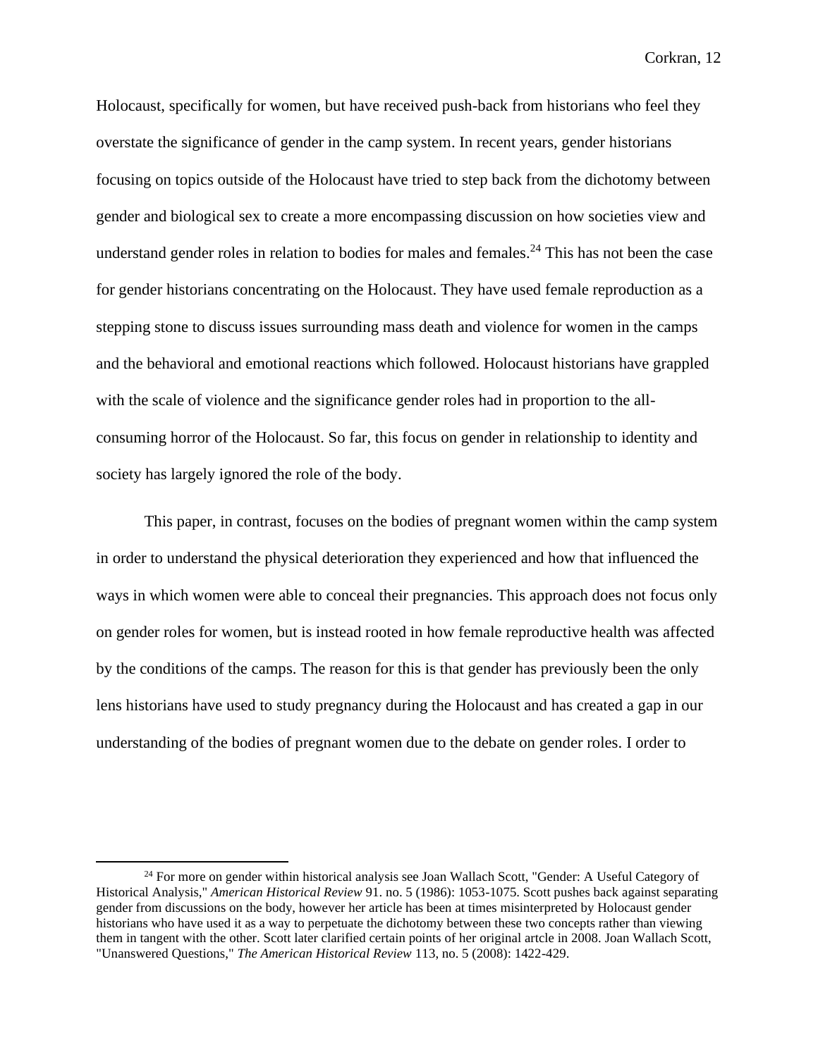Holocaust, specifically for women, but have received push-back from historians who feel they overstate the significance of gender in the camp system. In recent years, gender historians focusing on topics outside of the Holocaust have tried to step back from the dichotomy between gender and biological sex to create a more encompassing discussion on how societies view and understand gender roles in relation to bodies for males and females.[24] This has not been the case for gender historians concentrating on the Holocaust. They have used female reproduction as a stepping stone to discuss issues surrounding mass death and violence for women in the camps and the behavioral and emotional reactions which followed. Holocaust historians have grappled with the scale of violence and the significance gender roles had in proportion to the all-consuming horror of the Holocaust. So far, this focus on gender in relationship to identity and society has largely ignored the role of the body.

This paper, in contrast, focuses on the bodies of pregnant women within the camp system in order to understand the physical deterioration they experienced and how that influenced the ways in which women were able to conceal their pregnancies. This approach does not focus only on gender roles for women, but is instead rooted in how female reproductive health was affected by the conditions of the camps. The reason for this is that gender has previously been the only lens historians have used to study pregnancy during the Holocaust and has created a gap in our understanding of the bodies of pregnant women due to the debate on gender roles. I order to

[24] For more on gender within historical analysis see Joan Wallach Scott, "Gender: A Useful Category of Historical Analysis," *American Historical Review* 91. no. 5 (1986): 1053-1075. Scott pushes back against separating gender from discussions on the body, however her article has been at times misinterpreted by Holocaust gender historians who have used it as a way to perpetuate the dichotomy between these two concepts rather than viewing them in tangent with the other. Scott later clarified certain points of her original artcle in 2008. Joan Wallach Scott, "Unanswered Questions," *The American Historical Review* 113, no. 5 (2008): 1422-429.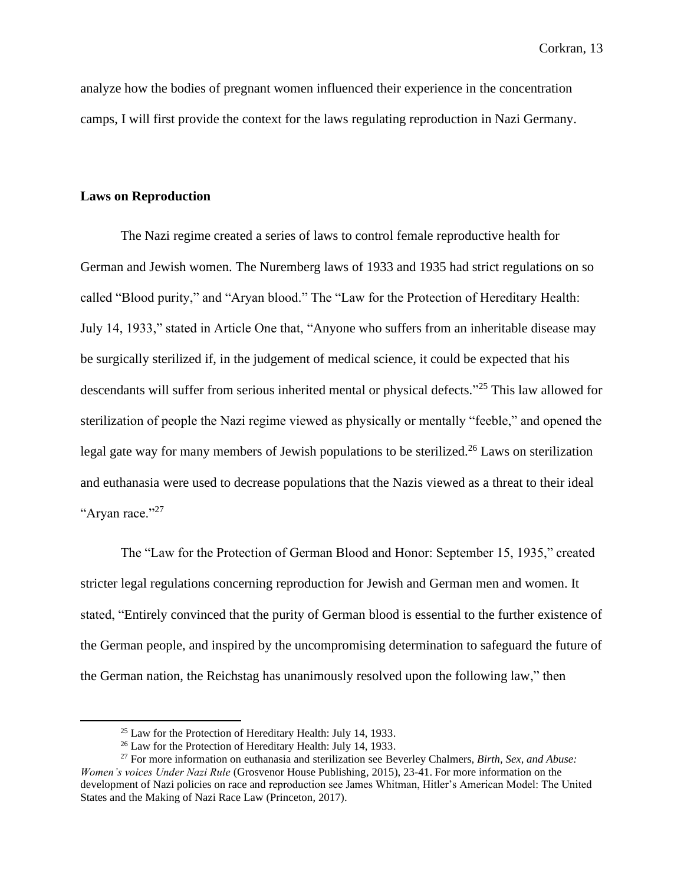analyze how the bodies of pregnant women influenced their experience in the concentration camps, I will first provide the context for the laws regulating reproduction in Nazi Germany.

## Laws on Reproduction

The Nazi regime created a series of laws to control female reproductive health for German and Jewish women. The Nuremberg laws of 1933 and 1935 had strict regulations on so called "Blood purity," and "Aryan blood." The "Law for the Protection of Hereditary Health: July 14, 1933," stated in Article One that, "Anyone who suffers from an inheritable disease may be surgically sterilized if, in the judgement of medical science, it could be expected that his descendants will suffer from serious inherited mental or physical defects."[25] This law allowed for sterilization of people the Nazi regime viewed as physically or mentally "feeble," and opened the legal gate way for many members of Jewish populations to be sterilized.[26] Laws on sterilization and euthanasia were used to decrease populations that the Nazis viewed as a threat to their ideal "Aryan race."[27]

The "Law for the Protection of German Blood and Honor: September 15, 1935," created stricter legal regulations concerning reproduction for Jewish and German men and women. It stated, "Entirely convinced that the purity of German blood is essential to the further existence of the German people, and inspired by the uncompromising determination to safeguard the future of the German nation, the Reichstag has unanimously resolved upon the following law," then

---

[25] Law for the Protection of Hereditary Health: July 14, 1933.

[26] Law for the Protection of Hereditary Health: July 14, 1933.

[27] For more information on euthanasia and sterilization see Beverley Chalmers, *Birth, Sex, and Abuse: Women's voices Under Nazi Rule* (Grosvenor House Publishing, 2015), 23-41. For more information on the development of Nazi policies on race and reproduction see James Whitman, Hitler's American Model: The United States and the Making of Nazi Race Law (Princeton, 2017).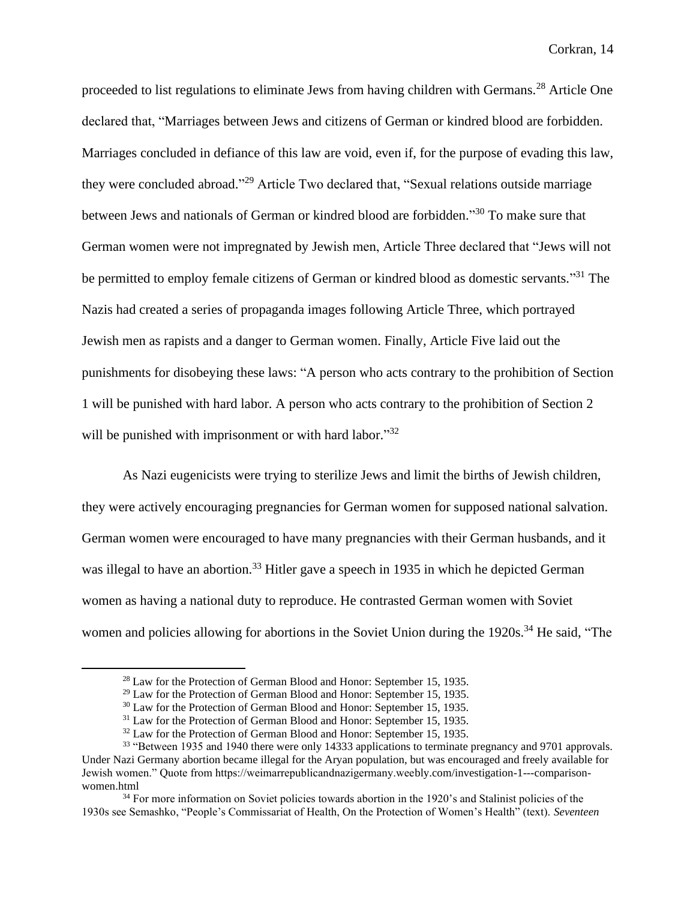proceeded to list regulations to eliminate Jews from having children with Germans.[28] Article One declared that, "Marriages between Jews and citizens of German or kindred blood are forbidden. Marriages concluded in defiance of this law are void, even if, for the purpose of evading this law, they were concluded abroad."[29] Article Two declared that, "Sexual relations outside marriage between Jews and nationals of German or kindred blood are forbidden."[30] To make sure that German women were not impregnated by Jewish men, Article Three declared that "Jews will not be permitted to employ female citizens of German or kindred blood as domestic servants."[31] The Nazis had created a series of propaganda images following Article Three, which portrayed Jewish men as rapists and a danger to German women. Finally, Article Five laid out the punishments for disobeying these laws: "A person who acts contrary to the prohibition of Section 1 will be punished with hard labor. A person who acts contrary to the prohibition of Section 2 will be punished with imprisonment or with hard labor."[32]

As Nazi eugenicists were trying to sterilize Jews and limit the births of Jewish children, they were actively encouraging pregnancies for German women for supposed national salvation. German women were encouraged to have many pregnancies with their German husbands, and it was illegal to have an abortion.[33] Hitler gave a speech in 1935 in which he depicted German women as having a national duty to reproduce. He contrasted German women with Soviet women and policies allowing for abortions in the Soviet Union during the 1920s.[34] He said, "The

---

[28] Law for the Protection of German Blood and Honor: September 15, 1935.

[29] Law for the Protection of German Blood and Honor: September 15, 1935.

[30] Law for the Protection of German Blood and Honor: September 15, 1935.

[31] Law for the Protection of German Blood and Honor: September 15, 1935.

[32] Law for the Protection of German Blood and Honor: September 15, 1935.

[33] "Between 1935 and 1940 there were only 14333 applications to terminate pregnancy and 9701 approvals. Under Nazi Germany abortion became illegal for the Aryan population, but was encouraged and freely available for Jewish women." Quote from https://weimarrepublicandnazigermany.weebly.com/investigation-1---comparison-women.html

[34] For more information on Soviet policies towards abortion in the 1920's and Stalinist policies of the 1930s see Semashko, "People's Commissariat of Health, On the Protection of Women's Health" (text). *Seventeen*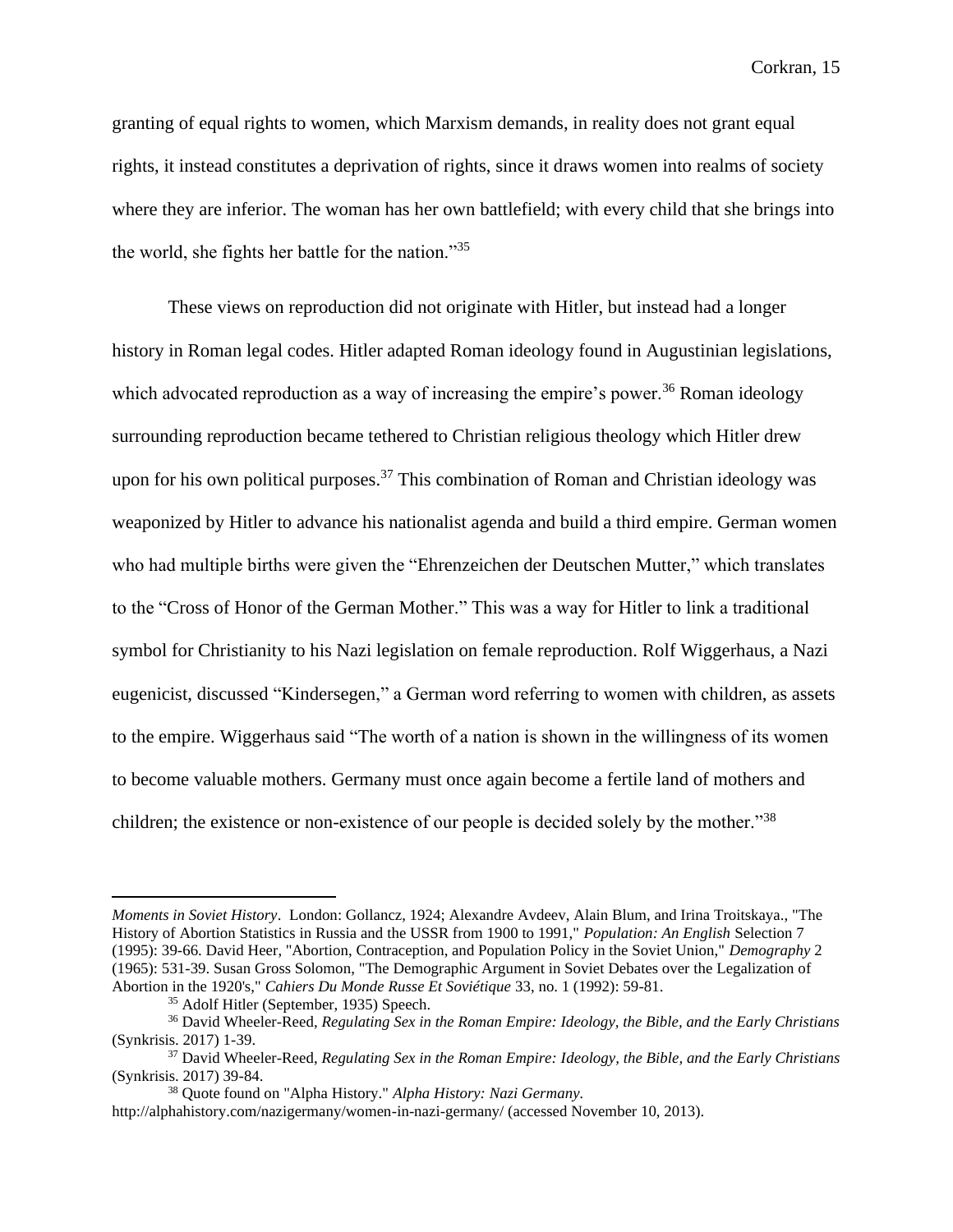granting of equal rights to women, which Marxism demands, in reality does not grant equal rights, it instead constitutes a deprivation of rights, since it draws women into realms of society where they are inferior. The woman has her own battlefield; with every child that she brings into the world, she fights her battle for the nation."[35]

These views on reproduction did not originate with Hitler, but instead had a longer history in Roman legal codes. Hitler adapted Roman ideology found in Augustinian legislations, which advocated reproduction as a way of increasing the empire's power.[36] Roman ideology surrounding reproduction became tethered to Christian religious theology which Hitler drew upon for his own political purposes.[37] This combination of Roman and Christian ideology was weaponized by Hitler to advance his nationalist agenda and build a third empire. German women who had multiple births were given the "Ehrenzeichen der Deutschen Mutter," which translates to the "Cross of Honor of the German Mother." This was a way for Hitler to link a traditional symbol for Christianity to his Nazi legislation on female reproduction. Rolf Wiggerhaus, a Nazi eugenicist, discussed "Kindersegen," a German word referring to women with children, as assets to the empire. Wiggerhaus said "The worth of a nation is shown in the willingness of its women to become valuable mothers. Germany must once again become a fertile land of mothers and children; the existence or non-existence of our people is decided solely by the mother."[38]

---

*Moments in Soviet History*. London: Gollancz, 1924; Alexandre Avdeev, Alain Blum, and Irina Troitskaya., "The History of Abortion Statistics in Russia and the USSR from 1900 to 1991," *Population: An English* Selection 7 (1995): 39-66. David Heer, "Abortion, Contraception, and Population Policy in the Soviet Union," *Demography* 2 (1965): 531-39. Susan Gross Solomon, "The Demographic Argument in Soviet Debates over the Legalization of Abortion in the 1920's," *Cahiers Du Monde Russe Et Soviétique* 33, no. 1 (1992): 59-81.

[35] Adolf Hitler (September, 1935) Speech.

[36] David Wheeler-Reed, *Regulating Sex in the Roman Empire: Ideology, the Bible, and the Early Christians* (Synkrisis. 2017) 1-39.

[37] David Wheeler-Reed, *Regulating Sex in the Roman Empire: Ideology, the Bible, and the Early Christians* (Synkrisis. 2017) 39-84.

[38] Quote found on "Alpha History." *Alpha History: Nazi Germany*. http://alphahistory.com/nazigermany/women-in-nazi-germany/ (accessed November 10, 2013).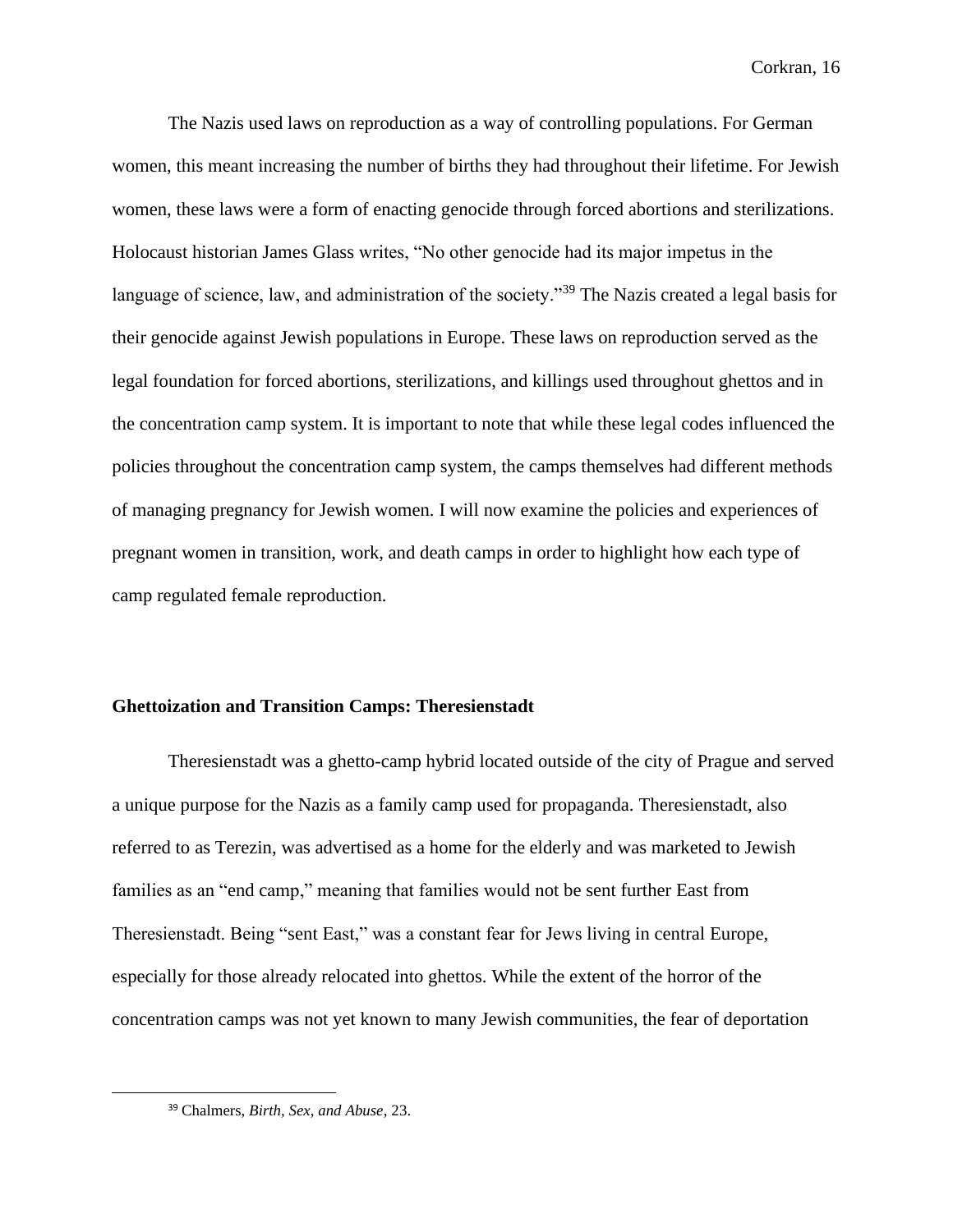The Nazis used laws on reproduction as a way of controlling populations. For German women, this meant increasing the number of births they had throughout their lifetime. For Jewish women, these laws were a form of enacting genocide through forced abortions and sterilizations. Holocaust historian James Glass writes, "No other genocide had its major impetus in the language of science, law, and administration of the society."[39] The Nazis created a legal basis for their genocide against Jewish populations in Europe. These laws on reproduction served as the legal foundation for forced abortions, sterilizations, and killings used throughout ghettos and in the concentration camp system. It is important to note that while these legal codes influenced the policies throughout the concentration camp system, the camps themselves had different methods of managing pregnancy for Jewish women. I will now examine the policies and experiences of pregnant women in transition, work, and death camps in order to highlight how each type of camp regulated female reproduction.

**Ghettoization and Transition Camps: Theresienstadt**

Theresienstadt was a ghetto-camp hybrid located outside of the city of Prague and served a unique purpose for the Nazis as a family camp used for propaganda. Theresienstadt, also referred to as Terezin, was advertised as a home for the elderly and was marketed to Jewish families as an "end camp," meaning that families would not be sent further East from Theresienstadt. Being "sent East," was a constant fear for Jews living in central Europe, especially for those already relocated into ghettos. While the extent of the horror of the concentration camps was not yet known to many Jewish communities, the fear of deportation

[39] Chalmers, *Birth, Sex, and Abuse*, 23.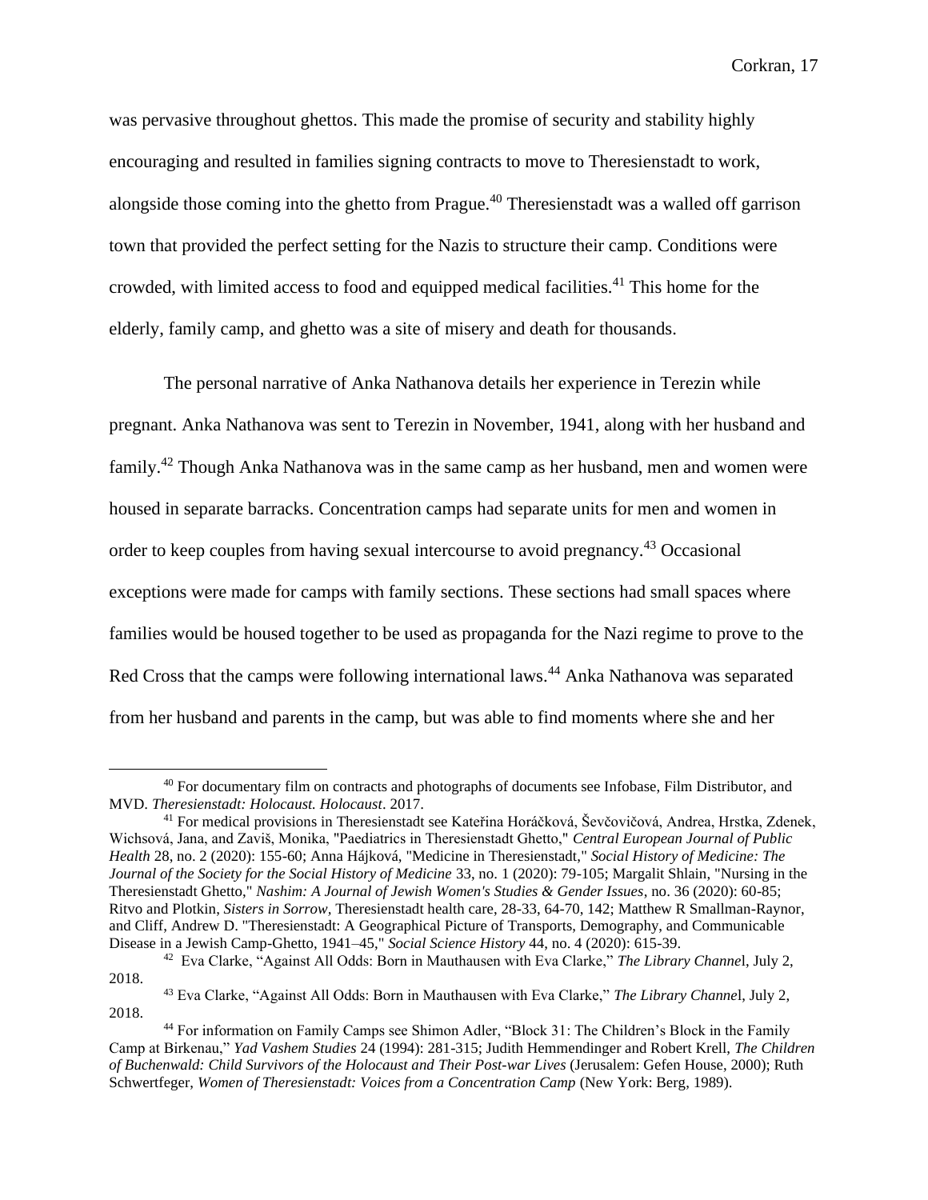was pervasive throughout ghettos. This made the promise of security and stability highly encouraging and resulted in families signing contracts to move to Theresienstadt to work, alongside those coming into the ghetto from Prague.[40] Theresienstadt was a walled off garrison town that provided the perfect setting for the Nazis to structure their camp. Conditions were crowded, with limited access to food and equipped medical facilities.[41] This home for the elderly, family camp, and ghetto was a site of misery and death for thousands.

The personal narrative of Anka Nathanova details her experience in Terezin while pregnant. Anka Nathanova was sent to Terezin in November, 1941, along with her husband and family.[42] Though Anka Nathanova was in the same camp as her husband, men and women were housed in separate barracks. Concentration camps had separate units for men and women in order to keep couples from having sexual intercourse to avoid pregnancy.[43] Occasional exceptions were made for camps with family sections. These sections had small spaces where families would be housed together to be used as propaganda for the Nazi regime to prove to the Red Cross that the camps were following international laws.[44] Anka Nathanova was separated from her husband and parents in the camp, but was able to find moments where she and her

---

[40] For documentary film on contracts and photographs of documents see Infobase, Film Distributor, and MVD. *Theresienstadt: Holocaust. Holocaust*. 2017.

[41] For medical provisions in Theresienstadt see Kateřina Horáčková, Ševčovičová, Andrea, Hrstka, Zdenek, Wichsová, Jana, and Zaviš, Monika, "Paediatrics in Theresienstadt Ghetto," *Central European Journal of Public Health* 28, no. 2 (2020): 155-60; Anna Hájková, "Medicine in Theresienstadt," *Social History of Medicine: The Journal of the Society for the Social History of Medicine* 33, no. 1 (2020): 79-105; Margalit Shlain, "Nursing in the Theresienstadt Ghetto," *Nashim: A Journal of Jewish Women's Studies & Gender Issues*, no. 36 (2020): 60-85; Ritvo and Plotkin, *Sisters in Sorrow,* Theresienstadt health care, 28-33, 64-70, 142; Matthew R Smallman-Raynor, and Cliff, Andrew D. "Theresienstadt: A Geographical Picture of Transports, Demography, and Communicable Disease in a Jewish Camp-Ghetto, 1941–45," *Social Science History* 44, no. 4 (2020): 615-39.

[42] Eva Clarke, "Against All Odds: Born in Mauthausen with Eva Clarke," *The Library Channel*, July 2, 2018.

[43] Eva Clarke, "Against All Odds: Born in Mauthausen with Eva Clarke," *The Library Channel*, July 2, 2018.

[44] For information on Family Camps see Shimon Adler, "Block 31: The Children's Block in the Family Camp at Birkenau," *Yad Vashem Studies* 24 (1994): 281-315; Judith Hemmendinger and Robert Krell, *The Children of Buchenwald: Child Survivors of the Holocaust and Their Post-war Lives* (Jerusalem: Gefen House, 2000); Ruth Schwertfeger, *Women of Theresienstadt: Voices from a Concentration Camp* (New York: Berg, 1989).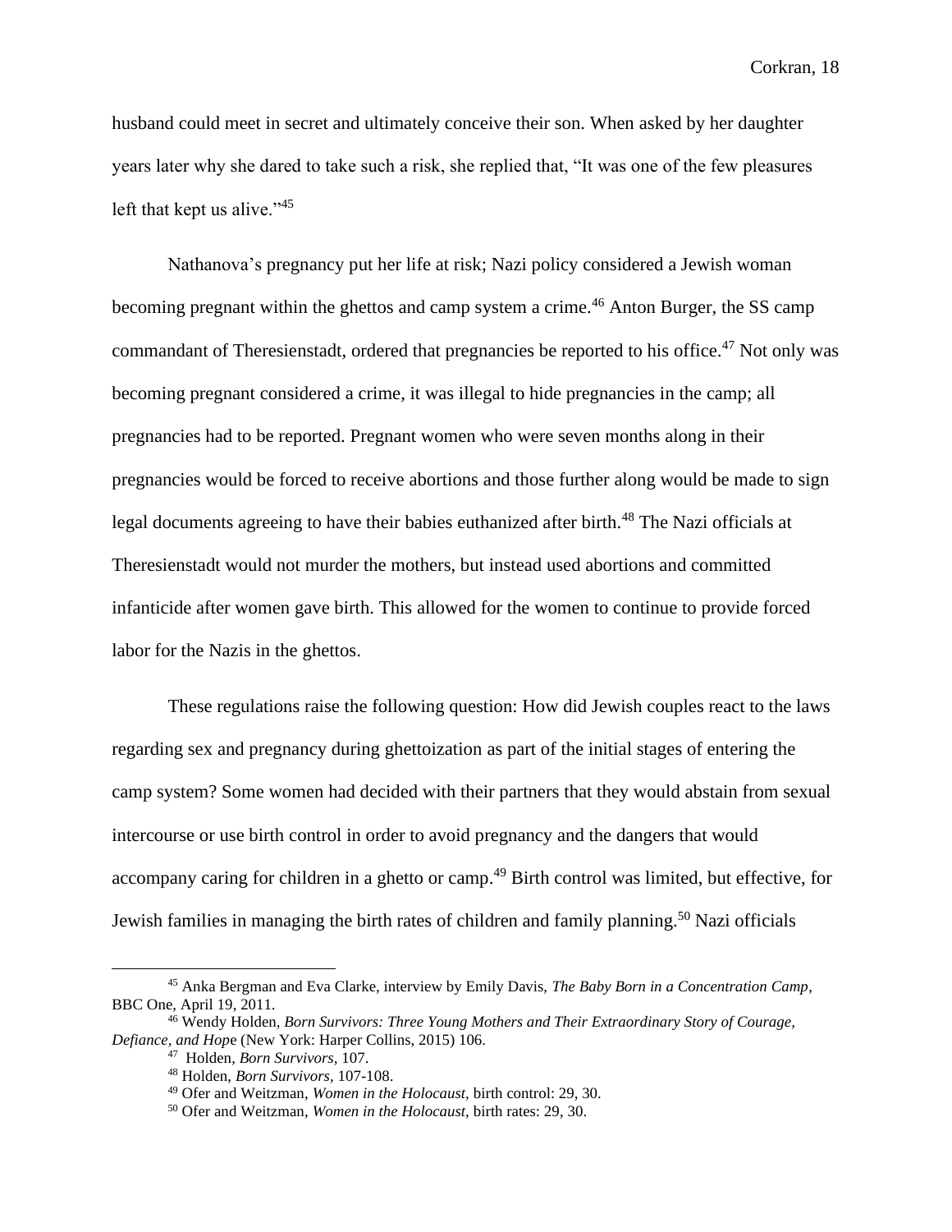husband could meet in secret and ultimately conceive their son. When asked by her daughter years later why she dared to take such a risk, she replied that, "It was one of the few pleasures left that kept us alive."[45]

Nathanova's pregnancy put her life at risk; Nazi policy considered a Jewish woman becoming pregnant within the ghettos and camp system a crime.[46] Anton Burger, the SS camp commandant of Theresienstadt, ordered that pregnancies be reported to his office.[47] Not only was becoming pregnant considered a crime, it was illegal to hide pregnancies in the camp; all pregnancies had to be reported. Pregnant women who were seven months along in their pregnancies would be forced to receive abortions and those further along would be made to sign legal documents agreeing to have their babies euthanized after birth.[48] The Nazi officials at Theresienstadt would not murder the mothers, but instead used abortions and committed infanticide after women gave birth. This allowed for the women to continue to provide forced labor for the Nazis in the ghettos.

These regulations raise the following question: How did Jewish couples react to the laws regarding sex and pregnancy during ghettoization as part of the initial stages of entering the camp system? Some women had decided with their partners that they would abstain from sexual intercourse or use birth control in order to avoid pregnancy and the dangers that would accompany caring for children in a ghetto or camp.[49] Birth control was limited, but effective, for Jewish families in managing the birth rates of children and family planning.[50] Nazi officials

---

[45] Anka Bergman and Eva Clarke, interview by Emily Davis, *The Baby Born in a Concentration Camp*, BBC One, April 19, 2011.

[46] Wendy Holden, *Born Survivors: Three Young Mothers and Their Extraordinary Story of Courage, Defiance, and Hope* (New York: Harper Collins, 2015) 106.

[47] Holden, *Born Survivors,* 107.

[48] Holden, *Born Survivors,* 107-108.

[49] Ofer and Weitzman, *Women in the Holocaust,* birth control: 29, 30.

[50] Ofer and Weitzman, *Women in the Holocaust,* birth rates: 29, 30.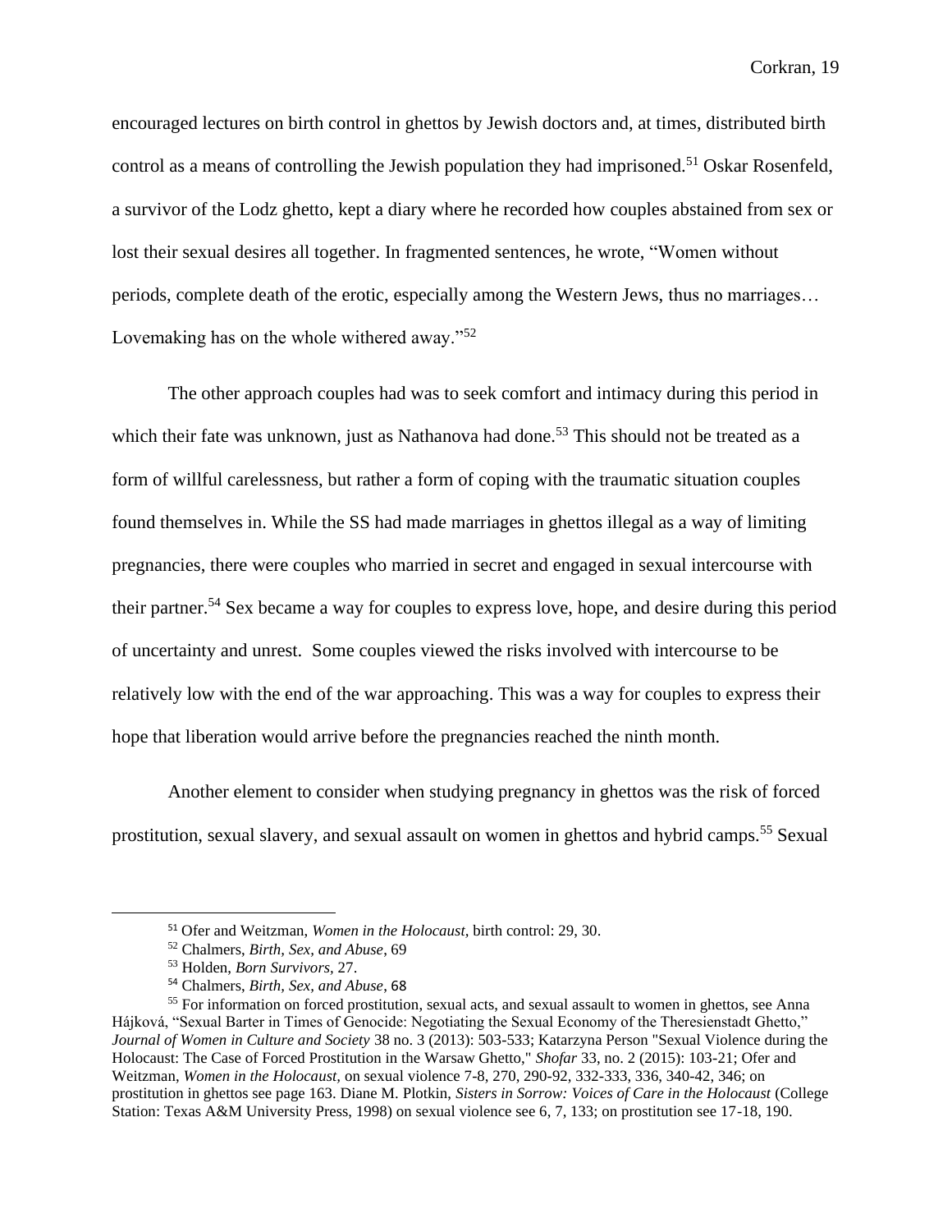encouraged lectures on birth control in ghettos by Jewish doctors and, at times, distributed birth control as a means of controlling the Jewish population they had imprisoned.[51] Oskar Rosenfeld, a survivor of the Lodz ghetto, kept a diary where he recorded how couples abstained from sex or lost their sexual desires all together. In fragmented sentences, he wrote, "Women without periods, complete death of the erotic, especially among the Western Jews, thus no marriages… Lovemaking has on the whole withered away."[52]

The other approach couples had was to seek comfort and intimacy during this period in which their fate was unknown, just as Nathanova had done.[53] This should not be treated as a form of willful carelessness, but rather a form of coping with the traumatic situation couples found themselves in. While the SS had made marriages in ghettos illegal as a way of limiting pregnancies, there were couples who married in secret and engaged in sexual intercourse with their partner.[54] Sex became a way for couples to express love, hope, and desire during this period of uncertainty and unrest. Some couples viewed the risks involved with intercourse to be relatively low with the end of the war approaching. This was a way for couples to express their hope that liberation would arrive before the pregnancies reached the ninth month.

Another element to consider when studying pregnancy in ghettos was the risk of forced prostitution, sexual slavery, and sexual assault on women in ghettos and hybrid camps.[55] Sexual

---

[51] Ofer and Weitzman, *Women in the Holocaust,* birth control: 29, 30.

[52] Chalmers, *Birth, Sex, and Abuse*, 69

[53] Holden, *Born Survivors,* 27.

[54] Chalmers, *Birth, Sex, and Abuse*, 68

[55] For information on forced prostitution, sexual acts, and sexual assault to women in ghettos, see Anna Hájková, "Sexual Barter in Times of Genocide: Negotiating the Sexual Economy of the Theresienstadt Ghetto," *Journal of Women in Culture and Society* 38 no. 3 (2013): 503-533; Katarzyna Person "Sexual Violence during the Holocaust: The Case of Forced Prostitution in the Warsaw Ghetto," *Shofar* 33, no. 2 (2015): 103-21; Ofer and Weitzman, *Women in the Holocaust,* on sexual violence 7-8, 270, 290-92, 332-333, 336, 340-42, 346; on prostitution in ghettos see page 163. Diane M. Plotkin, *Sisters in Sorrow: Voices of Care in the Holocaust* (College Station: Texas A&M University Press, 1998) on sexual violence see 6, 7, 133; on prostitution see 17-18, 190.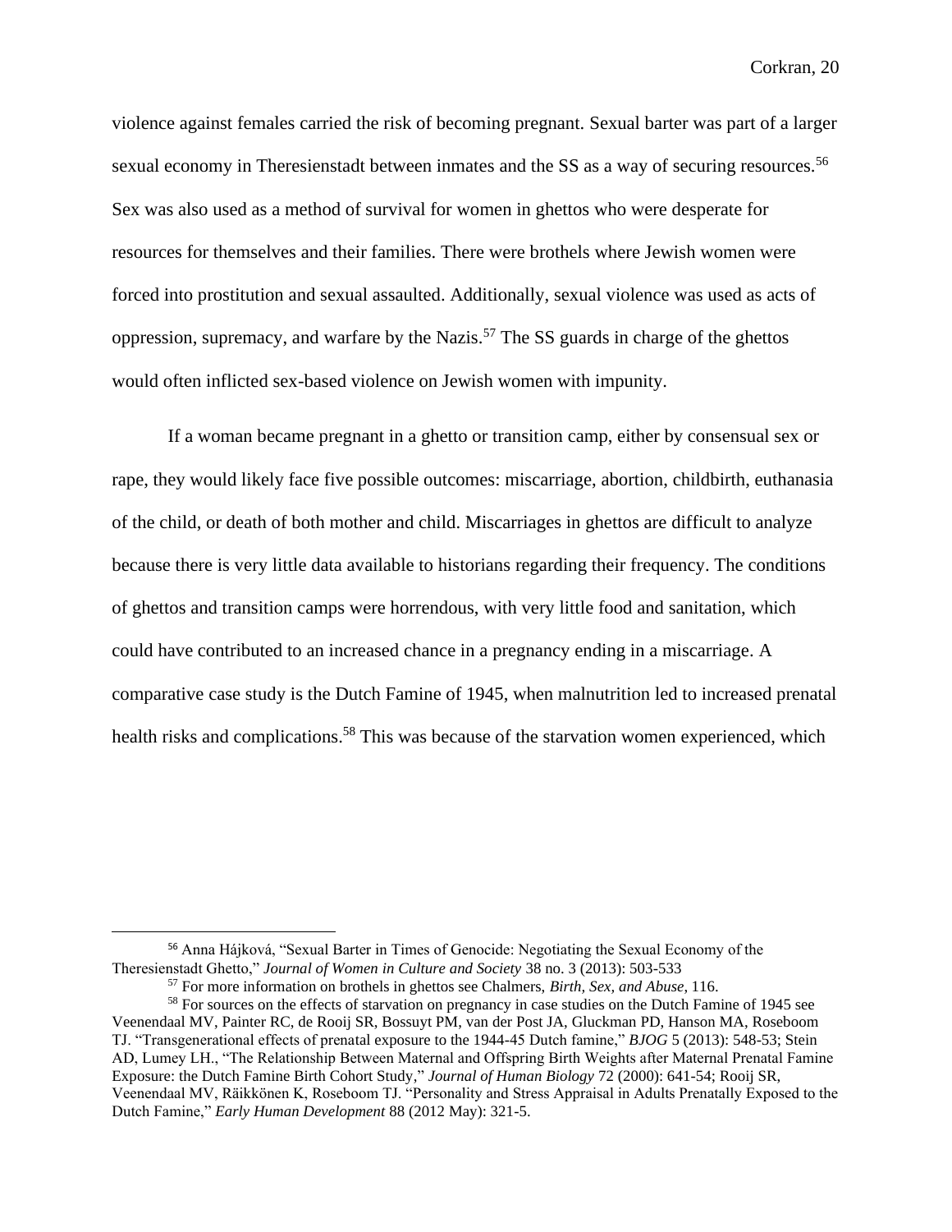violence against females carried the risk of becoming pregnant. Sexual barter was part of a larger sexual economy in Theresienstadt between inmates and the SS as a way of securing resources.[56] Sex was also used as a method of survival for women in ghettos who were desperate for resources for themselves and their families. There were brothels where Jewish women were forced into prostitution and sexual assaulted. Additionally, sexual violence was used as acts of oppression, supremacy, and warfare by the Nazis.[57] The SS guards in charge of the ghettos would often inflicted sex-based violence on Jewish women with impunity.

If a woman became pregnant in a ghetto or transition camp, either by consensual sex or rape, they would likely face five possible outcomes: miscarriage, abortion, childbirth, euthanasia of the child, or death of both mother and child. Miscarriages in ghettos are difficult to analyze because there is very little data available to historians regarding their frequency. The conditions of ghettos and transition camps were horrendous, with very little food and sanitation, which could have contributed to an increased chance in a pregnancy ending in a miscarriage. A comparative case study is the Dutch Famine of 1945, when malnutrition led to increased prenatal health risks and complications.[58] This was because of the starvation women experienced, which

---

[56] Anna Hájková, "Sexual Barter in Times of Genocide: Negotiating the Sexual Economy of the Theresienstadt Ghetto," *Journal of Women in Culture and Society* 38 no. 3 (2013): 503-533

[57] For more information on brothels in ghettos see Chalmers, *Birth, Sex, and Abuse,* 116.

[58] For sources on the effects of starvation on pregnancy in case studies on the Dutch Famine of 1945 see Veenendaal MV, Painter RC, de Rooij SR, Bossuyt PM, van der Post JA, Gluckman PD, Hanson MA, Roseboom TJ. "Transgenerational effects of prenatal exposure to the 1944-45 Dutch famine," *BJOG* 5 (2013): 548-53; Stein AD, Lumey LH., "The Relationship Between Maternal and Offspring Birth Weights after Maternal Prenatal Famine Exposure: the Dutch Famine Birth Cohort Study," *Journal of Human Biology* 72 (2000): 641-54; Rooij SR, Veenendaal MV, Räikkönen K, Roseboom TJ. "Personality and Stress Appraisal in Adults Prenatally Exposed to the Dutch Famine," *Early Human Development* 88 (2012 May): 321-5.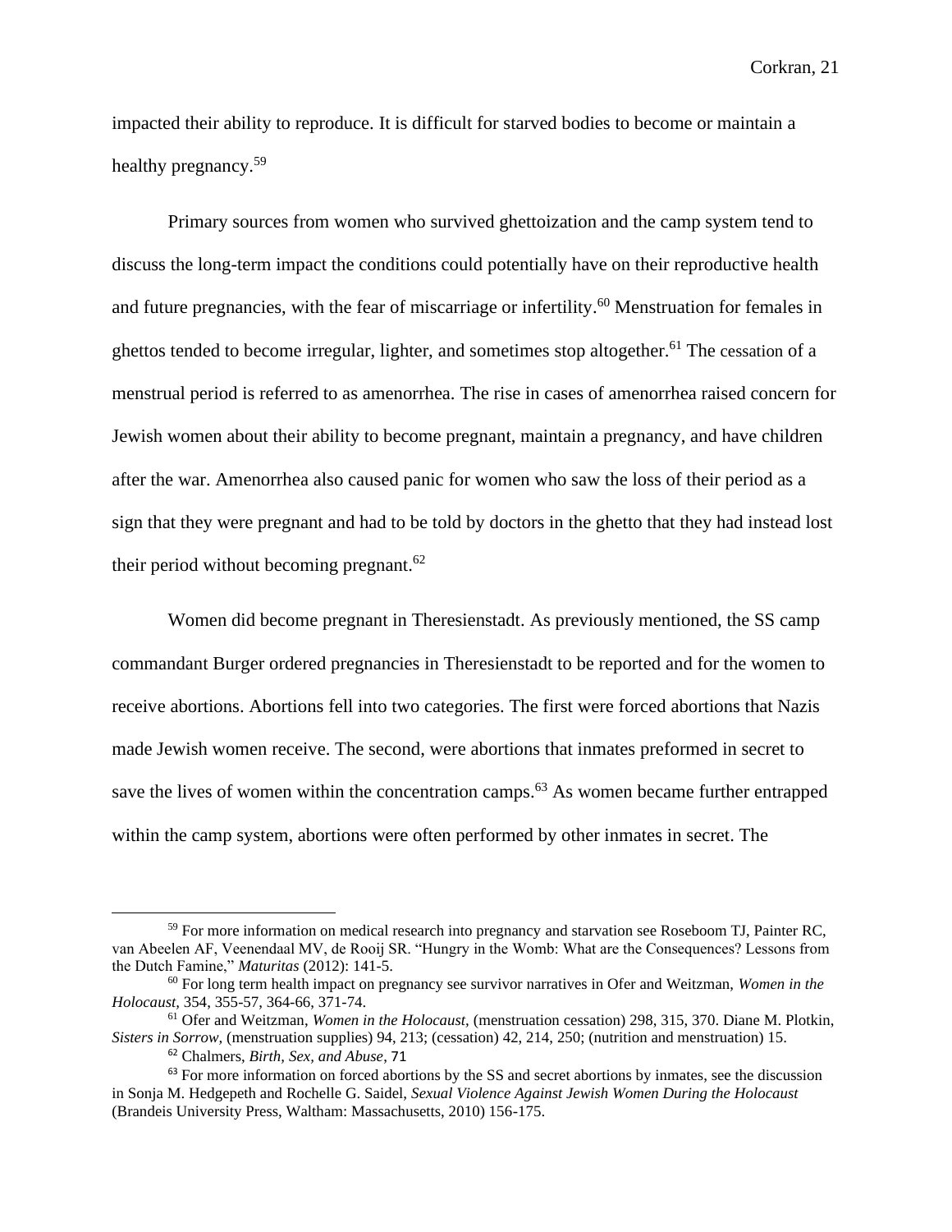impacted their ability to reproduce. It is difficult for starved bodies to become or maintain a healthy pregnancy.[59]

Primary sources from women who survived ghettoization and the camp system tend to discuss the long-term impact the conditions could potentially have on their reproductive health and future pregnancies, with the fear of miscarriage or infertility.[60] Menstruation for females in ghettos tended to become irregular, lighter, and sometimes stop altogether.[61] The cessation of a menstrual period is referred to as amenorrhea. The rise in cases of amenorrhea raised concern for Jewish women about their ability to become pregnant, maintain a pregnancy, and have children after the war. Amenorrhea also caused panic for women who saw the loss of their period as a sign that they were pregnant and had to be told by doctors in the ghetto that they had instead lost their period without becoming pregnant.[62]

Women did become pregnant in Theresienstadt. As previously mentioned, the SS camp commandant Burger ordered pregnancies in Theresienstadt to be reported and for the women to receive abortions. Abortions fell into two categories. The first were forced abortions that Nazis made Jewish women receive. The second, were abortions that inmates preformed in secret to save the lives of women within the concentration camps.[63] As women became further entrapped within the camp system, abortions were often performed by other inmates in secret. The

---

[59] For more information on medical research into pregnancy and starvation see Roseboom TJ, Painter RC, van Abeelen AF, Veenendaal MV, de Rooij SR. "Hungry in the Womb: What are the Consequences? Lessons from the Dutch Famine," *Maturitas* (2012): 141-5.

[60] For long term health impact on pregnancy see survivor narratives in Ofer and Weitzman, *Women in the Holocaust,* 354, 355-57, 364-66, 371-74.

[61] Ofer and Weitzman, *Women in the Holocaust,* (menstruation cessation) 298, 315, 370. Diane M. Plotkin, *Sisters in Sorrow,* (menstruation supplies) 94, 213; (cessation) 42, 214, 250; (nutrition and menstruation) 15.

[62] Chalmers, *Birth, Sex, and Abuse*, 71

[63] For more information on forced abortions by the SS and secret abortions by inmates, see the discussion in Sonja M. Hedgepeth and Rochelle G. Saidel, *Sexual Violence Against Jewish Women During the Holocaust* (Brandeis University Press, Waltham: Massachusetts, 2010) 156-175.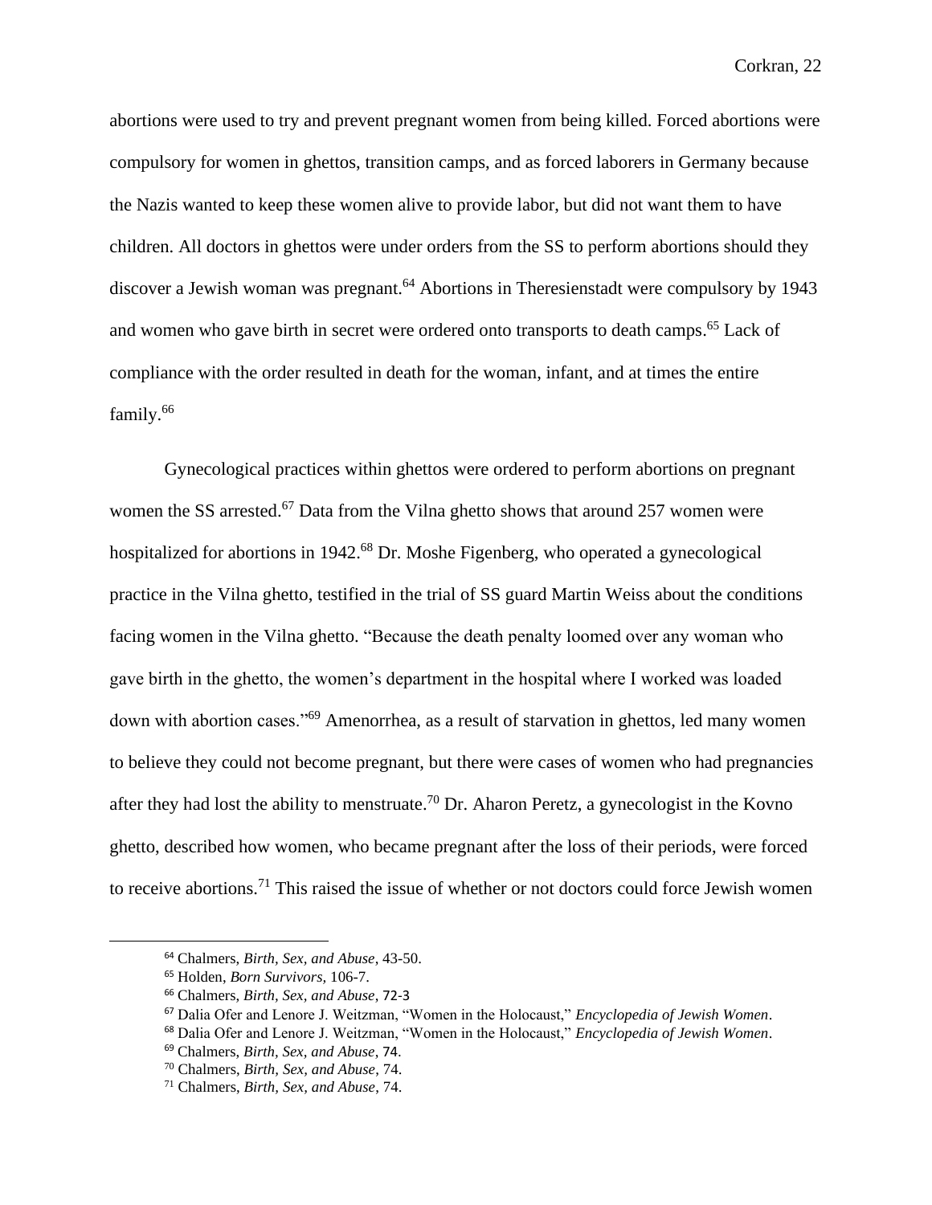abortions were used to try and prevent pregnant women from being killed. Forced abortions were compulsory for women in ghettos, transition camps, and as forced laborers in Germany because the Nazis wanted to keep these women alive to provide labor, but did not want them to have children. All doctors in ghettos were under orders from the SS to perform abortions should they discover a Jewish woman was pregnant.[64] Abortions in Theresienstadt were compulsory by 1943 and women who gave birth in secret were ordered onto transports to death camps.[65] Lack of compliance with the order resulted in death for the woman, infant, and at times the entire family.[66]

Gynecological practices within ghettos were ordered to perform abortions on pregnant women the SS arrested.[67] Data from the Vilna ghetto shows that around 257 women were hospitalized for abortions in 1942.[68] Dr. Moshe Figenberg, who operated a gynecological practice in the Vilna ghetto, testified in the trial of SS guard Martin Weiss about the conditions facing women in the Vilna ghetto. "Because the death penalty loomed over any woman who gave birth in the ghetto, the women's department in the hospital where I worked was loaded down with abortion cases."[69] Amenorrhea, as a result of starvation in ghettos, led many women to believe they could not become pregnant, but there were cases of women who had pregnancies after they had lost the ability to menstruate.[70] Dr. Aharon Peretz, a gynecologist in the Kovno ghetto, described how women, who became pregnant after the loss of their periods, were forced to receive abortions.[71] This raised the issue of whether or not doctors could force Jewish women

[64] Chalmers, *Birth, Sex, and Abuse*, 43-50.
[65] Holden, *Born Survivors*, 106-7.
[66] Chalmers, *Birth, Sex, and Abuse*, 72-3
[67] Dalia Ofer and Lenore J. Weitzman, "Women in the Holocaust," *Encyclopedia of Jewish Women*.
[68] Dalia Ofer and Lenore J. Weitzman, "Women in the Holocaust," *Encyclopedia of Jewish Women*.
[69] Chalmers, *Birth, Sex, and Abuse*, 74.
[70] Chalmers, *Birth, Sex, and Abuse*, 74.
[71] Chalmers, *Birth, Sex, and Abuse*, 74.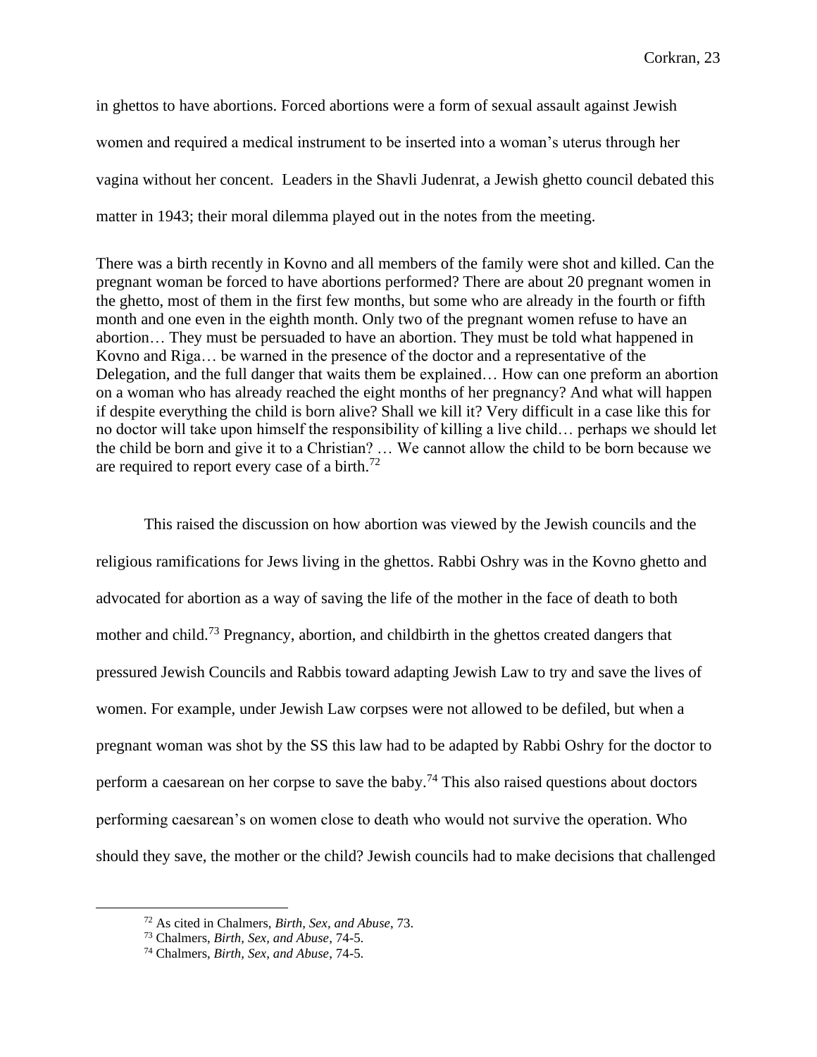in ghettos to have abortions. Forced abortions were a form of sexual assault against Jewish women and required a medical instrument to be inserted into a woman's uterus through her vagina without her concent. Leaders in the Shavli Judenrat, a Jewish ghetto council debated this matter in 1943; their moral dilemma played out in the notes from the meeting.

> There was a birth recently in Kovno and all members of the family were shot and killed. Can the pregnant woman be forced to have abortions performed? There are about 20 pregnant women in the ghetto, most of them in the first few months, but some who are already in the fourth or fifth month and one even in the eighth month. Only two of the pregnant women refuse to have an abortion… They must be persuaded to have an abortion. They must be told what happened in Kovno and Riga… be warned in the presence of the doctor and a representative of the Delegation, and the full danger that waits them be explained… How can one preform an abortion on a woman who has already reached the eight months of her pregnancy? And what will happen if despite everything the child is born alive? Shall we kill it? Very difficult in a case like this for no doctor will take upon himself the responsibility of killing a live child… perhaps we should let the child be born and give it to a Christian? … We cannot allow the child to be born because we are required to report every case of a birth.[72]

This raised the discussion on how abortion was viewed by the Jewish councils and the religious ramifications for Jews living in the ghettos. Rabbi Oshry was in the Kovno ghetto and advocated for abortion as a way of saving the life of the mother in the face of death to both mother and child.[73] Pregnancy, abortion, and childbirth in the ghettos created dangers that pressured Jewish Councils and Rabbis toward adapting Jewish Law to try and save the lives of women. For example, under Jewish Law corpses were not allowed to be defiled, but when a pregnant woman was shot by the SS this law had to be adapted by Rabbi Oshry for the doctor to perform a caesarean on her corpse to save the baby.[74] This also raised questions about doctors performing caesarean's on women close to death who would not survive the operation. Who should they save, the mother or the child? Jewish councils had to make decisions that challenged

[72] As cited in Chalmers, *Birth, Sex, and Abuse*, 73.

[73] Chalmers, *Birth, Sex, and Abuse*, 74-5.

[74] Chalmers, *Birth, Sex, and Abuse*, 74-5.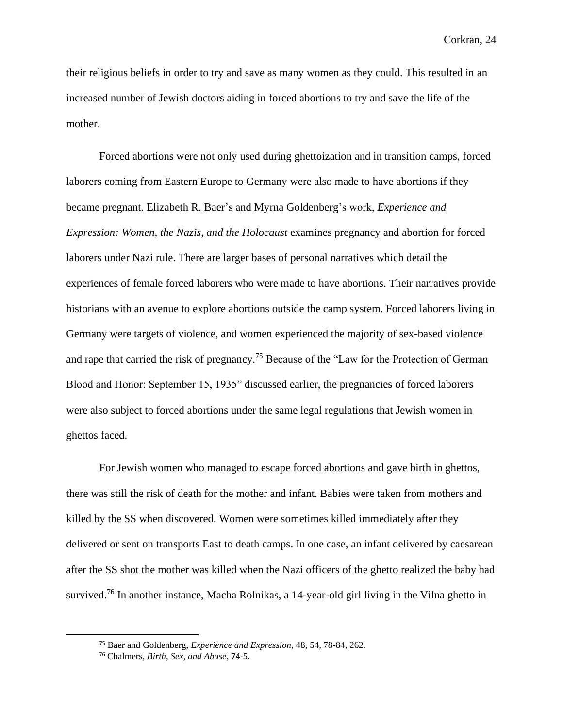their religious beliefs in order to try and save as many women as they could. This resulted in an increased number of Jewish doctors aiding in forced abortions to try and save the life of the mother.

Forced abortions were not only used during ghettoization and in transition camps, forced laborers coming from Eastern Europe to Germany were also made to have abortions if they became pregnant. Elizabeth R. Baer's and Myrna Goldenberg's work, *Experience and Expression: Women, the Nazis, and the Holocaust* examines pregnancy and abortion for forced laborers under Nazi rule. There are larger bases of personal narratives which detail the experiences of female forced laborers who were made to have abortions. Their narratives provide historians with an avenue to explore abortions outside the camp system. Forced laborers living in Germany were targets of violence, and women experienced the majority of sex-based violence and rape that carried the risk of pregnancy.[75] Because of the "Law for the Protection of German Blood and Honor: September 15, 1935" discussed earlier, the pregnancies of forced laborers were also subject to forced abortions under the same legal regulations that Jewish women in ghettos faced.

For Jewish women who managed to escape forced abortions and gave birth in ghettos, there was still the risk of death for the mother and infant. Babies were taken from mothers and killed by the SS when discovered. Women were sometimes killed immediately after they delivered or sent on transports East to death camps. In one case, an infant delivered by caesarean after the SS shot the mother was killed when the Nazi officers of the ghetto realized the baby had survived.[76] In another instance, Macha Rolnikas, a 14-year-old girl living in the Vilna ghetto in

[75] Baer and Goldenberg, *Experience and Expression,* 48, 54, 78-84, 262.

[76] Chalmers, *Birth, Sex, and Abuse*, 74-5.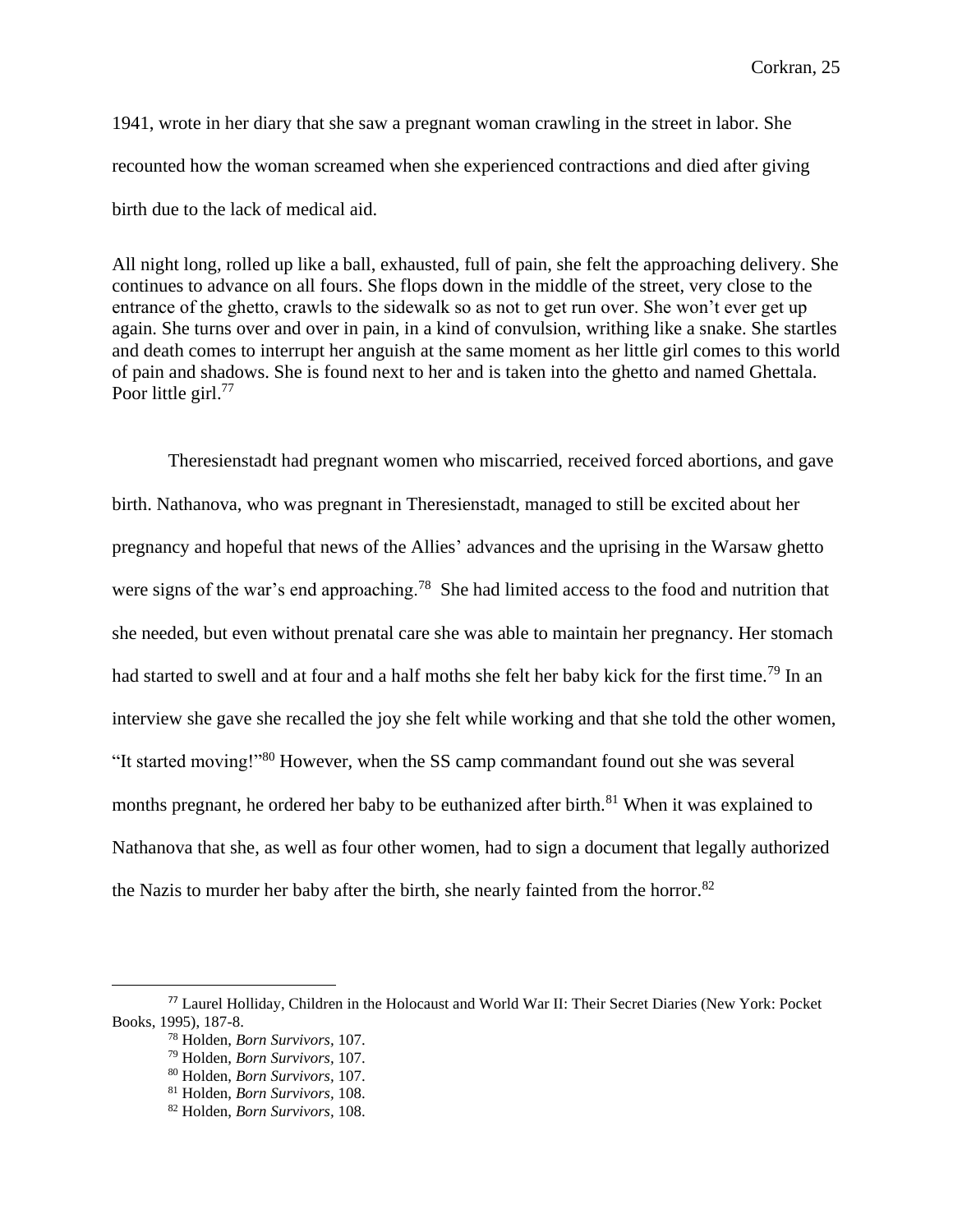1941, wrote in her diary that she saw a pregnant woman crawling in the street in labor. She recounted how the woman screamed when she experienced contractions and died after giving birth due to the lack of medical aid.

> All night long, rolled up like a ball, exhausted, full of pain, she felt the approaching delivery. She continues to advance on all fours. She flops down in the middle of the street, very close to the entrance of the ghetto, crawls to the sidewalk so as not to get run over. She won't ever get up again. She turns over and over in pain, in a kind of convulsion, writhing like a snake. She startles and death comes to interrupt her anguish at the same moment as her little girl comes to this world of pain and shadows. She is found next to her and is taken into the ghetto and named Ghettala. Poor little girl.[77]

Theresienstadt had pregnant women who miscarried, received forced abortions, and gave birth. Nathanova, who was pregnant in Theresienstadt, managed to still be excited about her pregnancy and hopeful that news of the Allies' advances and the uprising in the Warsaw ghetto were signs of the war's end approaching.[78] She had limited access to the food and nutrition that she needed, but even without prenatal care she was able to maintain her pregnancy. Her stomach had started to swell and at four and a half moths she felt her baby kick for the first time.[79] In an interview she gave she recalled the joy she felt while working and that she told the other women, "It started moving!"[80] However, when the SS camp commandant found out she was several months pregnant, he ordered her baby to be euthanized after birth.[81] When it was explained to Nathanova that she, as well as four other women, had to sign a document that legally authorized the Nazis to murder her baby after the birth, she nearly fainted from the horror.[82]

---

[77] Laurel Holliday, Children in the Holocaust and World War II: Their Secret Diaries (New York: Pocket Books, 1995), 187-8.

[78] Holden, *Born Survivors*, 107.

[79] Holden, *Born Survivors*, 107.

[80] Holden, *Born Survivors*, 107.

[81] Holden, *Born Survivors*, 108.

[82] Holden, *Born Survivors*, 108.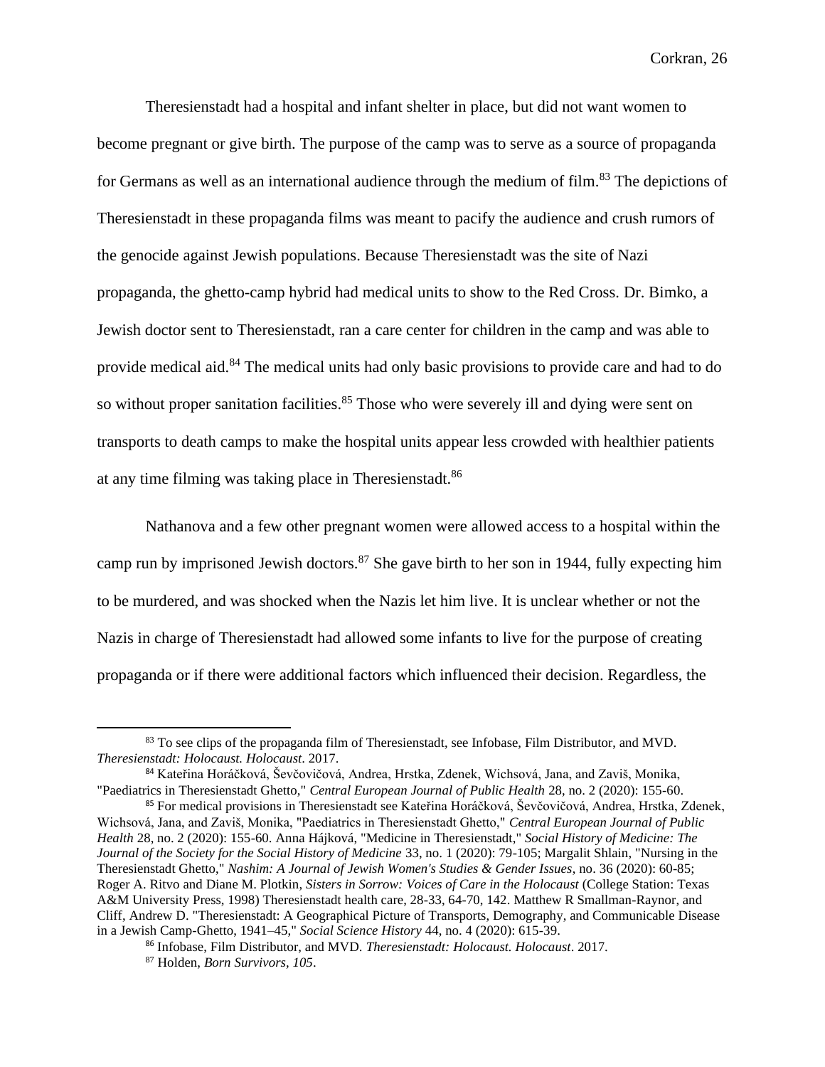Theresienstadt had a hospital and infant shelter in place, but did not want women to become pregnant or give birth. The purpose of the camp was to serve as a source of propaganda for Germans as well as an international audience through the medium of film.[83] The depictions of Theresienstadt in these propaganda films was meant to pacify the audience and crush rumors of the genocide against Jewish populations. Because Theresienstadt was the site of Nazi propaganda, the ghetto-camp hybrid had medical units to show to the Red Cross. Dr. Bimko, a Jewish doctor sent to Theresienstadt, ran a care center for children in the camp and was able to provide medical aid.[84] The medical units had only basic provisions to provide care and had to do so without proper sanitation facilities.[85] Those who were severely ill and dying were sent on transports to death camps to make the hospital units appear less crowded with healthier patients at any time filming was taking place in Theresienstadt.[86]

Nathanova and a few other pregnant women were allowed access to a hospital within the camp run by imprisoned Jewish doctors.[87] She gave birth to her son in 1944, fully expecting him to be murdered, and was shocked when the Nazis let him live. It is unclear whether or not the Nazis in charge of Theresienstadt had allowed some infants to live for the purpose of creating propaganda or if there were additional factors which influenced their decision. Regardless, the

---

[83] To see clips of the propaganda film of Theresienstadt, see Infobase, Film Distributor, and MVD. *Theresienstadt: Holocaust. Holocaust*. 2017.

[84] Kateřina Horáčková, Ševčovičová, Andrea, Hrstka, Zdenek, Wichsová, Jana, and Zaviš, Monika, "Paediatrics in Theresienstadt Ghetto," *Central European Journal of Public Health* 28, no. 2 (2020): 155-60.

[85] For medical provisions in Theresienstadt see Kateřina Horáčková, Ševčovičová, Andrea, Hrstka, Zdenek, Wichsová, Jana, and Zaviš, Monika, "Paediatrics in Theresienstadt Ghetto," *Central European Journal of Public Health* 28, no. 2 (2020): 155-60. Anna Hájková, "Medicine in Theresienstadt," *Social History of Medicine: The Journal of the Society for the Social History of Medicine* 33, no. 1 (2020): 79-105; Margalit Shlain, "Nursing in the Theresienstadt Ghetto," *Nashim: A Journal of Jewish Women's Studies & Gender Issues*, no. 36 (2020): 60-85; Roger A. Ritvo and Diane M. Plotkin, *Sisters in Sorrow: Voices of Care in the Holocaust* (College Station: Texas A&M University Press, 1998) Theresienstadt health care, 28-33, 64-70, 142. Matthew R Smallman-Raynor, and Cliff, Andrew D. "Theresienstadt: A Geographical Picture of Transports, Demography, and Communicable Disease in a Jewish Camp-Ghetto, 1941–45," *Social Science History* 44, no. 4 (2020): 615-39.

[86] Infobase, Film Distributor, and MVD. *Theresienstadt: Holocaust. Holocaust*. 2017.

[87] Holden, *Born Survivors*, *105*.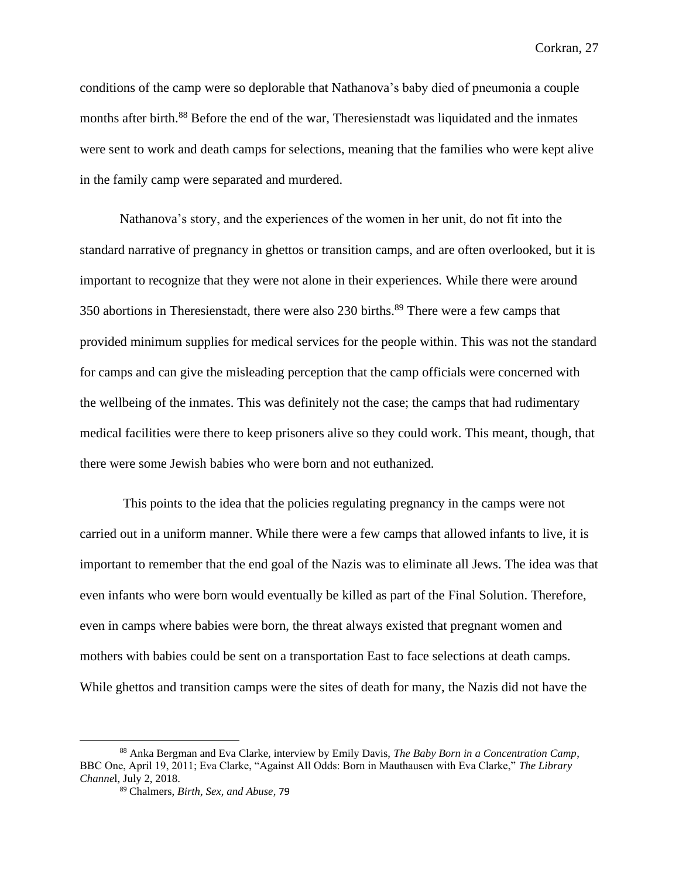conditions of the camp were so deplorable that Nathanova's baby died of pneumonia a couple months after birth.[88] Before the end of the war, Theresienstadt was liquidated and the inmates were sent to work and death camps for selections, meaning that the families who were kept alive in the family camp were separated and murdered.

Nathanova's story, and the experiences of the women in her unit, do not fit into the standard narrative of pregnancy in ghettos or transition camps, and are often overlooked, but it is important to recognize that they were not alone in their experiences. While there were around 350 abortions in Theresienstadt, there were also 230 births.[89] There were a few camps that provided minimum supplies for medical services for the people within. This was not the standard for camps and can give the misleading perception that the camp officials were concerned with the wellbeing of the inmates. This was definitely not the case; the camps that had rudimentary medical facilities were there to keep prisoners alive so they could work. This meant, though, that there were some Jewish babies who were born and not euthanized.

This points to the idea that the policies regulating pregnancy in the camps were not carried out in a uniform manner. While there were a few camps that allowed infants to live, it is important to remember that the end goal of the Nazis was to eliminate all Jews. The idea was that even infants who were born would eventually be killed as part of the Final Solution. Therefore, even in camps where babies were born, the threat always existed that pregnant women and mothers with babies could be sent on a transportation East to face selections at death camps. While ghettos and transition camps were the sites of death for many, the Nazis did not have the

---

[88] Anka Bergman and Eva Clarke, interview by Emily Davis, *The Baby Born in a Concentration Camp*, BBC One, April 19, 2011; Eva Clarke, "Against All Odds: Born in Mauthausen with Eva Clarke," *The Library Channel*, July 2, 2018.

[89] Chalmers, *Birth, Sex, and Abuse*, 79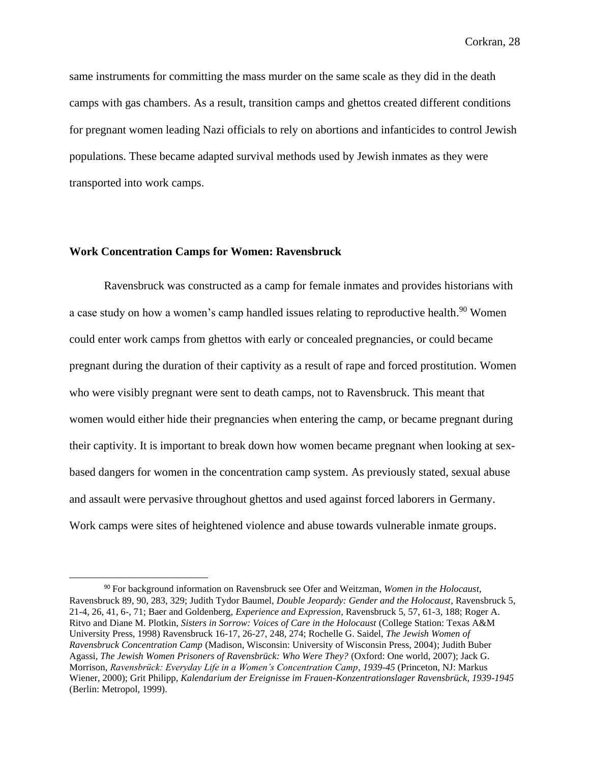same instruments for committing the mass murder on the same scale as they did in the death camps with gas chambers. As a result, transition camps and ghettos created different conditions for pregnant women leading Nazi officials to rely on abortions and infanticides to control Jewish populations. These became adapted survival methods used by Jewish inmates as they were transported into work camps.

### Work Concentration Camps for Women: Ravensbruck

Ravensbruck was constructed as a camp for female inmates and provides historians with a case study on how a women's camp handled issues relating to reproductive health.[90] Women could enter work camps from ghettos with early or concealed pregnancies, or could became pregnant during the duration of their captivity as a result of rape and forced prostitution. Women who were visibly pregnant were sent to death camps, not to Ravensbruck. This meant that women would either hide their pregnancies when entering the camp, or became pregnant during their captivity. It is important to break down how women became pregnant when looking at sex-based dangers for women in the concentration camp system. As previously stated, sexual abuse and assault were pervasive throughout ghettos and used against forced laborers in Germany. Work camps were sites of heightened violence and abuse towards vulnerable inmate groups.

---

[90] For background information on Ravensbruck see Ofer and Weitzman, *Women in the Holocaust*, Ravensbruck 89, 90, 283, 329; Judith Tydor Baumel, *Double Jeopardy: Gender and the Holocaust*, Ravensbruck 5, 21-4, 26, 41, 6-, 71; Baer and Goldenberg, *Experience and Expression*, Ravensbruck 5, 57, 61-3, 188; Roger A. Ritvo and Diane M. Plotkin, *Sisters in Sorrow: Voices of Care in the Holocaust* (College Station: Texas A&M University Press, 1998) Ravensbruck 16-17, 26-27, 248, 274; Rochelle G. Saidel, *The Jewish Women of Ravensbruck Concentration Camp* (Madison, Wisconsin: University of Wisconsin Press, 2004); Judith Buber Agassi, *The Jewish Women Prisoners of Ravensbrück: Who Were They?* (Oxford: One world, 2007); Jack G. Morrison, *Ravensbrück: Everyday Life in a Women's Concentration Camp, 1939-45* (Princeton, NJ: Markus Wiener, 2000); Grit Philipp, *Kalendarium der Ereignisse im Frauen-Konzentrationslager Ravensbrück, 1939-1945* (Berlin: Metropol, 1999).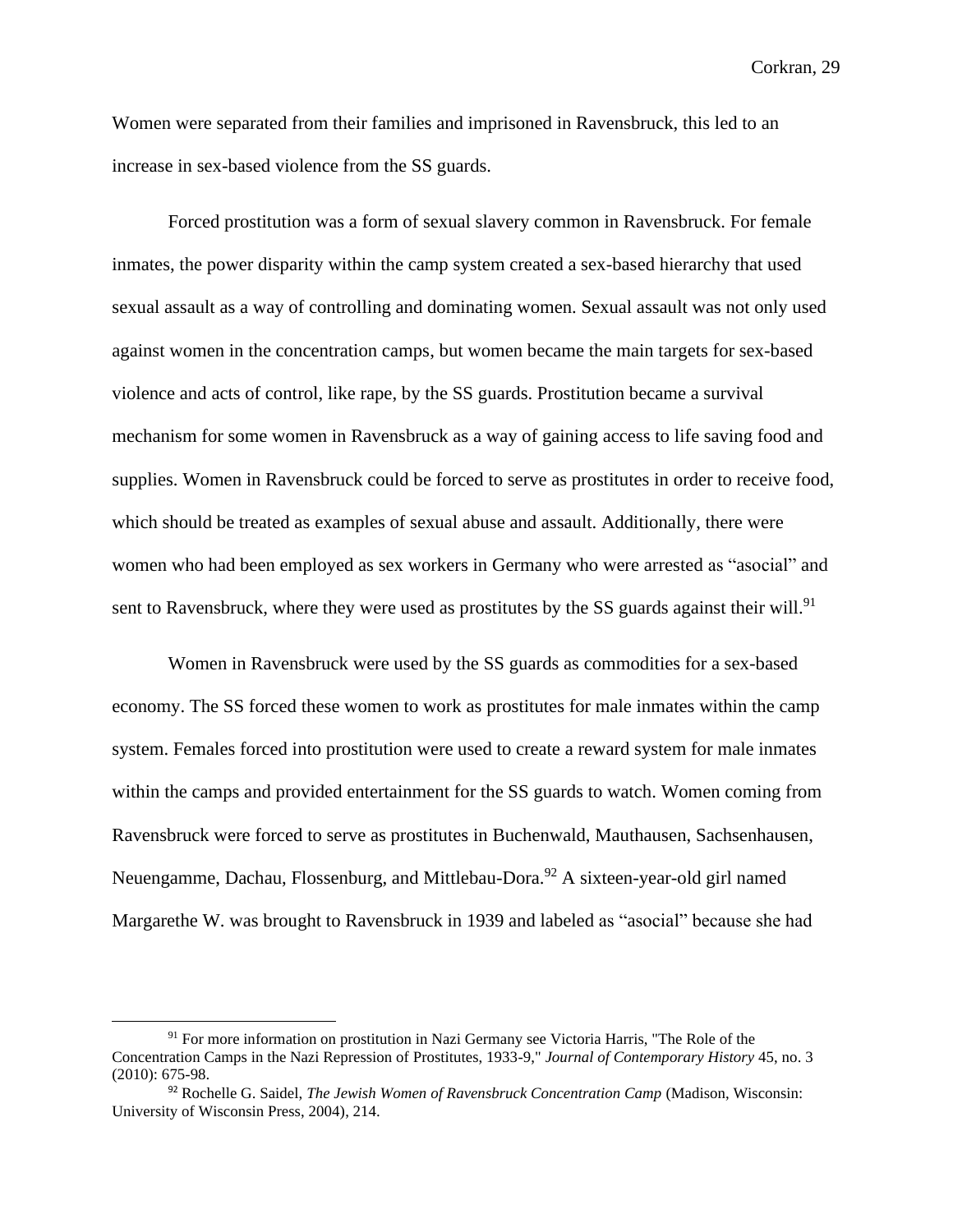Women were separated from their families and imprisoned in Ravensbruck, this led to an increase in sex-based violence from the SS guards.

Forced prostitution was a form of sexual slavery common in Ravensbruck. For female inmates, the power disparity within the camp system created a sex-based hierarchy that used sexual assault as a way of controlling and dominating women. Sexual assault was not only used against women in the concentration camps, but women became the main targets for sex-based violence and acts of control, like rape, by the SS guards. Prostitution became a survival mechanism for some women in Ravensbruck as a way of gaining access to life saving food and supplies. Women in Ravensbruck could be forced to serve as prostitutes in order to receive food, which should be treated as examples of sexual abuse and assault. Additionally, there were women who had been employed as sex workers in Germany who were arrested as "asocial" and sent to Ravensbruck, where they were used as prostitutes by the SS guards against their will.[91]

Women in Ravensbruck were used by the SS guards as commodities for a sex-based economy. The SS forced these women to work as prostitutes for male inmates within the camp system. Females forced into prostitution were used to create a reward system for male inmates within the camps and provided entertainment for the SS guards to watch. Women coming from Ravensbruck were forced to serve as prostitutes in Buchenwald, Mauthausen, Sachsenhausen, Neuengamme, Dachau, Flossenburg, and Mittlebau-Dora.[92] A sixteen-year-old girl named Margarethe W. was brought to Ravensbruck in 1939 and labeled as "asocial" because she had

---

[91] For more information on prostitution in Nazi Germany see Victoria Harris, "The Role of the Concentration Camps in the Nazi Repression of Prostitutes, 1933-9," *Journal of Contemporary History* 45, no. 3 (2010): 675-98.

[92] Rochelle G. Saidel, *The Jewish Women of Ravensbruck Concentration Camp* (Madison, Wisconsin: University of Wisconsin Press, 2004), 214.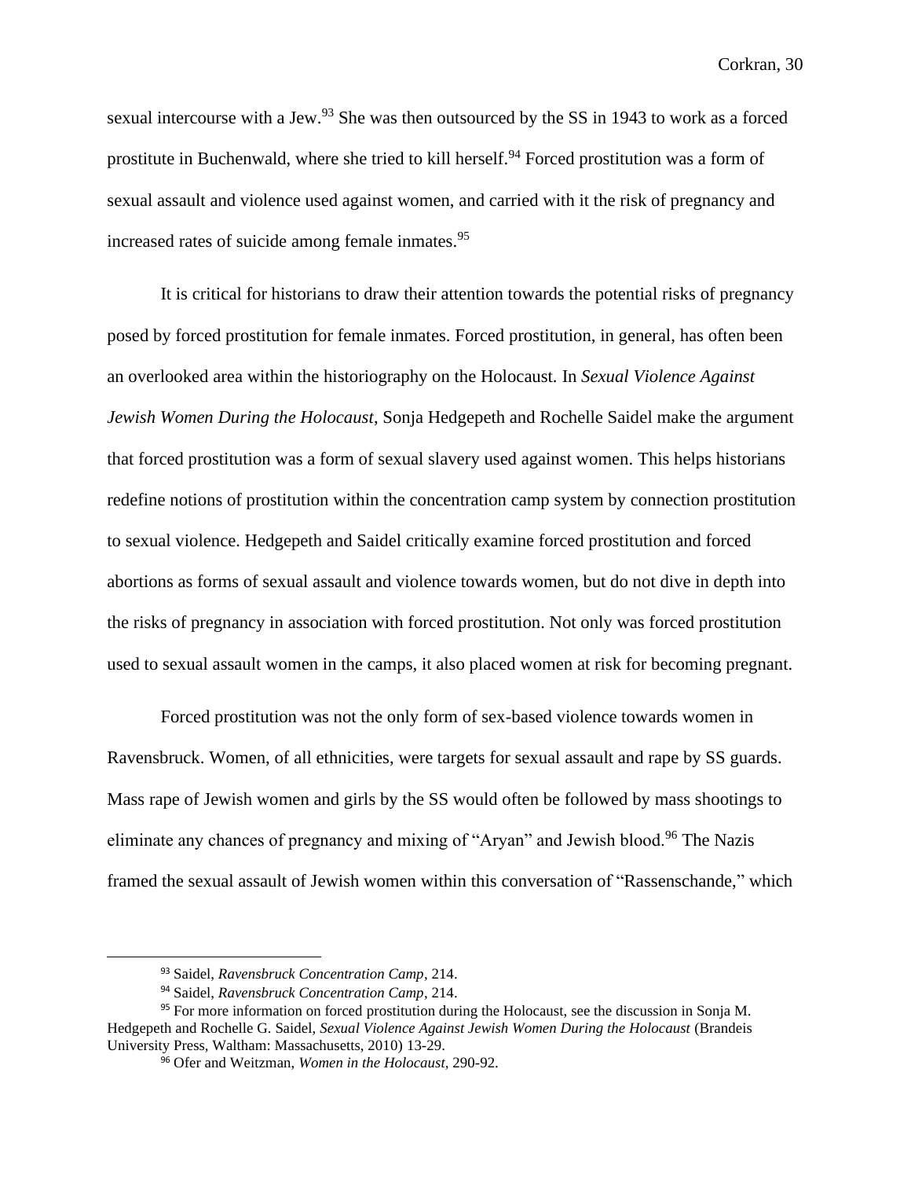sexual intercourse with a Jew.[93] She was then outsourced by the SS in 1943 to work as a forced prostitute in Buchenwald, where she tried to kill herself.[94] Forced prostitution was a form of sexual assault and violence used against women, and carried with it the risk of pregnancy and increased rates of suicide among female inmates.[95]

It is critical for historians to draw their attention towards the potential risks of pregnancy posed by forced prostitution for female inmates. Forced prostitution, in general, has often been an overlooked area within the historiography on the Holocaust. In *Sexual Violence Against Jewish Women During the Holocaust*, Sonja Hedgepeth and Rochelle Saidel make the argument that forced prostitution was a form of sexual slavery used against women. This helps historians redefine notions of prostitution within the concentration camp system by connection prostitution to sexual violence. Hedgepeth and Saidel critically examine forced prostitution and forced abortions as forms of sexual assault and violence towards women, but do not dive in depth into the risks of pregnancy in association with forced prostitution. Not only was forced prostitution used to sexual assault women in the camps, it also placed women at risk for becoming pregnant.

Forced prostitution was not the only form of sex-based violence towards women in Ravensbruck. Women, of all ethnicities, were targets for sexual assault and rape by SS guards. Mass rape of Jewish women and girls by the SS would often be followed by mass shootings to eliminate any chances of pregnancy and mixing of "Aryan" and Jewish blood.[96] The Nazis framed the sexual assault of Jewish women within this conversation of "Rassenschande," which

---

[93] Saidel, *Ravensbruck Concentration Camp*, 214.

[94] Saidel, *Ravensbruck Concentration Camp*, 214.

[95] For more information on forced prostitution during the Holocaust, see the discussion in Sonja M. Hedgepeth and Rochelle G. Saidel, *Sexual Violence Against Jewish Women During the Holocaust* (Brandeis University Press, Waltham: Massachusetts, 2010) 13-29.

[96] Ofer and Weitzman, *Women in the Holocaust,* 290-92.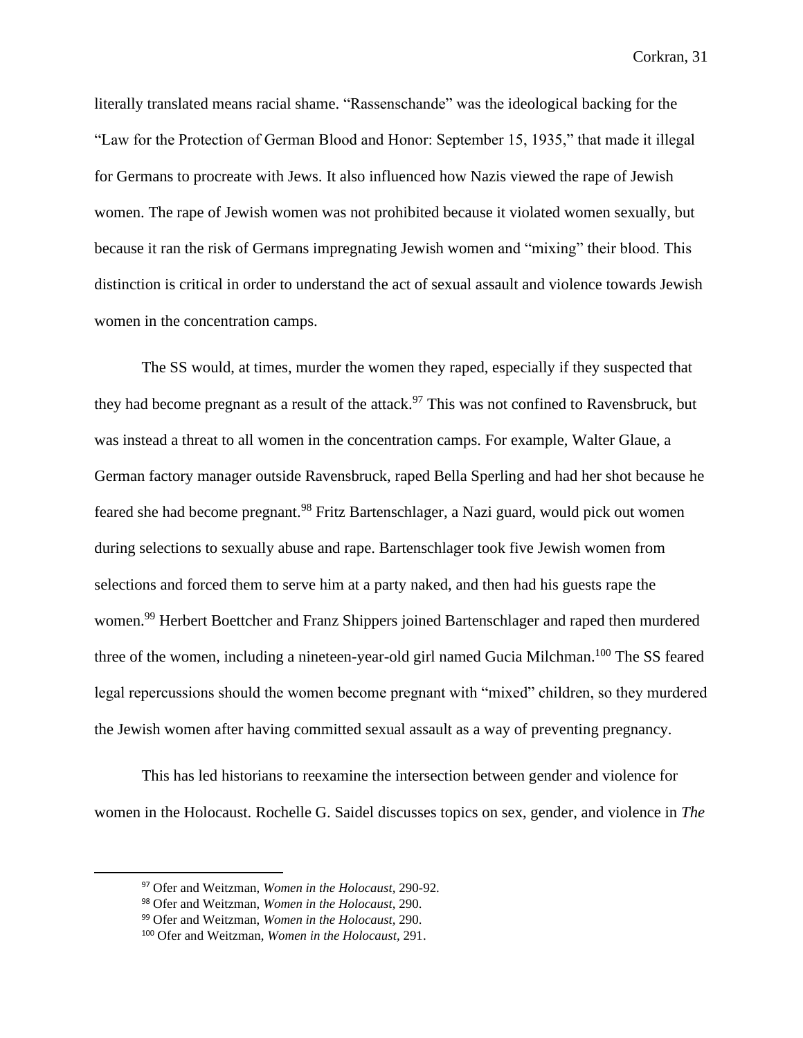literally translated means racial shame. "Rassenschande" was the ideological backing for the "Law for the Protection of German Blood and Honor: September 15, 1935," that made it illegal for Germans to procreate with Jews. It also influenced how Nazis viewed the rape of Jewish women. The rape of Jewish women was not prohibited because it violated women sexually, but because it ran the risk of Germans impregnating Jewish women and "mixing" their blood. This distinction is critical in order to understand the act of sexual assault and violence towards Jewish women in the concentration camps.

The SS would, at times, murder the women they raped, especially if they suspected that they had become pregnant as a result of the attack.[97] This was not confined to Ravensbruck, but was instead a threat to all women in the concentration camps. For example, Walter Glaue, a German factory manager outside Ravensbruck, raped Bella Sperling and had her shot because he feared she had become pregnant.[98] Fritz Bartenschlager, a Nazi guard, would pick out women during selections to sexually abuse and rape. Bartenschlager took five Jewish women from selections and forced them to serve him at a party naked, and then had his guests rape the women.[99] Herbert Boettcher and Franz Shippers joined Bartenschlager and raped then murdered three of the women, including a nineteen-year-old girl named Gucia Milchman.[100] The SS feared legal repercussions should the women become pregnant with "mixed" children, so they murdered the Jewish women after having committed sexual assault as a way of preventing pregnancy.

This has led historians to reexamine the intersection between gender and violence for women in the Holocaust. Rochelle G. Saidel discusses topics on sex, gender, and violence in *The*

---

[97] Ofer and Weitzman, *Women in the Holocaust,* 290-92.

[98] Ofer and Weitzman, *Women in the Holocaust,* 290.

[99] Ofer and Weitzman, *Women in the Holocaust,* 290.

[100] Ofer and Weitzman, *Women in the Holocaust,* 291.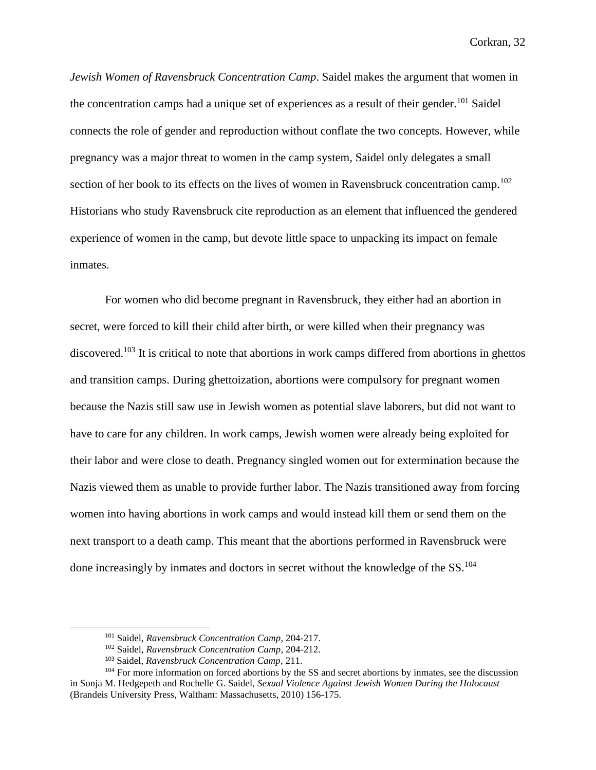*Jewish Women of Ravensbruck Concentration Camp*. Saidel makes the argument that women in the concentration camps had a unique set of experiences as a result of their gender.[101] Saidel connects the role of gender and reproduction without conflate the two concepts. However, while pregnancy was a major threat to women in the camp system, Saidel only delegates a small section of her book to its effects on the lives of women in Ravensbruck concentration camp.[102] Historians who study Ravensbruck cite reproduction as an element that influenced the gendered experience of women in the camp, but devote little space to unpacking its impact on female inmates.

For women who did become pregnant in Ravensbruck, they either had an abortion in secret, were forced to kill their child after birth, or were killed when their pregnancy was discovered.[103] It is critical to note that abortions in work camps differed from abortions in ghettos and transition camps. During ghettoization, abortions were compulsory for pregnant women because the Nazis still saw use in Jewish women as potential slave laborers, but did not want to have to care for any children. In work camps, Jewish women were already being exploited for their labor and were close to death. Pregnancy singled women out for extermination because the Nazis viewed them as unable to provide further labor. The Nazis transitioned away from forcing women into having abortions in work camps and would instead kill them or send them on the next transport to a death camp. This meant that the abortions performed in Ravensbruck were done increasingly by inmates and doctors in secret without the knowledge of the SS.[104]

---

[101] Saidel, *Ravensbruck Concentration Camp*, 204-217.

[102] Saidel, *Ravensbruck Concentration Camp*, 204-212.

[103] Saidel, *Ravensbruck Concentration Camp*, 211.

[104] For more information on forced abortions by the SS and secret abortions by inmates, see the discussion in Sonja M. Hedgepeth and Rochelle G. Saidel, *Sexual Violence Against Jewish Women During the Holocaust* (Brandeis University Press, Waltham: Massachusetts, 2010) 156-175.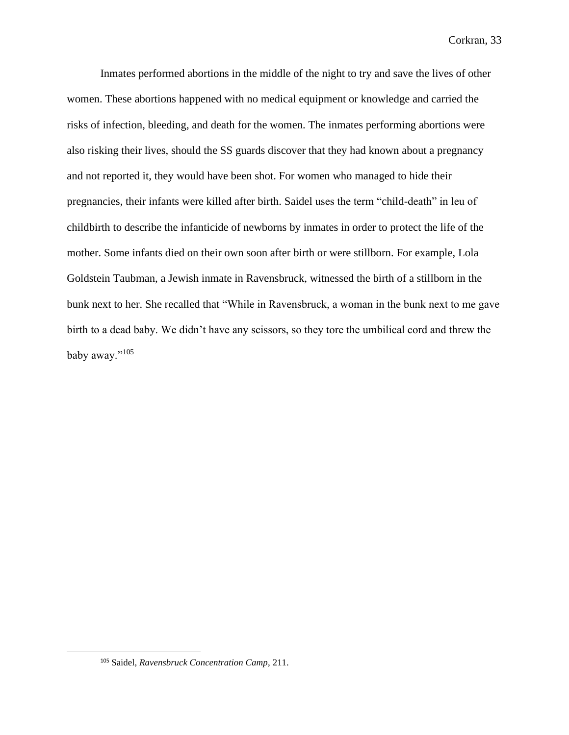Inmates performed abortions in the middle of the night to try and save the lives of other women. These abortions happened with no medical equipment or knowledge and carried the risks of infection, bleeding, and death for the women. The inmates performing abortions were also risking their lives, should the SS guards discover that they had known about a pregnancy and not reported it, they would have been shot. For women who managed to hide their pregnancies, their infants were killed after birth. Saidel uses the term "child-death" in leu of childbirth to describe the infanticide of newborns by inmates in order to protect the life of the mother. Some infants died on their own soon after birth or were stillborn. For example, Lola Goldstein Taubman, a Jewish inmate in Ravensbruck, witnessed the birth of a stillborn in the bunk next to her. She recalled that "While in Ravensbruck, a woman in the bunk next to me gave birth to a dead baby. We didn't have any scissors, so they tore the umbilical cord and threw the baby away."[105]

---

[105] Saidel, *Ravensbruck Concentration Camp*, 211.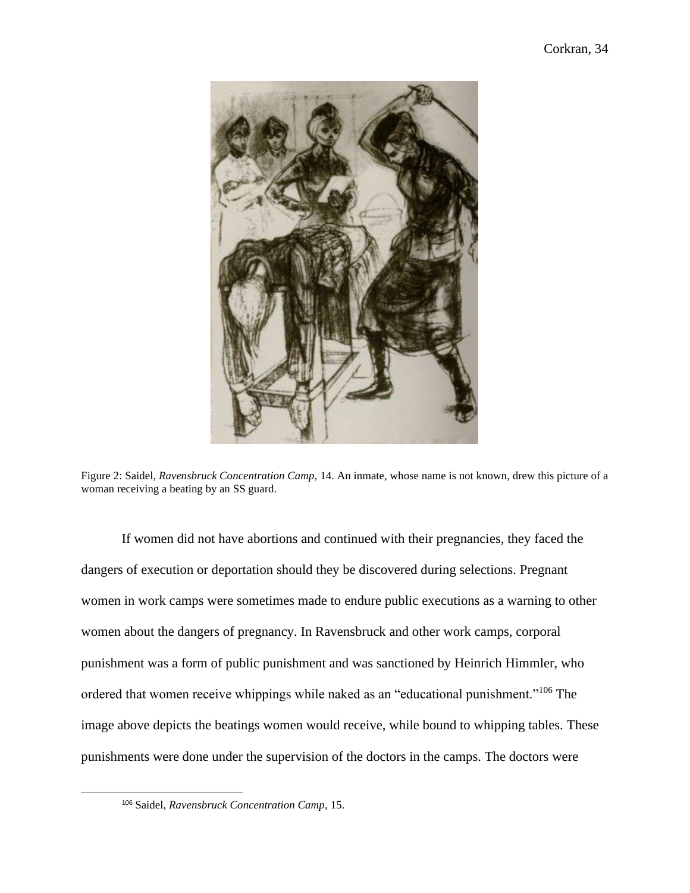Figure 2: Saidel, *Ravensbruck Concentration Camp*, 14. An inmate, whose name is not known, drew this picture of a woman receiving a beating by an SS guard.

If women did not have abortions and continued with their pregnancies, they faced the dangers of execution or deportation should they be discovered during selections. Pregnant women in work camps were sometimes made to endure public executions as a warning to other women about the dangers of pregnancy. In Ravensbruck and other work camps, corporal punishment was a form of public punishment and was sanctioned by Heinrich Himmler, who ordered that women receive whippings while naked as an "educational punishment."[106] The image above depicts the beatings women would receive, while bound to whipping tables. These punishments were done under the supervision of the doctors in the camps. The doctors were

[106] Saidel, *Ravensbruck Concentration Camp*, 15.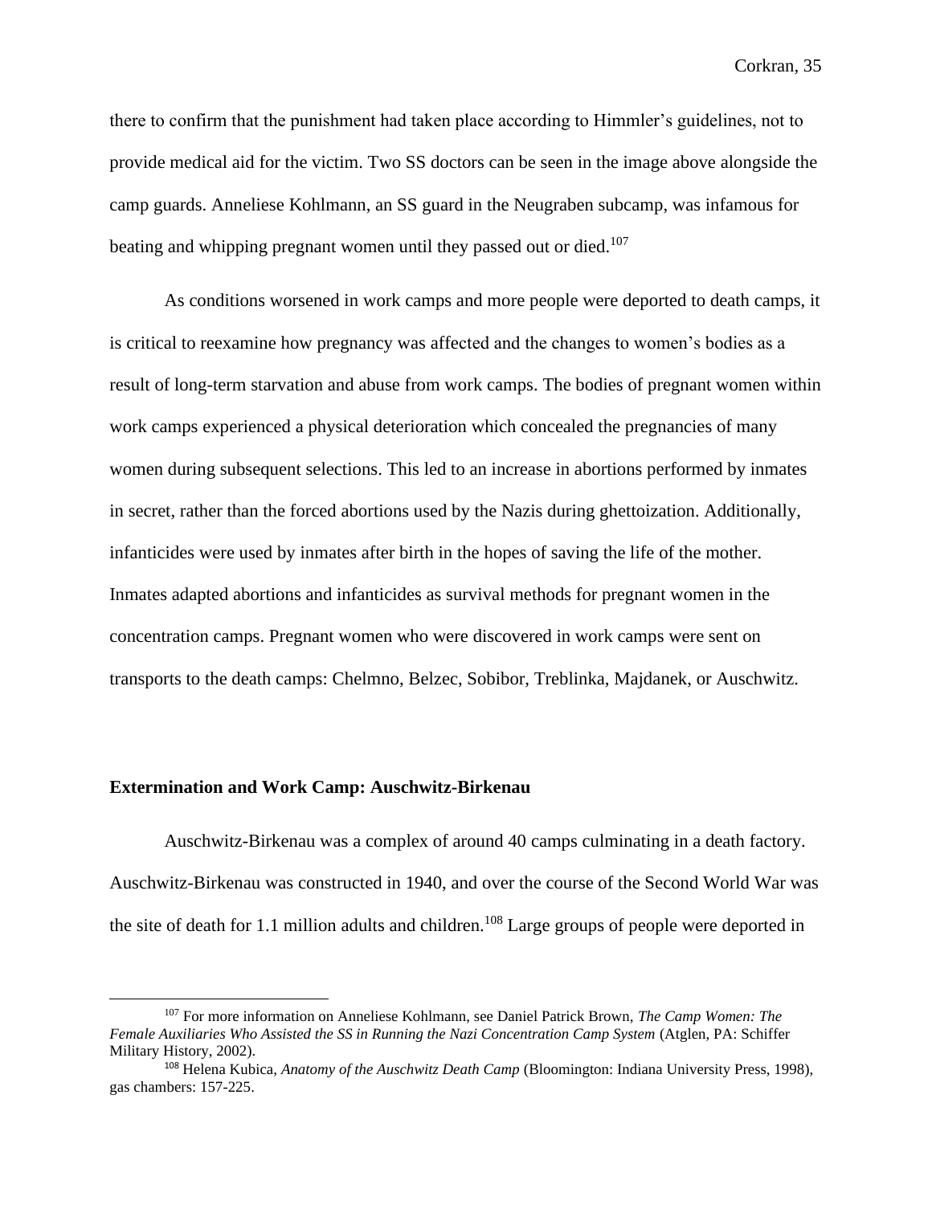there to confirm that the punishment had taken place according to Himmler's guidelines, not to provide medical aid for the victim. Two SS doctors can be seen in the image above alongside the camp guards. Anneliese Kohlmann, an SS guard in the Neugraben subcamp, was infamous for beating and whipping pregnant women until they passed out or died.[107]

As conditions worsened in work camps and more people were deported to death camps, it is critical to reexamine how pregnancy was affected and the changes to women's bodies as a result of long-term starvation and abuse from work camps. The bodies of pregnant women within work camps experienced a physical deterioration which concealed the pregnancies of many women during subsequent selections. This led to an increase in abortions performed by inmates in secret, rather than the forced abortions used by the Nazis during ghettoization. Additionally, infanticides were used by inmates after birth in the hopes of saving the life of the mother. Inmates adapted abortions and infanticides as survival methods for pregnant women in the concentration camps. Pregnant women who were discovered in work camps were sent on transports to the death camps: Chelmno, Belzec, Sobibor, Treblinka, Majdanek, or Auschwitz.

### Extermination and Work Camp: Auschwitz-Birkenau

Auschwitz-Birkenau was a complex of around 40 camps culminating in a death factory. Auschwitz-Birkenau was constructed in 1940, and over the course of the Second World War was the site of death for 1.1 million adults and children.[108] Large groups of people were deported in

---

[107] For more information on Anneliese Kohlmann, see Daniel Patrick Brown, *The Camp Women: The Female Auxiliaries Who Assisted the SS in Running the Nazi Concentration Camp System* (Atglen, PA: Schiffer Military History, 2002).

[108] Helena Kubica, *Anatomy of the Auschwitz Death Camp* (Bloomington: Indiana University Press, 1998), gas chambers: 157-225.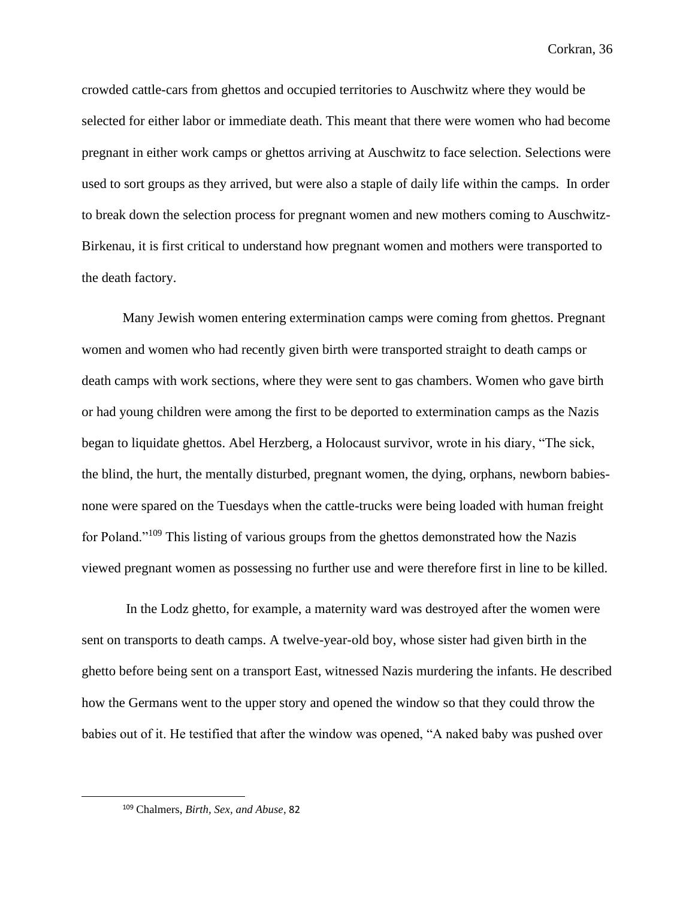crowded cattle-cars from ghettos and occupied territories to Auschwitz where they would be selected for either labor or immediate death. This meant that there were women who had become pregnant in either work camps or ghettos arriving at Auschwitz to face selection. Selections were used to sort groups as they arrived, but were also a staple of daily life within the camps. In order to break down the selection process for pregnant women and new mothers coming to Auschwitz-Birkenau, it is first critical to understand how pregnant women and mothers were transported to the death factory.

Many Jewish women entering extermination camps were coming from ghettos. Pregnant women and women who had recently given birth were transported straight to death camps or death camps with work sections, where they were sent to gas chambers. Women who gave birth or had young children were among the first to be deported to extermination camps as the Nazis began to liquidate ghettos. Abel Herzberg, a Holocaust survivor, wrote in his diary, "The sick, the blind, the hurt, the mentally disturbed, pregnant women, the dying, orphans, newborn babies- none were spared on the Tuesdays when the cattle-trucks were being loaded with human freight for Poland."[109] This listing of various groups from the ghettos demonstrated how the Nazis viewed pregnant women as possessing no further use and were therefore first in line to be killed.

In the Lodz ghetto, for example, a maternity ward was destroyed after the women were sent on transports to death camps. A twelve-year-old boy, whose sister had given birth in the ghetto before being sent on a transport East, witnessed Nazis murdering the infants. He described how the Germans went to the upper story and opened the window so that they could throw the babies out of it. He testified that after the window was opened, "A naked baby was pushed over

[109] Chalmers, *Birth, Sex, and Abuse*, 82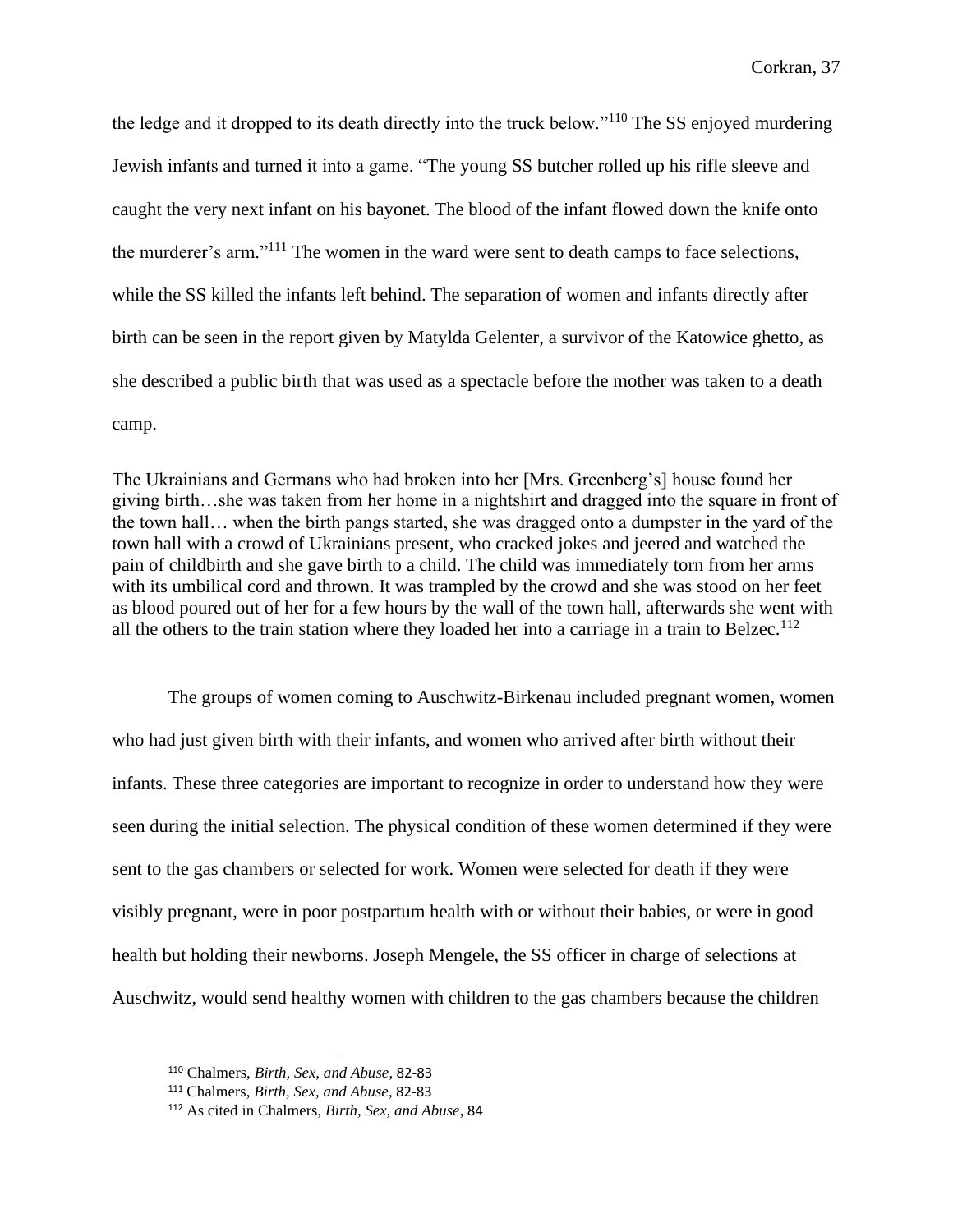the ledge and it dropped to its death directly into the truck below."[110] The SS enjoyed murdering Jewish infants and turned it into a game. "The young SS butcher rolled up his rifle sleeve and caught the very next infant on his bayonet. The blood of the infant flowed down the knife onto the murderer's arm."[111] The women in the ward were sent to death camps to face selections, while the SS killed the infants left behind. The separation of women and infants directly after birth can be seen in the report given by Matylda Gelenter, a survivor of the Katowice ghetto, as she described a public birth that was used as a spectacle before the mother was taken to a death camp.

> The Ukrainians and Germans who had broken into her [Mrs. Greenberg's] house found her giving birth…she was taken from her home in a nightshirt and dragged into the square in front of the town hall… when the birth pangs started, she was dragged onto a dumpster in the yard of the town hall with a crowd of Ukrainians present, who cracked jokes and jeered and watched the pain of childbirth and she gave birth to a child. The child was immediately torn from her arms with its umbilical cord and thrown. It was trampled by the crowd and she was stood on her feet as blood poured out of her for a few hours by the wall of the town hall, afterwards she went with all the others to the train station where they loaded her into a carriage in a train to Belzec.[112]

The groups of women coming to Auschwitz-Birkenau included pregnant women, women who had just given birth with their infants, and women who arrived after birth without their infants. These three categories are important to recognize in order to understand how they were seen during the initial selection. The physical condition of these women determined if they were sent to the gas chambers or selected for work. Women were selected for death if they were visibly pregnant, were in poor postpartum health with or without their babies, or were in good health but holding their newborns. Joseph Mengele, the SS officer in charge of selections at Auschwitz, would send healthy women with children to the gas chambers because the children

---

[110] Chalmers, *Birth, Sex, and Abuse*, 82-83

[111] Chalmers, *Birth, Sex, and Abuse*, 82-83

[112] As cited in Chalmers, *Birth, Sex, and Abuse*, 84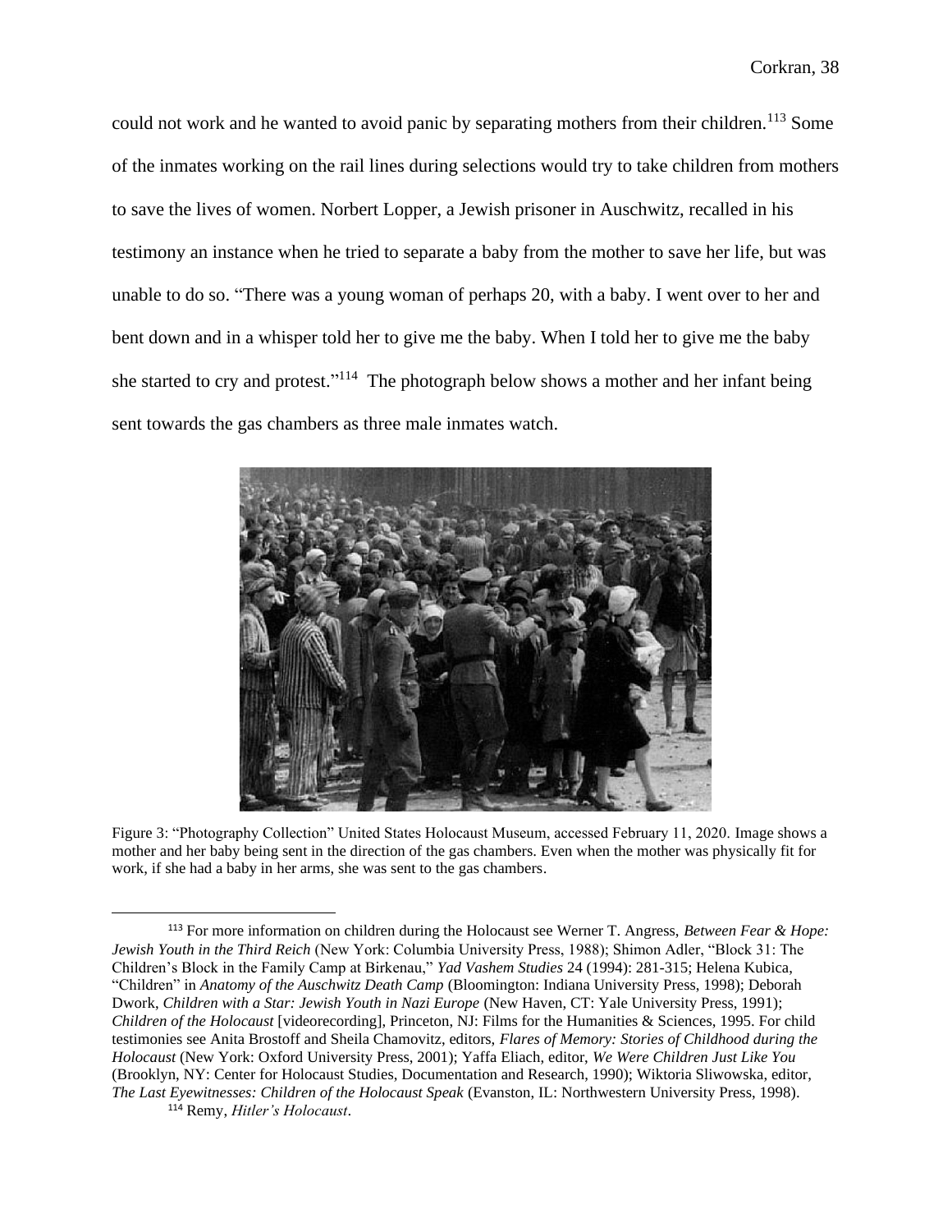could not work and he wanted to avoid panic by separating mothers from their children.[113] Some of the inmates working on the rail lines during selections would try to take children from mothers to save the lives of women. Norbert Lopper, a Jewish prisoner in Auschwitz, recalled in his testimony an instance when he tried to separate a baby from the mother to save her life, but was unable to do so. "There was a young woman of perhaps 20, with a baby. I went over to her and bent down and in a whisper told her to give me the baby. When I told her to give me the baby she started to cry and protest."[114] The photograph below shows a mother and her infant being sent towards the gas chambers as three male inmates watch.

Figure 3: "Photography Collection" United States Holocaust Museum, accessed February 11, 2020. Image shows a mother and her baby being sent in the direction of the gas chambers. Even when the mother was physically fit for work, if she had a baby in her arms, she was sent to the gas chambers.

---

[113] For more information on children during the Holocaust see Werner T. Angress, *Between Fear & Hope: Jewish Youth in the Third Reich* (New York: Columbia University Press, 1988); Shimon Adler, "Block 31: The Children's Block in the Family Camp at Birkenau," *Yad Vashem Studies* 24 (1994): 281-315; Helena Kubica, "Children" in *Anatomy of the Auschwitz Death Camp* (Bloomington: Indiana University Press, 1998); Deborah Dwork, *Children with a Star: Jewish Youth in Nazi Europe* (New Haven, CT: Yale University Press, 1991); *Children of the Holocaust* [videorecording], Princeton, NJ: Films for the Humanities & Sciences, 1995. For child testimonies see Anita Brostoff and Sheila Chamovitz, editors, *Flares of Memory: Stories of Childhood during the Holocaust* (New York: Oxford University Press, 2001); Yaffa Eliach, editor, *We Were Children Just Like You* (Brooklyn, NY: Center for Holocaust Studies, Documentation and Research, 1990); Wiktoria Sliwowska, editor, *The Last Eyewitnesses: Children of the Holocaust Speak* (Evanston, IL: Northwestern University Press, 1998).

[114] Remy, *Hitler's Holocaust*.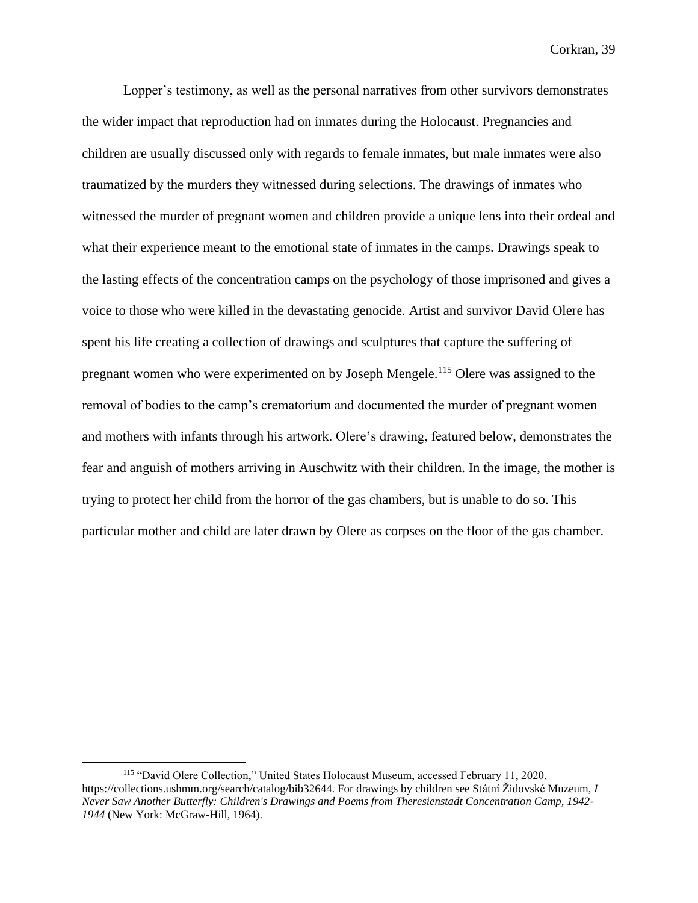Lopper's testimony, as well as the personal narratives from other survivors demonstrates the wider impact that reproduction had on inmates during the Holocaust. Pregnancies and children are usually discussed only with regards to female inmates, but male inmates were also traumatized by the murders they witnessed during selections. The drawings of inmates who witnessed the murder of pregnant women and children provide a unique lens into their ordeal and what their experience meant to the emotional state of inmates in the camps. Drawings speak to the lasting effects of the concentration camps on the psychology of those imprisoned and gives a voice to those who were killed in the devastating genocide. Artist and survivor David Olere has spent his life creating a collection of drawings and sculptures that capture the suffering of pregnant women who were experimented on by Joseph Mengele.[115] Olere was assigned to the removal of bodies to the camp's crematorium and documented the murder of pregnant women and mothers with infants through his artwork. Olere's drawing, featured below, demonstrates the fear and anguish of mothers arriving in Auschwitz with their children. In the image, the mother is trying to protect her child from the horror of the gas chambers, but is unable to do so. This particular mother and child are later drawn by Olere as corpses on the floor of the gas chamber.

---

[115] "David Olere Collection," United States Holocaust Museum, accessed February 11, 2020. https://collections.ushmm.org/search/catalog/bib32644. For drawings by children see Státní Židovské Muzeum, *I Never Saw Another Butterfly: Children's Drawings and Poems from Theresienstadt Concentration Camp, 1942-1944* (New York: McGraw-Hill, 1964).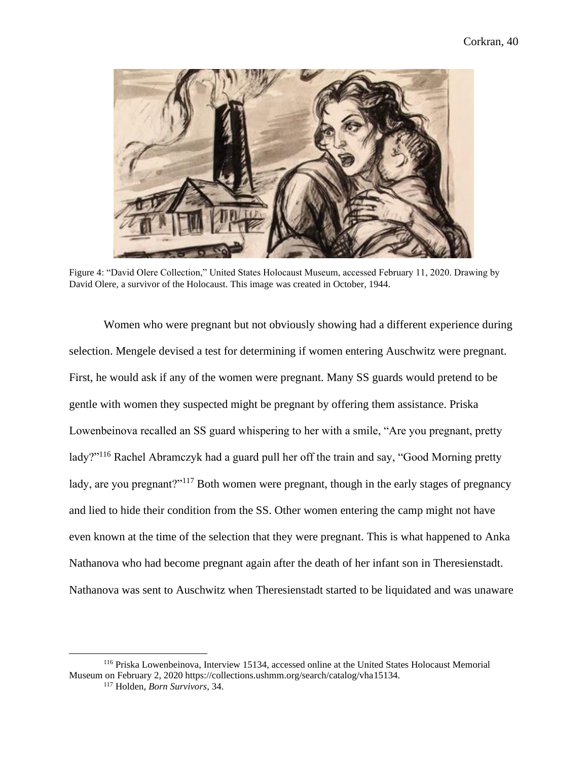Figure 4: "David Olere Collection," United States Holocaust Museum, accessed February 11, 2020. Drawing by David Olere, a survivor of the Holocaust. This image was created in October, 1944.

Women who were pregnant but not obviously showing had a different experience during selection. Mengele devised a test for determining if women entering Auschwitz were pregnant. First, he would ask if any of the women were pregnant. Many SS guards would pretend to be gentle with women they suspected might be pregnant by offering them assistance. Priska Lowenbeinova recalled an SS guard whispering to her with a smile, "Are you pregnant, pretty lady?"[116] Rachel Abramczyk had a guard pull her off the train and say, "Good Morning pretty lady, are you pregnant?"[117] Both women were pregnant, though in the early stages of pregnancy and lied to hide their condition from the SS. Other women entering the camp might not have even known at the time of the selection that they were pregnant. This is what happened to Anka Nathanova who had become pregnant again after the death of her infant son in Theresienstadt. Nathanova was sent to Auschwitz when Theresienstadt started to be liquidated and was unaware

[116] Priska Lowenbeinova, Interview 15134, accessed online at the United States Holocaust Memorial Museum on February 2, 2020 https://collections.ushmm.org/search/catalog/vha15134.

[117] Holden, *Born Survivors*, 34.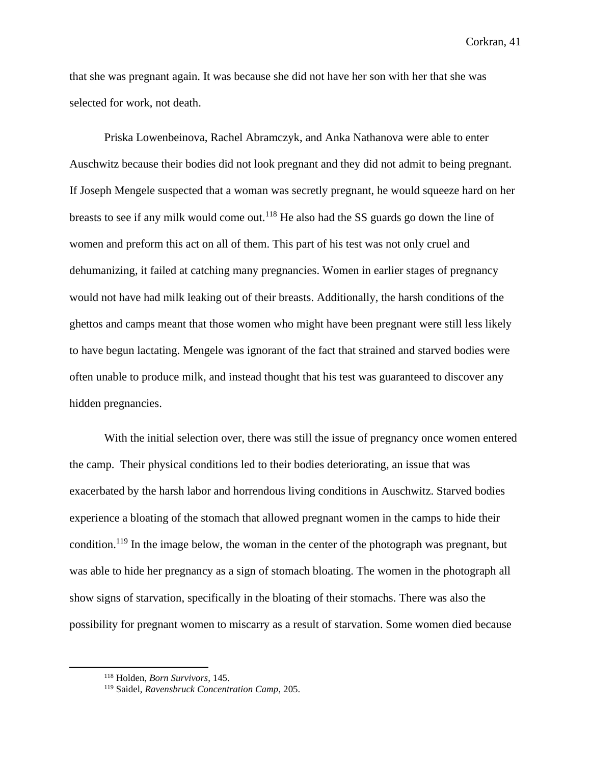that she was pregnant again. It was because she did not have her son with her that she was selected for work, not death.

Priska Lowenbeinova, Rachel Abramczyk, and Anka Nathanova were able to enter Auschwitz because their bodies did not look pregnant and they did not admit to being pregnant. If Joseph Mengele suspected that a woman was secretly pregnant, he would squeeze hard on her breasts to see if any milk would come out.[118] He also had the SS guards go down the line of women and preform this act on all of them. This part of his test was not only cruel and dehumanizing, it failed at catching many pregnancies. Women in earlier stages of pregnancy would not have had milk leaking out of their breasts. Additionally, the harsh conditions of the ghettos and camps meant that those women who might have been pregnant were still less likely to have begun lactating. Mengele was ignorant of the fact that strained and starved bodies were often unable to produce milk, and instead thought that his test was guaranteed to discover any hidden pregnancies.

With the initial selection over, there was still the issue of pregnancy once women entered the camp. Their physical conditions led to their bodies deteriorating, an issue that was exacerbated by the harsh labor and horrendous living conditions in Auschwitz. Starved bodies experience a bloating of the stomach that allowed pregnant women in the camps to hide their condition.[119] In the image below, the woman in the center of the photograph was pregnant, but was able to hide her pregnancy as a sign of stomach bloating. The women in the photograph all show signs of starvation, specifically in the bloating of their stomachs. There was also the possibility for pregnant women to miscarry as a result of starvation. Some women died because

---

[118] Holden, *Born Survivors*, 145.

[119] Saidel, *Ravensbruck Concentration Camp*, 205.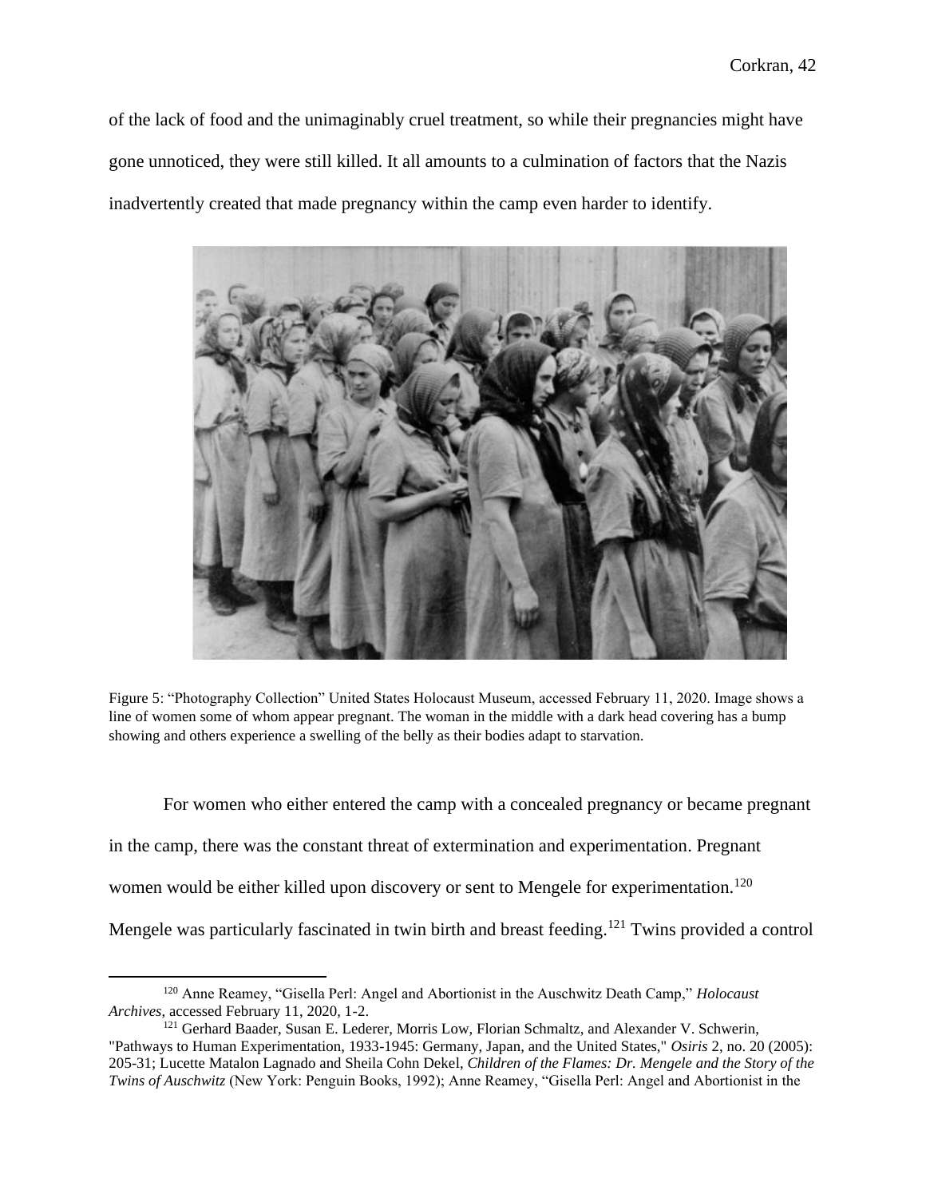of the lack of food and the unimaginably cruel treatment, so while their pregnancies might have gone unnoticed, they were still killed. It all amounts to a culmination of factors that the Nazis inadvertently created that made pregnancy within the camp even harder to identify.

Figure 5: "Photography Collection" United States Holocaust Museum, accessed February 11, 2020. Image shows a line of women some of whom appear pregnant. The woman in the middle with a dark head covering has a bump showing and others experience a swelling of the belly as their bodies adapt to starvation.

For women who either entered the camp with a concealed pregnancy or became pregnant in the camp, there was the constant threat of extermination and experimentation. Pregnant women would be either killed upon discovery or sent to Mengele for experimentation.[120] Mengele was particularly fascinated in twin birth and breast feeding.[121] Twins provided a control

[120] Anne Reamey, "Gisella Perl: Angel and Abortionist in the Auschwitz Death Camp," *Holocaust Archives*, accessed February 11, 2020, 1-2.

[121] Gerhard Baader, Susan E. Lederer, Morris Low, Florian Schmaltz, and Alexander V. Schwerin, "Pathways to Human Experimentation, 1933-1945: Germany, Japan, and the United States," *Osiris* 2, no. 20 (2005): 205-31; Lucette Matalon Lagnado and Sheila Cohn Dekel, *Children of the Flames: Dr. Mengele and the Story of the Twins of Auschwitz* (New York: Penguin Books, 1992); Anne Reamey, "Gisella Perl: Angel and Abortionist in the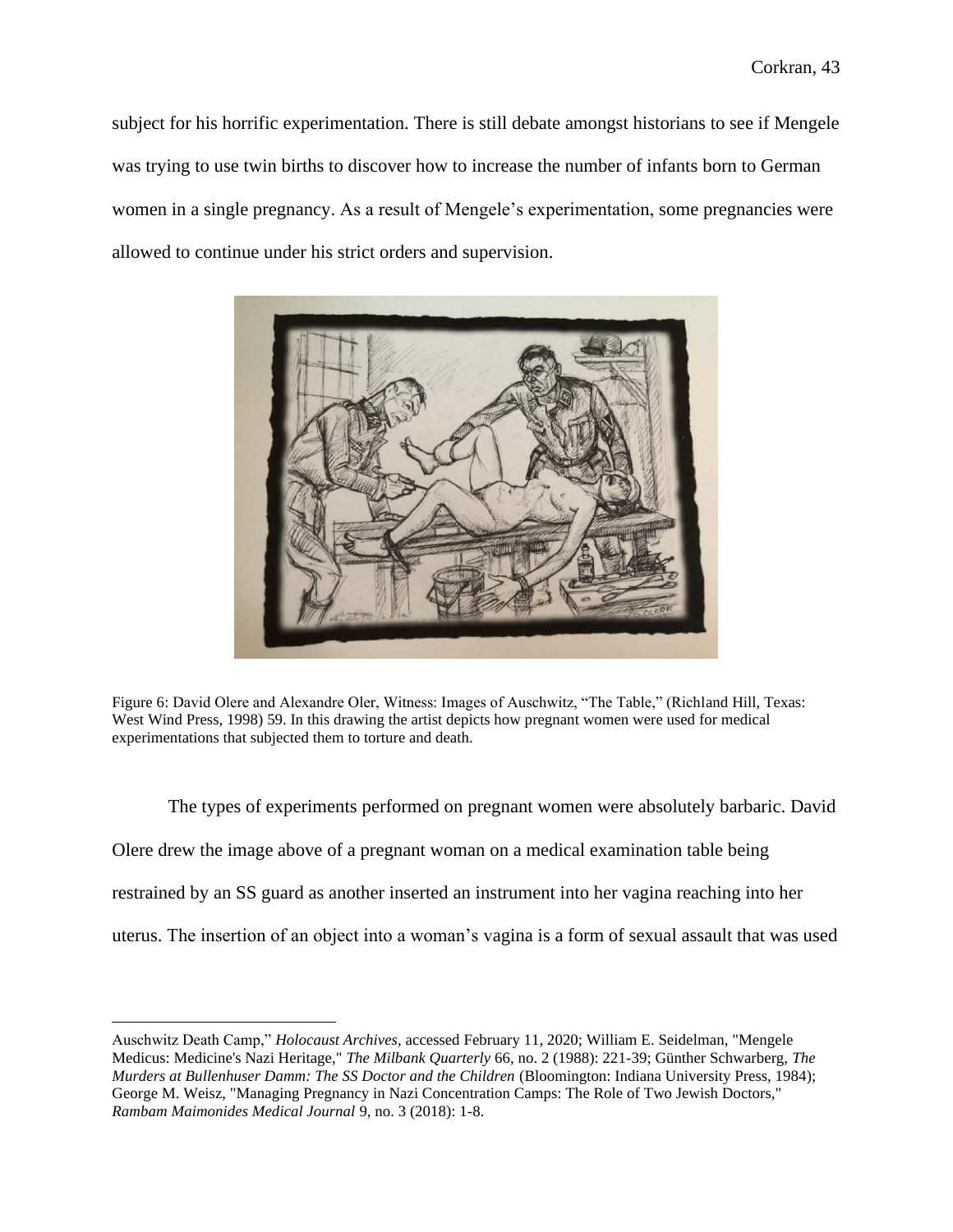subject for his horrific experimentation. There is still debate amongst historians to see if Mengele was trying to use twin births to discover how to increase the number of infants born to German women in a single pregnancy. As a result of Mengele's experimentation, some pregnancies were allowed to continue under his strict orders and supervision.

Figure 6: David Olere and Alexandre Oler, Witness: Images of Auschwitz, "The Table," (Richland Hill, Texas: West Wind Press, 1998) 59. In this drawing the artist depicts how pregnant women were used for medical experimentations that subjected them to torture and death.

The types of experiments performed on pregnant women were absolutely barbaric. David Olere drew the image above of a pregnant woman on a medical examination table being restrained by an SS guard as another inserted an instrument into her vagina reaching into her uterus. The insertion of an object into a woman's vagina is a form of sexual assault that was used

---

Auschwitz Death Camp," *Holocaust Archives*, accessed February 11, 2020; William E. Seidelman, "Mengele Medicus: Medicine's Nazi Heritage," *The Milbank Quarterly* 66, no. 2 (1988): 221-39; Günther Schwarberg, *The Murders at Bullenhuser Damm: The SS Doctor and the Children* (Bloomington: Indiana University Press, 1984); George M. Weisz, "Managing Pregnancy in Nazi Concentration Camps: The Role of Two Jewish Doctors," *Rambam Maimonides Medical Journal* 9, no. 3 (2018): 1-8.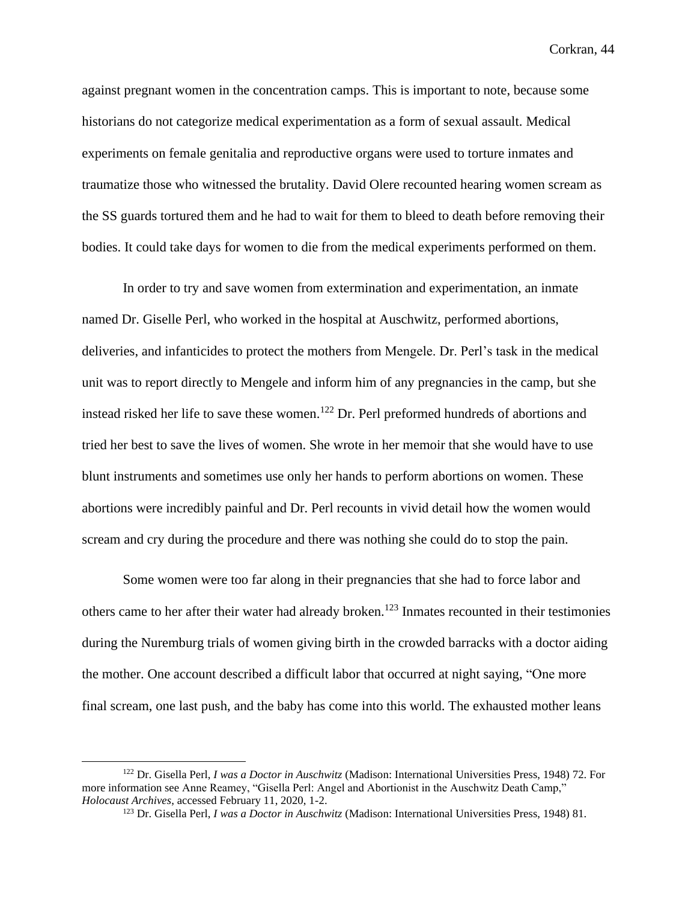against pregnant women in the concentration camps. This is important to note, because some historians do not categorize medical experimentation as a form of sexual assault. Medical experiments on female genitalia and reproductive organs were used to torture inmates and traumatize those who witnessed the brutality. David Olere recounted hearing women scream as the SS guards tortured them and he had to wait for them to bleed to death before removing their bodies. It could take days for women to die from the medical experiments performed on them.

In order to try and save women from extermination and experimentation, an inmate named Dr. Giselle Perl, who worked in the hospital at Auschwitz, performed abortions, deliveries, and infanticides to protect the mothers from Mengele. Dr. Perl's task in the medical unit was to report directly to Mengele and inform him of any pregnancies in the camp, but she instead risked her life to save these women.[122] Dr. Perl preformed hundreds of abortions and tried her best to save the lives of women. She wrote in her memoir that she would have to use blunt instruments and sometimes use only her hands to perform abortions on women. These abortions were incredibly painful and Dr. Perl recounts in vivid detail how the women would scream and cry during the procedure and there was nothing she could do to stop the pain.

Some women were too far along in their pregnancies that she had to force labor and others came to her after their water had already broken.[123] Inmates recounted in their testimonies during the Nuremburg trials of women giving birth in the crowded barracks with a doctor aiding the mother. One account described a difficult labor that occurred at night saying, "One more final scream, one last push, and the baby has come into this world. The exhausted mother leans

---

[122] Dr. Gisella Perl, *I was a Doctor in Auschwitz* (Madison: International Universities Press, 1948) 72. For more information see Anne Reamey, "Gisella Perl: Angel and Abortionist in the Auschwitz Death Camp," *Holocaust Archives*, accessed February 11, 2020, 1-2.

[123] Dr. Gisella Perl, *I was a Doctor in Auschwitz* (Madison: International Universities Press, 1948) 81.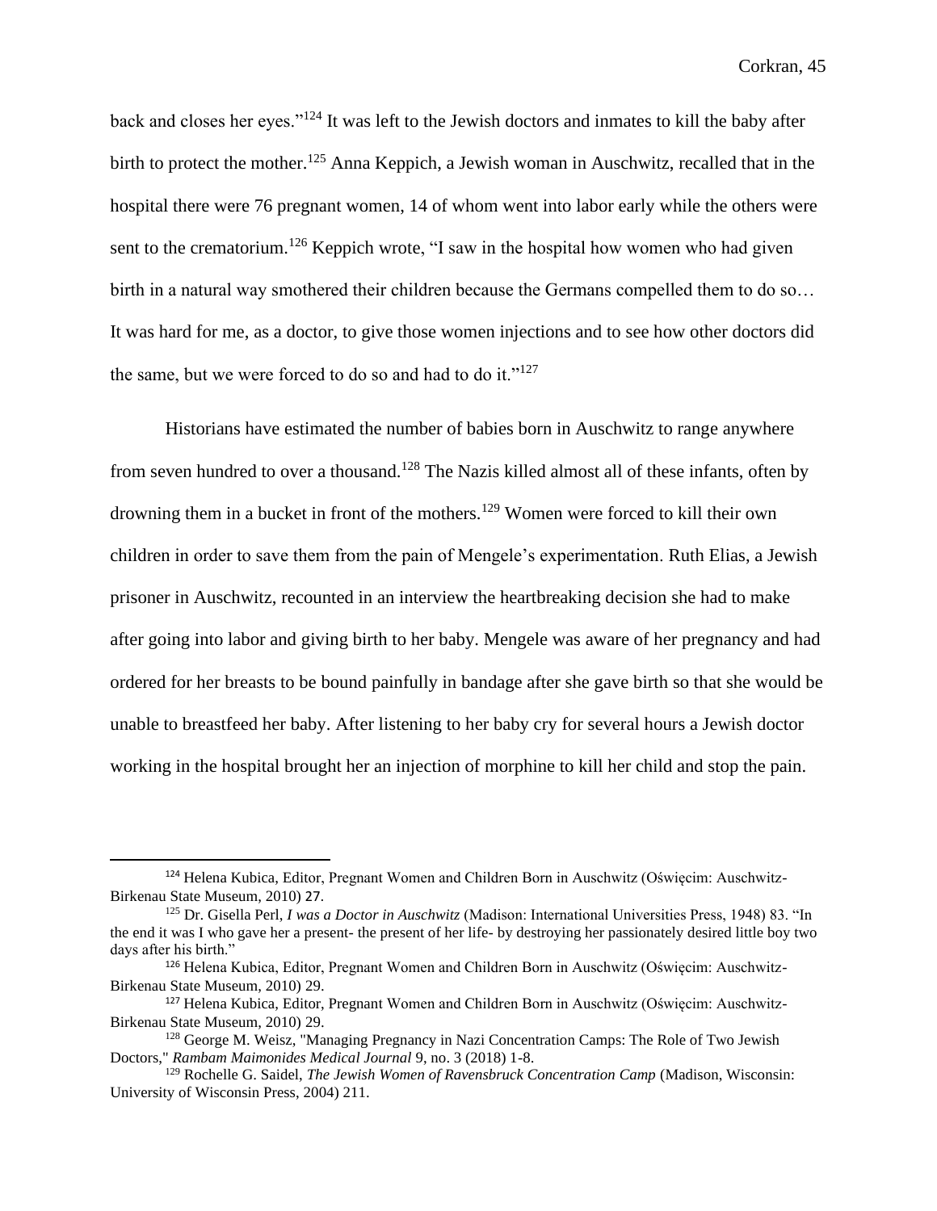back and closes her eyes."[124] It was left to the Jewish doctors and inmates to kill the baby after birth to protect the mother.[125] Anna Keppich, a Jewish woman in Auschwitz, recalled that in the hospital there were 76 pregnant women, 14 of whom went into labor early while the others were sent to the crematorium.[126] Keppich wrote, "I saw in the hospital how women who had given birth in a natural way smothered their children because the Germans compelled them to do so… It was hard for me, as a doctor, to give those women injections and to see how other doctors did the same, but we were forced to do so and had to do it."[127]

Historians have estimated the number of babies born in Auschwitz to range anywhere from seven hundred to over a thousand.[128] The Nazis killed almost all of these infants, often by drowning them in a bucket in front of the mothers.[129] Women were forced to kill their own children in order to save them from the pain of Mengele's experimentation. Ruth Elias, a Jewish prisoner in Auschwitz, recounted in an interview the heartbreaking decision she had to make after going into labor and giving birth to her baby. Mengele was aware of her pregnancy and had ordered for her breasts to be bound painfully in bandage after she gave birth so that she would be unable to breastfeed her baby. After listening to her baby cry for several hours a Jewish doctor working in the hospital brought her an injection of morphine to kill her child and stop the pain.

---

[124] Helena Kubica, Editor, Pregnant Women and Children Born in Auschwitz (Oświęcim: Auschwitz-Birkenau State Museum, 2010) 27.

[125] Dr. Gisella Perl, *I was a Doctor in Auschwitz* (Madison: International Universities Press, 1948) 83. "In the end it was I who gave her a present- the present of her life- by destroying her passionately desired little boy two days after his birth."

[126] Helena Kubica, Editor, Pregnant Women and Children Born in Auschwitz (Oświęcim: Auschwitz-Birkenau State Museum, 2010) 29.

[127] Helena Kubica, Editor, Pregnant Women and Children Born in Auschwitz (Oświęcim: Auschwitz-Birkenau State Museum, 2010) 29.

[128] George M. Weisz, "Managing Pregnancy in Nazi Concentration Camps: The Role of Two Jewish Doctors," *Rambam Maimonides Medical Journal* 9, no. 3 (2018) 1-8.

[129] Rochelle G. Saidel, *The Jewish Women of Ravensbruck Concentration Camp* (Madison, Wisconsin: University of Wisconsin Press, 2004) 211.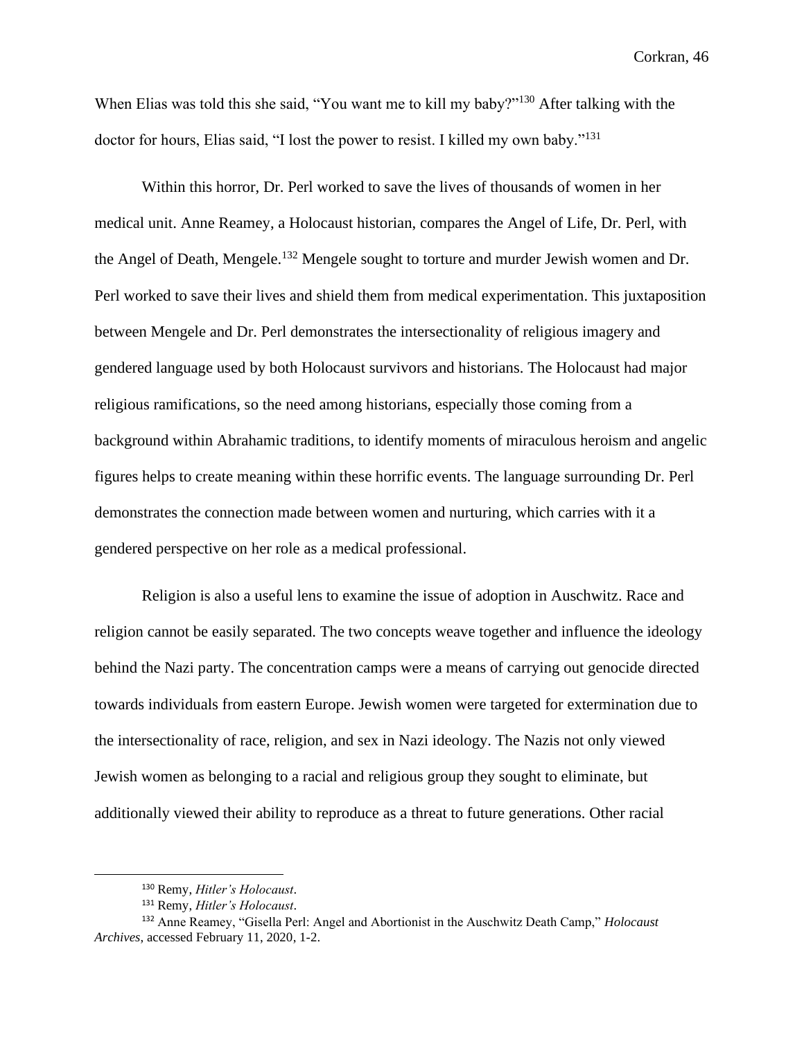When Elias was told this she said, "You want me to kill my baby?"[130] After talking with the doctor for hours, Elias said, "I lost the power to resist. I killed my own baby."[131]

Within this horror, Dr. Perl worked to save the lives of thousands of women in her medical unit. Anne Reamey, a Holocaust historian, compares the Angel of Life, Dr. Perl, with the Angel of Death, Mengele.[132] Mengele sought to torture and murder Jewish women and Dr. Perl worked to save their lives and shield them from medical experimentation. This juxtaposition between Mengele and Dr. Perl demonstrates the intersectionality of religious imagery and gendered language used by both Holocaust survivors and historians. The Holocaust had major religious ramifications, so the need among historians, especially those coming from a background within Abrahamic traditions, to identify moments of miraculous heroism and angelic figures helps to create meaning within these horrific events. The language surrounding Dr. Perl demonstrates the connection made between women and nurturing, which carries with it a gendered perspective on her role as a medical professional.

Religion is also a useful lens to examine the issue of adoption in Auschwitz. Race and religion cannot be easily separated. The two concepts weave together and influence the ideology behind the Nazi party. The concentration camps were a means of carrying out genocide directed towards individuals from eastern Europe. Jewish women were targeted for extermination due to the intersectionality of race, religion, and sex in Nazi ideology. The Nazis not only viewed Jewish women as belonging to a racial and religious group they sought to eliminate, but additionally viewed their ability to reproduce as a threat to future generations. Other racial

---

[130] Remy, *Hitler's Holocaust*.

[131] Remy, *Hitler's Holocaust*.

[132] Anne Reamey, "Gisella Perl: Angel and Abortionist in the Auschwitz Death Camp," *Holocaust Archives*, accessed February 11, 2020, 1-2.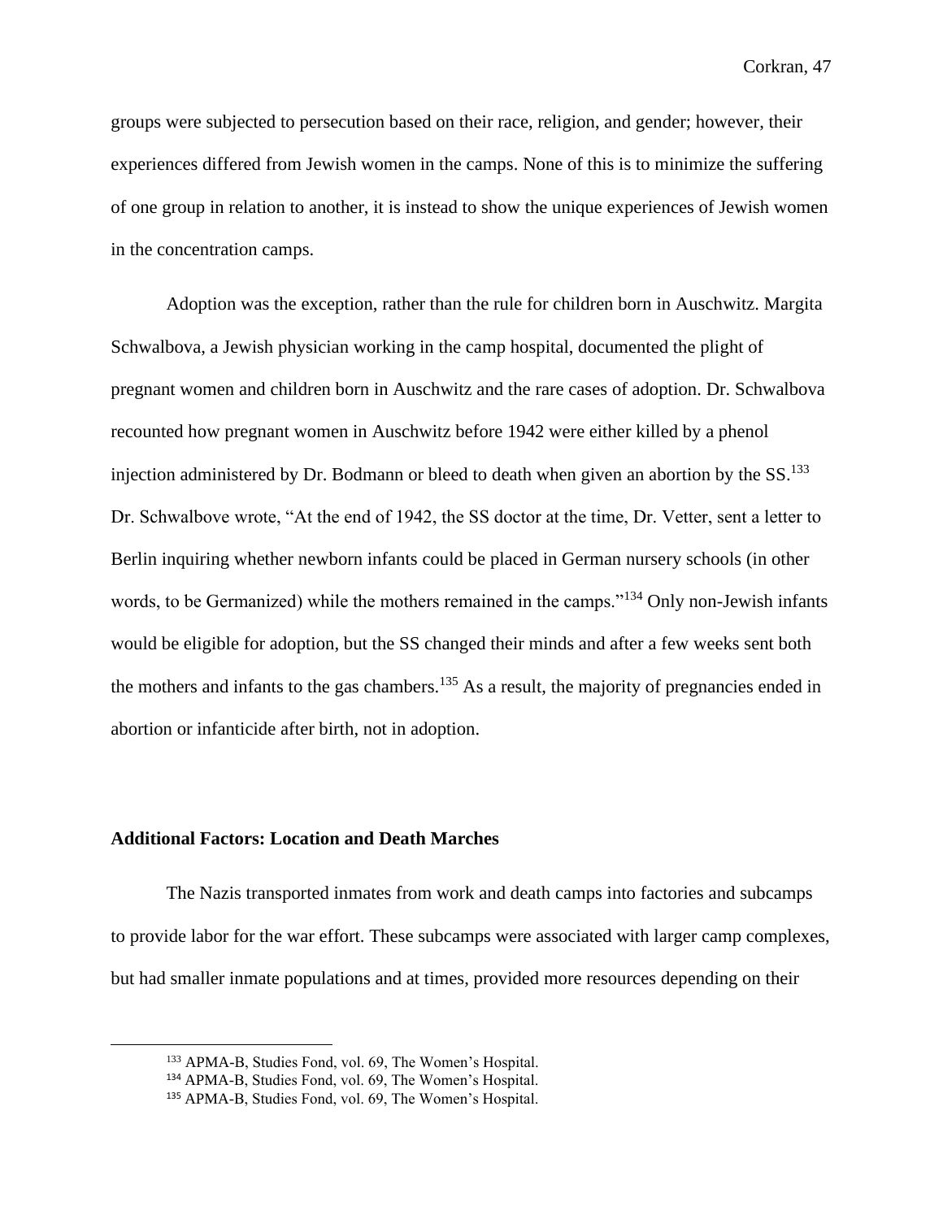groups were subjected to persecution based on their race, religion, and gender; however, their experiences differed from Jewish women in the camps. None of this is to minimize the suffering of one group in relation to another, it is instead to show the unique experiences of Jewish women in the concentration camps.

Adoption was the exception, rather than the rule for children born in Auschwitz. Margita Schwalbova, a Jewish physician working in the camp hospital, documented the plight of pregnant women and children born in Auschwitz and the rare cases of adoption. Dr. Schwalbova recounted how pregnant women in Auschwitz before 1942 were either killed by a phenol injection administered by Dr. Bodmann or bleed to death when given an abortion by the SS.[133] Dr. Schwalbove wrote, "At the end of 1942, the SS doctor at the time, Dr. Vetter, sent a letter to Berlin inquiring whether newborn infants could be placed in German nursery schools (in other words, to be Germanized) while the mothers remained in the camps."[134] Only non-Jewish infants would be eligible for adoption, but the SS changed their minds and after a few weeks sent both the mothers and infants to the gas chambers.[135] As a result, the majority of pregnancies ended in abortion or infanticide after birth, not in adoption.

### Additional Factors: Location and Death Marches

The Nazis transported inmates from work and death camps into factories and subcamps to provide labor for the war effort. These subcamps were associated with larger camp complexes, but had smaller inmate populations and at times, provided more resources depending on their

---

[133] APMA-B, Studies Fond, vol. 69, The Women's Hospital.

[134] APMA-B, Studies Fond, vol. 69, The Women's Hospital.

[135] APMA-B, Studies Fond, vol. 69, The Women's Hospital.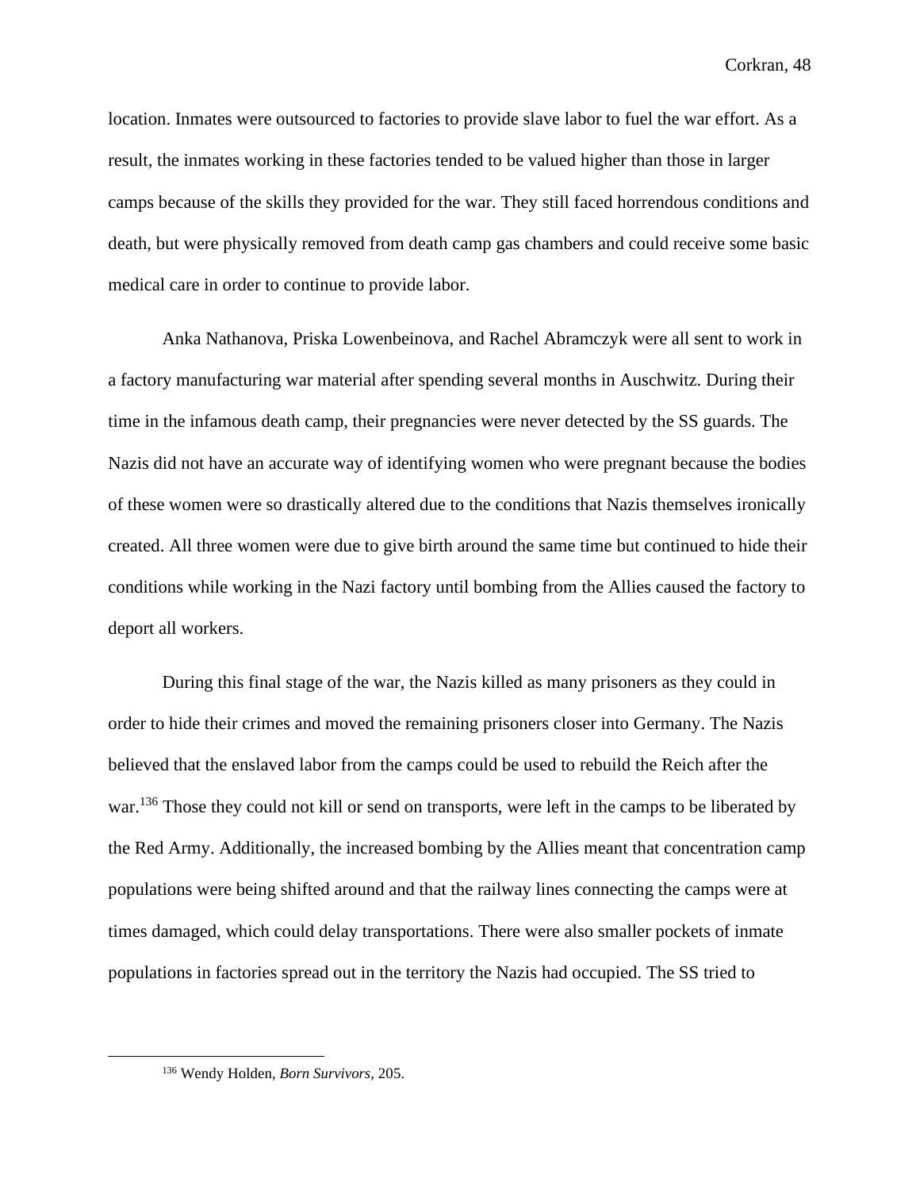location. Inmates were outsourced to factories to provide slave labor to fuel the war effort. As a result, the inmates working in these factories tended to be valued higher than those in larger camps because of the skills they provided for the war. They still faced horrendous conditions and death, but were physically removed from death camp gas chambers and could receive some basic medical care in order to continue to provide labor.

Anka Nathanova, Priska Lowenbeinova, and Rachel Abramczyk were all sent to work in a factory manufacturing war material after spending several months in Auschwitz. During their time in the infamous death camp, their pregnancies were never detected by the SS guards. The Nazis did not have an accurate way of identifying women who were pregnant because the bodies of these women were so drastically altered due to the conditions that Nazis themselves ironically created. All three women were due to give birth around the same time but continued to hide their conditions while working in the Nazi factory until bombing from the Allies caused the factory to deport all workers.

During this final stage of the war, the Nazis killed as many prisoners as they could in order to hide their crimes and moved the remaining prisoners closer into Germany. The Nazis believed that the enslaved labor from the camps could be used to rebuild the Reich after the war.[136] Those they could not kill or send on transports, were left in the camps to be liberated by the Red Army. Additionally, the increased bombing by the Allies meant that concentration camp populations were being shifted around and that the railway lines connecting the camps were at times damaged, which could delay transportations. There were also smaller pockets of inmate populations in factories spread out in the territory the Nazis had occupied. The SS tried to

[136] Wendy Holden, *Born Survivors,* 205.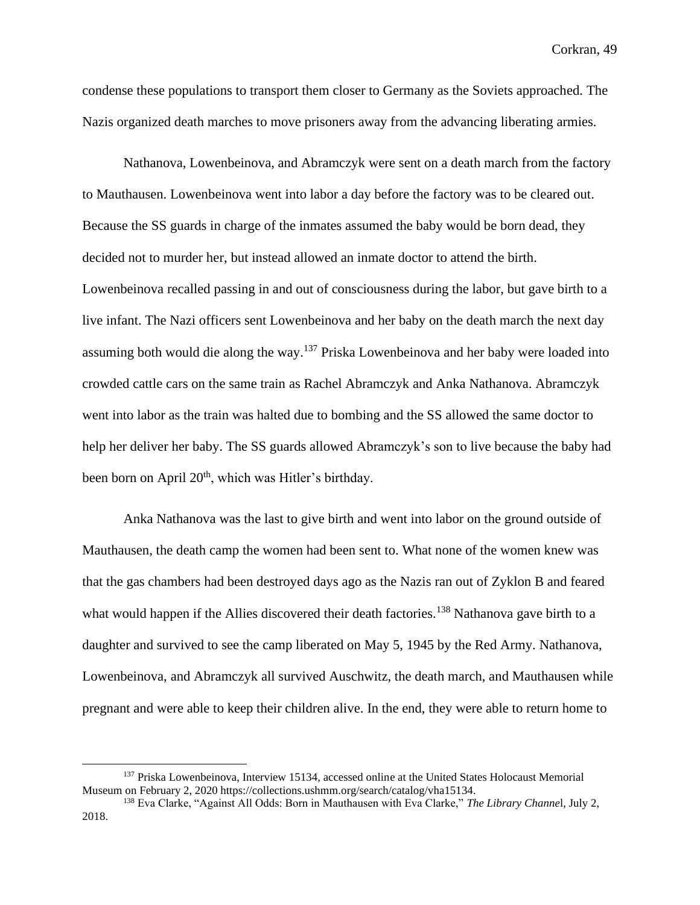condense these populations to transport them closer to Germany as the Soviets approached. The Nazis organized death marches to move prisoners away from the advancing liberating armies.

Nathanova, Lowenbeinova, and Abramczyk were sent on a death march from the factory to Mauthausen. Lowenbeinova went into labor a day before the factory was to be cleared out. Because the SS guards in charge of the inmates assumed the baby would be born dead, they decided not to murder her, but instead allowed an inmate doctor to attend the birth. Lowenbeinova recalled passing in and out of consciousness during the labor, but gave birth to a live infant. The Nazi officers sent Lowenbeinova and her baby on the death march the next day assuming both would die along the way.[137] Priska Lowenbeinova and her baby were loaded into crowded cattle cars on the same train as Rachel Abramczyk and Anka Nathanova. Abramczyk went into labor as the train was halted due to bombing and the SS allowed the same doctor to help her deliver her baby. The SS guards allowed Abramczyk's son to live because the baby had been born on April 20th, which was Hitler's birthday.

Anka Nathanova was the last to give birth and went into labor on the ground outside of Mauthausen, the death camp the women had been sent to. What none of the women knew was that the gas chambers had been destroyed days ago as the Nazis ran out of Zyklon B and feared what would happen if the Allies discovered their death factories.[138] Nathanova gave birth to a daughter and survived to see the camp liberated on May 5, 1945 by the Red Army. Nathanova, Lowenbeinova, and Abramczyk all survived Auschwitz, the death march, and Mauthausen while pregnant and were able to keep their children alive. In the end, they were able to return home to

---

[137] Priska Lowenbeinova, Interview 15134, accessed online at the United States Holocaust Memorial Museum on February 2, 2020 https://collections.ushmm.org/search/catalog/vha15134.

[138] Eva Clarke, "Against All Odds: Born in Mauthausen with Eva Clarke," *The Library Channel*, July 2, 2018.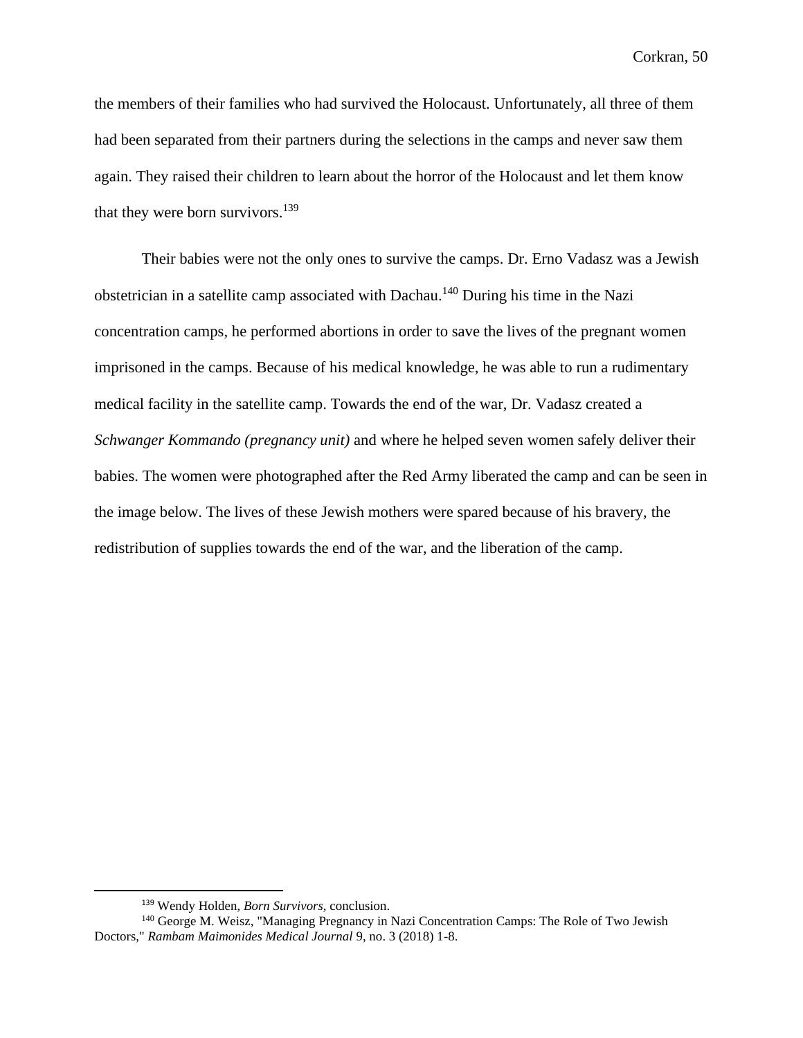the members of their families who had survived the Holocaust. Unfortunately, all three of them had been separated from their partners during the selections in the camps and never saw them again. They raised their children to learn about the horror of the Holocaust and let them know that they were born survivors.[139]

Their babies were not the only ones to survive the camps. Dr. Erno Vadasz was a Jewish obstetrician in a satellite camp associated with Dachau.[140] During his time in the Nazi concentration camps, he performed abortions in order to save the lives of the pregnant women imprisoned in the camps. Because of his medical knowledge, he was able to run a rudimentary medical facility in the satellite camp. Towards the end of the war, Dr. Vadasz created a *Schwanger Kommando (pregnancy unit)* and where he helped seven women safely deliver their babies. The women were photographed after the Red Army liberated the camp and can be seen in the image below. The lives of these Jewish mothers were spared because of his bravery, the redistribution of supplies towards the end of the war, and the liberation of the camp.

---

[139] Wendy Holden, *Born Survivors,* conclusion.

[140] George M. Weisz, "Managing Pregnancy in Nazi Concentration Camps: The Role of Two Jewish Doctors," *Rambam Maimonides Medical Journal* 9, no. 3 (2018) 1-8.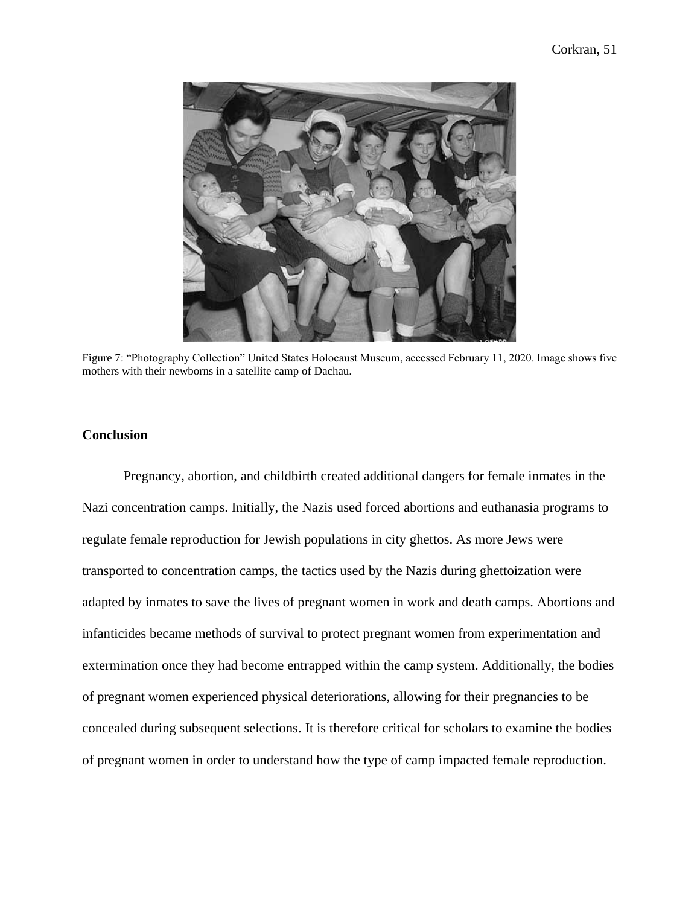Figure 7: “Photography Collection” United States Holocaust Museum, accessed February 11, 2020. Image shows five mothers with their newborns in a satellite camp of Dachau.

## Conclusion

Pregnancy, abortion, and childbirth created additional dangers for female inmates in the Nazi concentration camps. Initially, the Nazis used forced abortions and euthanasia programs to regulate female reproduction for Jewish populations in city ghettos. As more Jews were transported to concentration camps, the tactics used by the Nazis during ghettoization were adapted by inmates to save the lives of pregnant women in work and death camps. Abortions and infanticides became methods of survival to protect pregnant women from experimentation and extermination once they had become entrapped within the camp system. Additionally, the bodies of pregnant women experienced physical deteriorations, allowing for their pregnancies to be concealed during subsequent selections. It is therefore critical for scholars to examine the bodies of pregnant women in order to understand how the type of camp impacted female reproduction.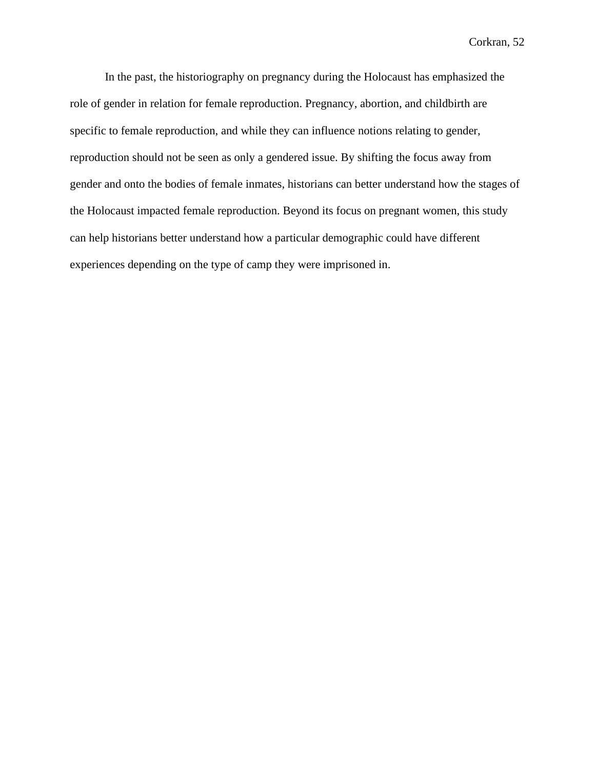In the past, the historiography on pregnancy during the Holocaust has emphasized the role of gender in relation for female reproduction. Pregnancy, abortion, and childbirth are specific to female reproduction, and while they can influence notions relating to gender, reproduction should not be seen as only a gendered issue. By shifting the focus away from gender and onto the bodies of female inmates, historians can better understand how the stages of the Holocaust impacted female reproduction. Beyond its focus on pregnant women, this study can help historians better understand how a particular demographic could have different experiences depending on the type of camp they were imprisoned in.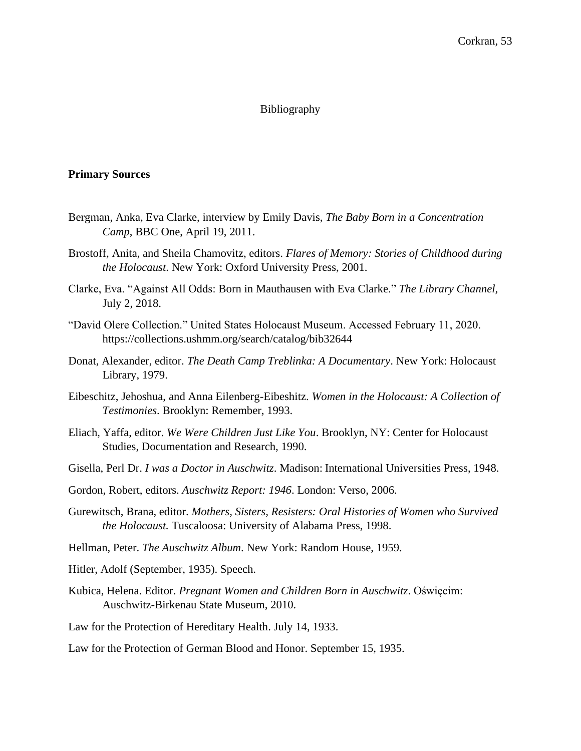# Bibliography

**Primary Sources**

Bergman, Anka, Eva Clarke, interview by Emily Davis, *The Baby Born in a Concentration Camp*, BBC One, April 19, 2011.

Brostoff, Anita, and Sheila Chamovitz, editors. *Flares of Memory: Stories of Childhood during the Holocaust*. New York: Oxford University Press, 2001.

Clarke, Eva. "Against All Odds: Born in Mauthausen with Eva Clarke." *The Library Channel,* July 2, 2018.

"David Olere Collection." United States Holocaust Museum. Accessed February 11, 2020. https://collections.ushmm.org/search/catalog/bib32644

Donat, Alexander, editor. *The Death Camp Treblinka: A Documentary*. New York: Holocaust Library, 1979.

Eibeschitz, Jehoshua, and Anna Eilenberg-Eibeshitz. *Women in the Holocaust: A Collection of Testimonies*. Brooklyn: Remember, 1993.

Eliach, Yaffa, editor. *We Were Children Just Like You*. Brooklyn, NY: Center for Holocaust Studies, Documentation and Research, 1990.

Gisella, Perl Dr. *I was a Doctor in Auschwitz*. Madison: International Universities Press, 1948.

Gordon, Robert, editors. *Auschwitz Report: 1946*. London: Verso, 2006.

Gurewitsch, Brana, editor. *Mothers, Sisters, Resisters: Oral Histories of Women who Survived the Holocaust.* Tuscaloosa: University of Alabama Press, 1998.

Hellman, Peter. *The Auschwitz Album*. New York: Random House, 1959.

Hitler, Adolf (September, 1935). Speech.

Kubica, Helena. Editor. *Pregnant Women and Children Born in Auschwitz*. Oświęcim: Auschwitz-Birkenau State Museum, 2010.

Law for the Protection of Hereditary Health. July 14, 1933.

Law for the Protection of German Blood and Honor. September 15, 1935.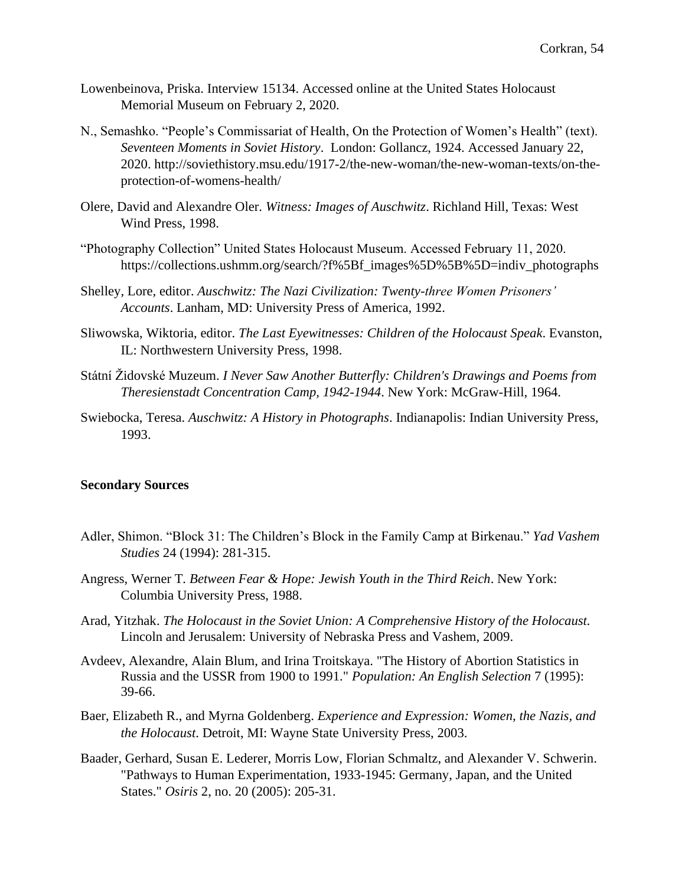Lowenbeinova, Priska. Interview 15134. Accessed online at the United States Holocaust Memorial Museum on February 2, 2020.

N., Semashko. "People's Commissariat of Health, On the Protection of Women's Health" (text). *Seventeen Moments in Soviet History*. London: Gollancz, 1924. Accessed January 22, 2020. http://soviethistory.msu.edu/1917-2/the-new-woman/the-new-woman-texts/on-the-protection-of-womens-health/

Olere, David and Alexandre Oler. *Witness: Images of Auschwitz*. Richland Hill, Texas: West Wind Press, 1998.

"Photography Collection" United States Holocaust Museum. Accessed February 11, 2020. https://collections.ushmm.org/search/?f%5Bf_images%5D%5B%5D=indiv_photographs

Shelley, Lore, editor. *Auschwitz: The Nazi Civilization: Twenty-three Women Prisoners' Accounts*. Lanham, MD: University Press of America, 1992.

Sliwowska, Wiktoria, editor. *The Last Eyewitnesses: Children of the Holocaust Speak*. Evanston, IL: Northwestern University Press, 1998.

Státní Židovské Muzeum. *I Never Saw Another Butterfly: Children's Drawings and Poems from Theresienstadt Concentration Camp, 1942-1944*. New York: McGraw-Hill, 1964.

Swiebocka, Teresa. *Auschwitz: A History in Photographs*. Indianapolis: Indian University Press, 1993.

**Secondary Sources**

Adler, Shimon. "Block 31: The Children's Block in the Family Camp at Birkenau." *Yad Vashem Studies* 24 (1994): 281-315.

Angress, Werner T. *Between Fear & Hope: Jewish Youth in the Third Reich*. New York: Columbia University Press, 1988.

Arad, Yitzhak. *The Holocaust in the Soviet Union: A Comprehensive History of the Holocaust.* Lincoln and Jerusalem: University of Nebraska Press and Vashem, 2009.

Avdeev, Alexandre, Alain Blum, and Irina Troitskaya. "The History of Abortion Statistics in Russia and the USSR from 1900 to 1991." *Population: An English Selection* 7 (1995): 39-66.

Baer, Elizabeth R., and Myrna Goldenberg. *Experience and Expression: Women, the Nazis, and the Holocaust*. Detroit, MI: Wayne State University Press, 2003.

Baader, Gerhard, Susan E. Lederer, Morris Low, Florian Schmaltz, and Alexander V. Schwerin. "Pathways to Human Experimentation, 1933-1945: Germany, Japan, and the United States." *Osiris* 2, no. 20 (2005): 205-31.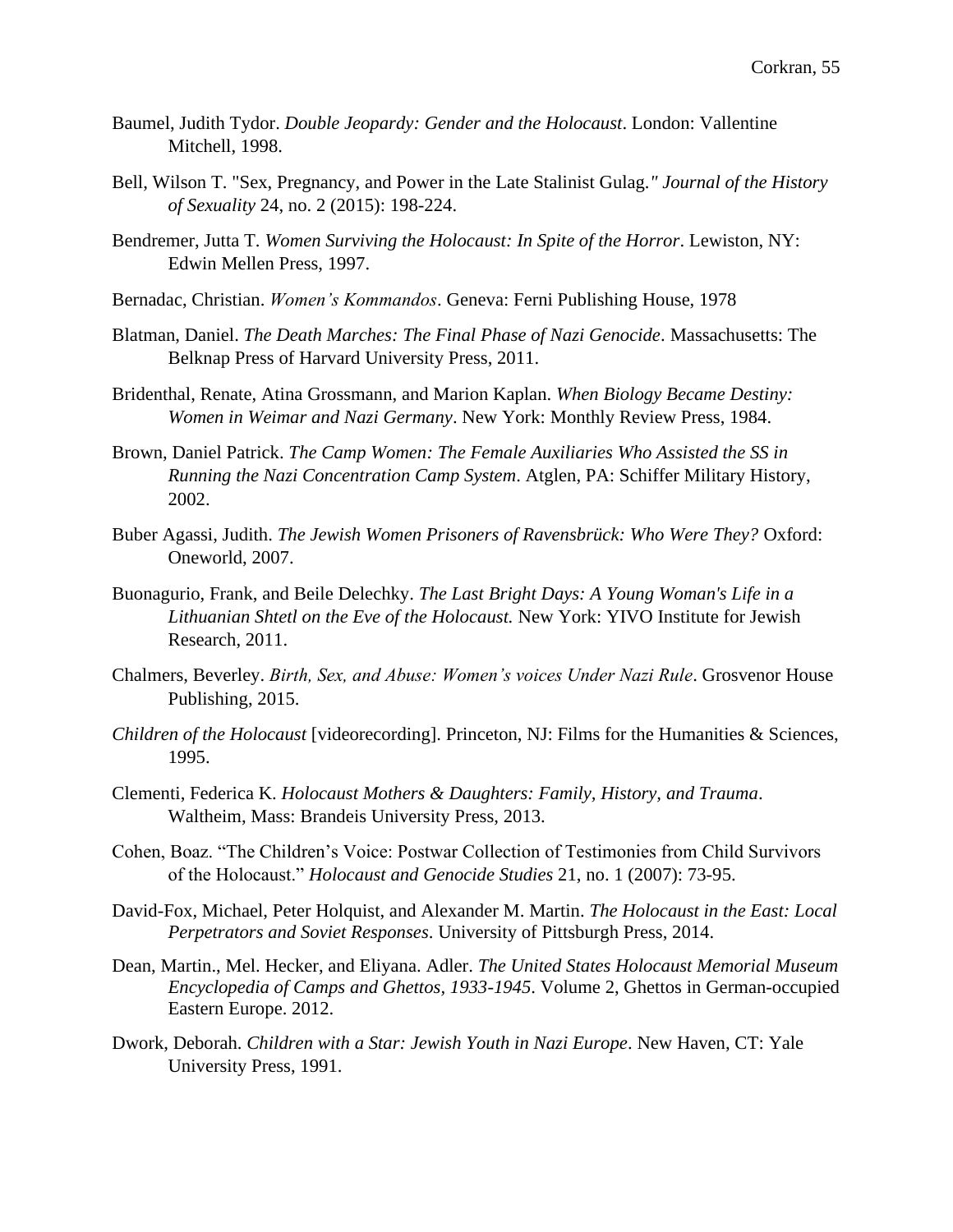Baumel, Judith Tydor. *Double Jeopardy: Gender and the Holocaust*. London: Vallentine Mitchell, 1998.

Bell, Wilson T. "Sex, Pregnancy, and Power in the Late Stalinist Gulag*." Journal of the History of Sexuality* 24, no. 2 (2015): 198-224.

Bendremer, Jutta T. *Women Surviving the Holocaust: In Spite of the Horror*. Lewiston, NY: Edwin Mellen Press, 1997.

Bernadac, Christian. *Women's Kommandos*. Geneva: Ferni Publishing House, 1978

Blatman, Daniel. *The Death Marches: The Final Phase of Nazi Genocide*. Massachusetts: The Belknap Press of Harvard University Press, 2011.

Bridenthal, Renate, Atina Grossmann, and Marion Kaplan. *When Biology Became Destiny: Women in Weimar and Nazi Germany*. New York: Monthly Review Press, 1984.

Brown, Daniel Patrick. *The Camp Women: The Female Auxiliaries Who Assisted the SS in Running the Nazi Concentration Camp System*. Atglen, PA: Schiffer Military History, 2002.

Buber Agassi, Judith. *The Jewish Women Prisoners of Ravensbrück: Who Were They?* Oxford: Oneworld, 2007.

Buonagurio, Frank, and Beile Delechky. *The Last Bright Days: A Young Woman's Life in a Lithuanian Shtetl on the Eve of the Holocaust.* New York: YIVO Institute for Jewish Research, 2011.

Chalmers, Beverley. *Birth, Sex, and Abuse: Women's voices Under Nazi Rule*. Grosvenor House Publishing, 2015.

*Children of the Holocaust* [videorecording]. Princeton, NJ: Films for the Humanities & Sciences, 1995.

Clementi, Federica K. *Holocaust Mothers & Daughters: Family, History, and Trauma*. Waltheim, Mass: Brandeis University Press, 2013.

Cohen, Boaz. "The Children's Voice: Postwar Collection of Testimonies from Child Survivors of the Holocaust." *Holocaust and Genocide Studies* 21, no. 1 (2007): 73-95.

David-Fox, Michael, Peter Holquist, and Alexander M. Martin. *The Holocaust in the East: Local Perpetrators and Soviet Responses*. University of Pittsburgh Press, 2014.

Dean, Martin., Mel. Hecker, and Eliyana. Adler. *The United States Holocaust Memorial Museum Encyclopedia of Camps and Ghettos, 1933-1945*. Volume 2, Ghettos in German-occupied Eastern Europe. 2012.

Dwork, Deborah. *Children with a Star: Jewish Youth in Nazi Europe*. New Haven, CT: Yale University Press, 1991.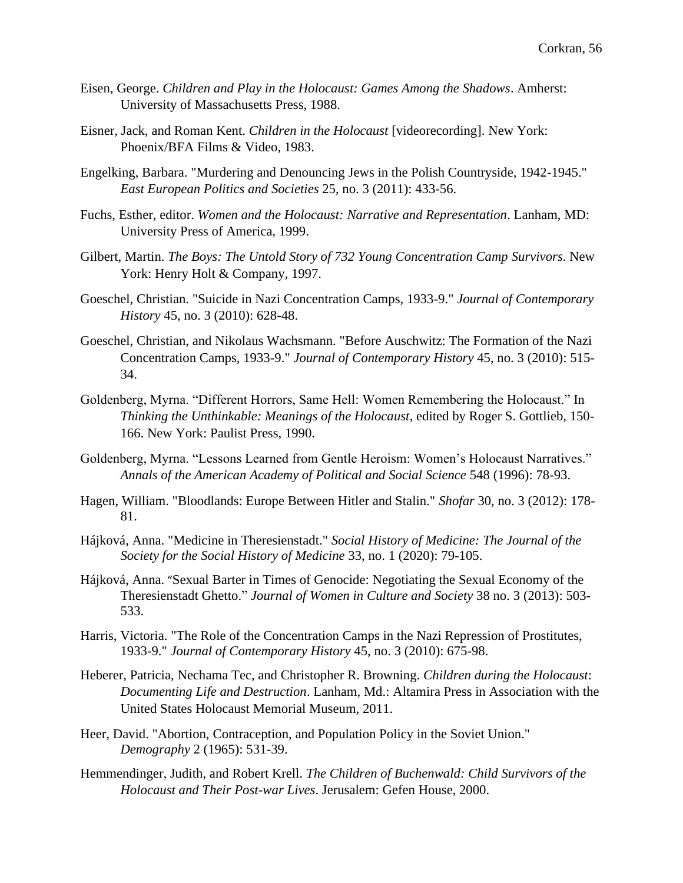Eisen, George. *Children and Play in the Holocaust: Games Among the Shadows*. Amherst: University of Massachusetts Press, 1988.

Eisner, Jack, and Roman Kent. *Children in the Holocaust* [videorecording]. New York: Phoenix/BFA Films & Video, 1983.

Engelking, Barbara. "Murdering and Denouncing Jews in the Polish Countryside, 1942-1945." *East European Politics and Societies* 25, no. 3 (2011): 433-56.

Fuchs, Esther, editor. *Women and the Holocaust: Narrative and Representation*. Lanham, MD: University Press of America, 1999.

Gilbert, Martin. *The Boys: The Untold Story of 732 Young Concentration Camp Survivors*. New York: Henry Holt & Company, 1997.

Goeschel, Christian. "Suicide in Nazi Concentration Camps, 1933-9." *Journal of Contemporary History* 45, no. 3 (2010): 628-48.

Goeschel, Christian, and Nikolaus Wachsmann. "Before Auschwitz: The Formation of the Nazi Concentration Camps, 1933-9." *Journal of Contemporary History* 45, no. 3 (2010): 515-34.

Goldenberg, Myrna. "Different Horrors, Same Hell: Women Remembering the Holocaust." In *Thinking the Unthinkable: Meanings of the Holocaust*, edited by Roger S. Gottlieb, 150-166. New York: Paulist Press, 1990.

Goldenberg, Myrna. "Lessons Learned from Gentle Heroism: Women's Holocaust Narratives." *Annals of the American Academy of Political and Social Science* 548 (1996): 78-93.

Hagen, William. "Bloodlands: Europe Between Hitler and Stalin." *Shofar* 30, no. 3 (2012): 178-81.

Hájková, Anna. "Medicine in Theresienstadt." *Social History of Medicine: The Journal of the Society for the Social History of Medicine* 33, no. 1 (2020): 79-105.

Hájková, Anna. "Sexual Barter in Times of Genocide: Negotiating the Sexual Economy of the Theresienstadt Ghetto." *Journal of Women in Culture and Society* 38 no. 3 (2013): 503-533.

Harris, Victoria. "The Role of the Concentration Camps in the Nazi Repression of Prostitutes, 1933-9." *Journal of Contemporary History* 45, no. 3 (2010): 675-98.

Heberer, Patricia, Nechama Tec, and Christopher R. Browning. *Children during the Holocaust: Documenting Life and Destruction*. Lanham, Md.: Altamira Press in Association with the United States Holocaust Memorial Museum, 2011.

Heer, David. "Abortion, Contraception, and Population Policy in the Soviet Union." *Demography* 2 (1965): 531-39.

Hemmendinger, Judith, and Robert Krell. *The Children of Buchenwald: Child Survivors of the Holocaust and Their Post-war Lives*. Jerusalem: Gefen House, 2000.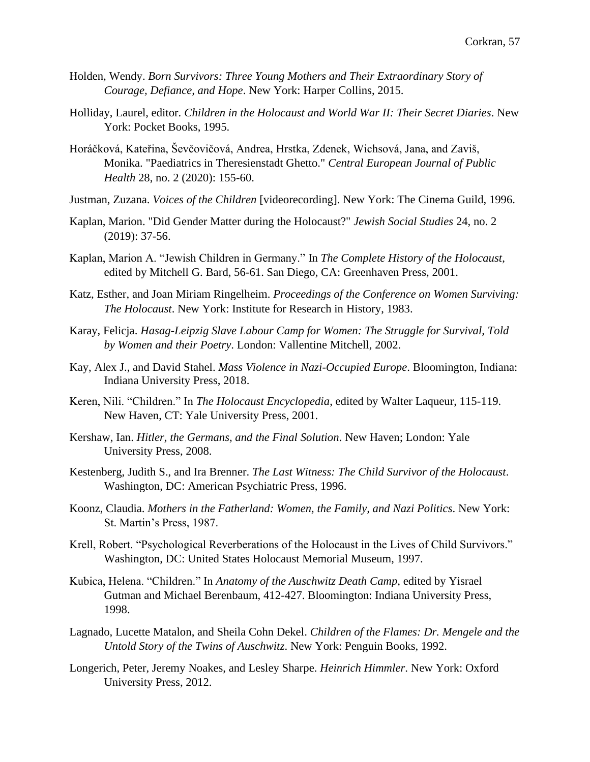Holden, Wendy. *Born Survivors: Three Young Mothers and Their Extraordinary Story of Courage, Defiance, and Hope*. New York: Harper Collins, 2015.

Holliday, Laurel, editor. *Children in the Holocaust and World War II: Their Secret Diaries*. New York: Pocket Books, 1995.

Horáčková, Kateřina, Ševčovičová, Andrea, Hrstka, Zdenek, Wichsová, Jana, and Zaviš, Monika. "Paediatrics in Theresienstadt Ghetto." *Central European Journal of Public Health* 28, no. 2 (2020): 155-60.

Justman, Zuzana. *Voices of the Children* [videorecording]. New York: The Cinema Guild, 1996.

Kaplan, Marion. "Did Gender Matter during the Holocaust?" *Jewish Social Studies* 24, no. 2 (2019): 37-56.

Kaplan, Marion A. "Jewish Children in Germany." In *The Complete History of the Holocaust*, edited by Mitchell G. Bard, 56-61. San Diego, CA: Greenhaven Press, 2001.

Katz, Esther, and Joan Miriam Ringelheim. *Proceedings of the Conference on Women Surviving: The Holocaust*. New York: Institute for Research in History, 1983.

Karay, Felicja. *Hasag-Leipzig Slave Labour Camp for Women: The Struggle for Survival, Told by Women and their Poetry*. London: Vallentine Mitchell, 2002.

Kay, Alex J., and David Stahel. *Mass Violence in Nazi-Occupied Europe*. Bloomington, Indiana: Indiana University Press, 2018.

Keren, Nili. "Children." In *The Holocaust Encyclopedia*, edited by Walter Laqueur, 115-119. New Haven, CT: Yale University Press, 2001.

Kershaw, Ian. *Hitler, the Germans, and the Final Solution*. New Haven; London: Yale University Press, 2008.

Kestenberg, Judith S., and Ira Brenner. *The Last Witness: The Child Survivor of the Holocaust*. Washington, DC: American Psychiatric Press, 1996.

Koonz, Claudia. *Mothers in the Fatherland: Women, the Family, and Nazi Politics*. New York: St. Martin's Press, 1987.

Krell, Robert. "Psychological Reverberations of the Holocaust in the Lives of Child Survivors." Washington, DC: United States Holocaust Memorial Museum, 1997.

Kubica, Helena. "Children." In *Anatomy of the Auschwitz Death Camp*, edited by Yisrael Gutman and Michael Berenbaum, 412-427. Bloomington: Indiana University Press, 1998.

Lagnado, Lucette Matalon, and Sheila Cohn Dekel. *Children of the Flames: Dr. Mengele and the Untold Story of the Twins of Auschwitz*. New York: Penguin Books, 1992.

Longerich, Peter, Jeremy Noakes, and Lesley Sharpe. *Heinrich Himmler*. New York: Oxford University Press, 2012.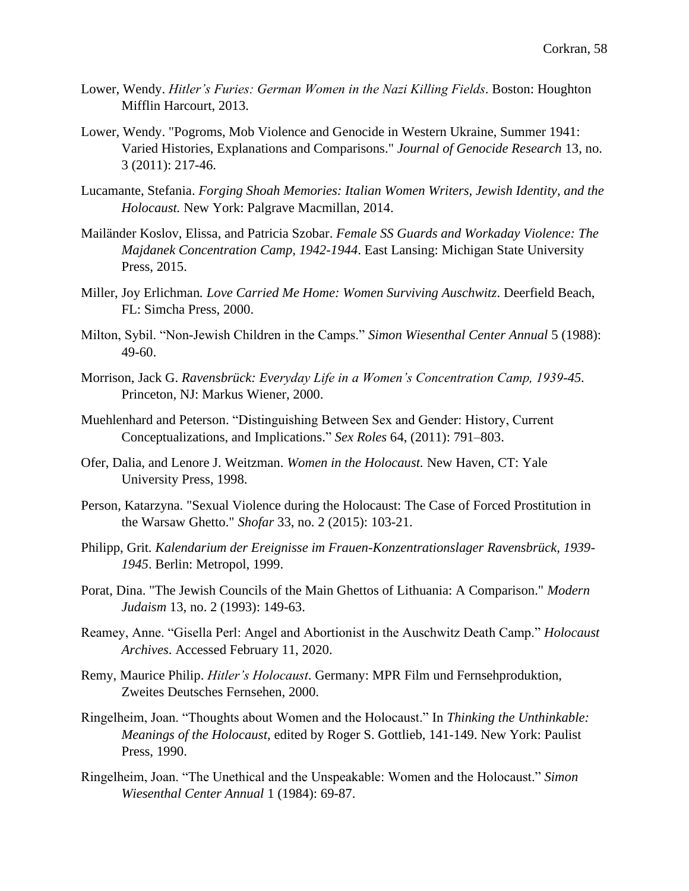Lower, Wendy. *Hitler's Furies: German Women in the Nazi Killing Fields*. Boston: Houghton Mifflin Harcourt, 2013.

Lower, Wendy. "Pogroms, Mob Violence and Genocide in Western Ukraine, Summer 1941: Varied Histories, Explanations and Comparisons." *Journal of Genocide Research* 13, no. 3 (2011): 217-46.

Lucamante, Stefania. *Forging Shoah Memories: Italian Women Writers, Jewish Identity, and the Holocaust.* New York: Palgrave Macmillan, 2014.

Mailänder Koslov, Elissa, and Patricia Szobar. *Female SS Guards and Workaday Violence: The Majdanek Concentration Camp, 1942-1944*. East Lansing: Michigan State University Press, 2015.

Miller, Joy Erlichman*. Love Carried Me Home: Women Surviving Auschwitz*. Deerfield Beach, FL: Simcha Press, 2000.

Milton, Sybil. "Non-Jewish Children in the Camps." *Simon Wiesenthal Center Annual* 5 (1988): 49-60.

Morrison, Jack G. *Ravensbrück: Everyday Life in a Women's Concentration Camp, 1939-45.* Princeton, NJ: Markus Wiener, 2000.

Muehlenhard and Peterson. "Distinguishing Between Sex and Gender: History, Current Conceptualizations, and Implications." *Sex Roles* 64, (2011): 791–803.

Ofer, Dalia, and Lenore J. Weitzman. *Women in the Holocaust.* New Haven, CT: Yale University Press, 1998.

Person, Katarzyna. "Sexual Violence during the Holocaust: The Case of Forced Prostitution in the Warsaw Ghetto." *Shofar* 33, no. 2 (2015): 103-21.

Philipp, Grit*. Kalendarium der Ereignisse im Frauen-Konzentrationslager Ravensbrück, 1939-1945*. Berlin: Metropol, 1999.

Porat, Dina. "The Jewish Councils of the Main Ghettos of Lithuania: A Comparison." *Modern Judaism* 13, no. 2 (1993): 149-63.

Reamey, Anne. "Gisella Perl: Angel and Abortionist in the Auschwitz Death Camp." *Holocaust Archives*. Accessed February 11, 2020.

Remy, Maurice Philip. *Hitler's Holocaust*. Germany: MPR Film und Fernsehproduktion, Zweites Deutsches Fernsehen, 2000.

Ringelheim, Joan. "Thoughts about Women and the Holocaust." In *Thinking the Unthinkable: Meanings of the Holocaust,* edited by Roger S. Gottlieb, 141-149. New York: Paulist Press, 1990.

Ringelheim, Joan. "The Unethical and the Unspeakable: Women and the Holocaust." *Simon Wiesenthal Center Annual* 1 (1984): 69-87.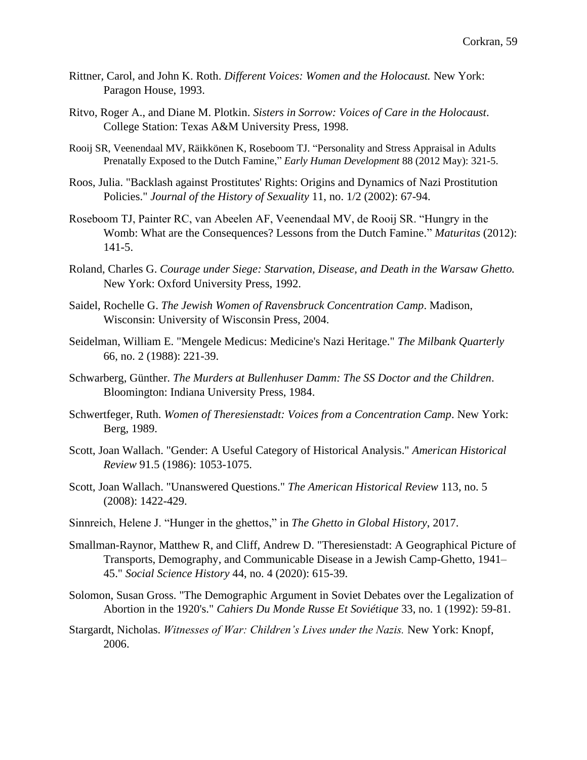Rittner, Carol, and John K. Roth. *Different Voices: Women and the Holocaust.* New York: Paragon House, 1993.

Ritvo, Roger A., and Diane M. Plotkin. *Sisters in Sorrow: Voices of Care in the Holocaust*. College Station: Texas A&M University Press, 1998.

Rooij SR, Veenendaal MV, Räikkönen K, Roseboom TJ. "Personality and Stress Appraisal in Adults Prenatally Exposed to the Dutch Famine," *Early Human Development* 88 (2012 May): 321-5.

Roos, Julia. "Backlash against Prostitutes' Rights: Origins and Dynamics of Nazi Prostitution Policies." *Journal of the History of Sexuality* 11, no. 1/2 (2002): 67-94.

Roseboom TJ, Painter RC, van Abeelen AF, Veenendaal MV, de Rooij SR. "Hungry in the Womb: What are the Consequences? Lessons from the Dutch Famine." *Maturitas* (2012): 141-5.

Roland, Charles G. *Courage under Siege: Starvation, Disease, and Death in the Warsaw Ghetto.* New York: Oxford University Press, 1992.

Saidel, Rochelle G. *The Jewish Women of Ravensbruck Concentration Camp*. Madison, Wisconsin: University of Wisconsin Press, 2004.

Seidelman, William E. "Mengele Medicus: Medicine's Nazi Heritage." *The Milbank Quarterly* 66, no. 2 (1988): 221-39.

Schwarberg, Günther. *The Murders at Bullenhuser Damm: The SS Doctor and the Children*. Bloomington: Indiana University Press, 1984.

Schwertfeger, Ruth. *Women of Theresienstadt: Voices from a Concentration Camp*. New York: Berg, 1989.

Scott, Joan Wallach. "Gender: A Useful Category of Historical Analysis." *American Historical Review* 91.5 (1986): 1053-1075.

Scott, Joan Wallach. "Unanswered Questions." *The American Historical Review* 113, no. 5 (2008): 1422-429.

Sinnreich, Helene J. "Hunger in the ghettos," in *The Ghetto in Global History*, 2017.

Smallman-Raynor, Matthew R, and Cliff, Andrew D. "Theresienstadt: A Geographical Picture of Transports, Demography, and Communicable Disease in a Jewish Camp-Ghetto, 1941–45." *Social Science History* 44, no. 4 (2020): 615-39.

Solomon, Susan Gross. "The Demographic Argument in Soviet Debates over the Legalization of Abortion in the 1920's." *Cahiers Du Monde Russe Et Soviétique* 33, no. 1 (1992): 59-81.

Stargardt, Nicholas. *Witnesses of War: Children's Lives under the Nazis.* New York: Knopf, 2006.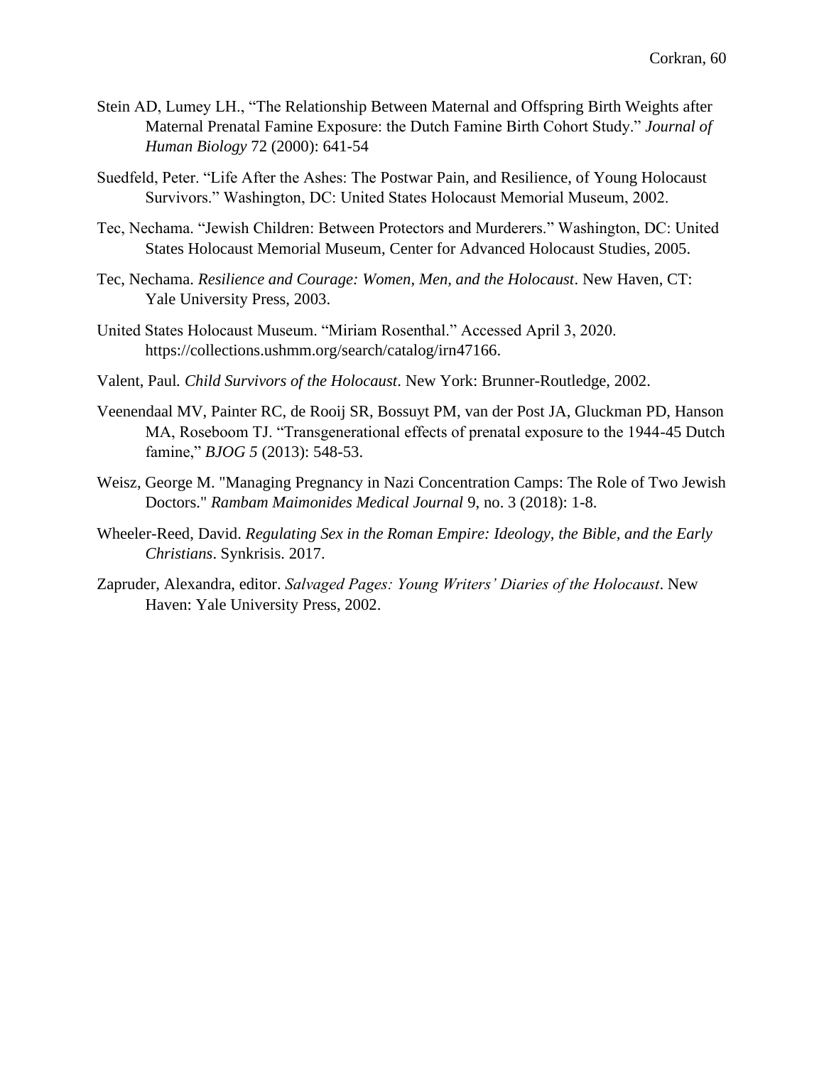Stein AD, Lumey LH., “The Relationship Between Maternal and Offspring Birth Weights after Maternal Prenatal Famine Exposure: the Dutch Famine Birth Cohort Study.” *Journal of Human Biology* 72 (2000): 641-54

Suedfeld, Peter. “Life After the Ashes: The Postwar Pain, and Resilience, of Young Holocaust Survivors.” Washington, DC: United States Holocaust Memorial Museum, 2002.

Tec, Nechama. “Jewish Children: Between Protectors and Murderers.” Washington, DC: United States Holocaust Memorial Museum, Center for Advanced Holocaust Studies, 2005.

Tec, Nechama. *Resilience and Courage: Women, Men, and the Holocaust*. New Haven, CT: Yale University Press, 2003.

United States Holocaust Museum. “Miriam Rosenthal.” Accessed April 3, 2020. https://collections.ushmm.org/search/catalog/irn47166.

Valent, Paul. *Child Survivors of the Holocaust*. New York: Brunner-Routledge, 2002.

Veenendaal MV, Painter RC, de Rooij SR, Bossuyt PM, van der Post JA, Gluckman PD, Hanson MA, Roseboom TJ. “Transgenerational effects of prenatal exposure to the 1944-45 Dutch famine,” *BJOG 5* (2013): 548-53.

Weisz, George M. "Managing Pregnancy in Nazi Concentration Camps: The Role of Two Jewish Doctors." *Rambam Maimonides Medical Journal* 9, no. 3 (2018): 1-8.

Wheeler-Reed, David. *Regulating Sex in the Roman Empire: Ideology, the Bible, and the Early Christians*. Synkrisis. 2017.

Zapruder, Alexandra, editor. *Salvaged Pages: Young Writers’ Diaries of the Holocaust*. New Haven: Yale University Press, 2002.